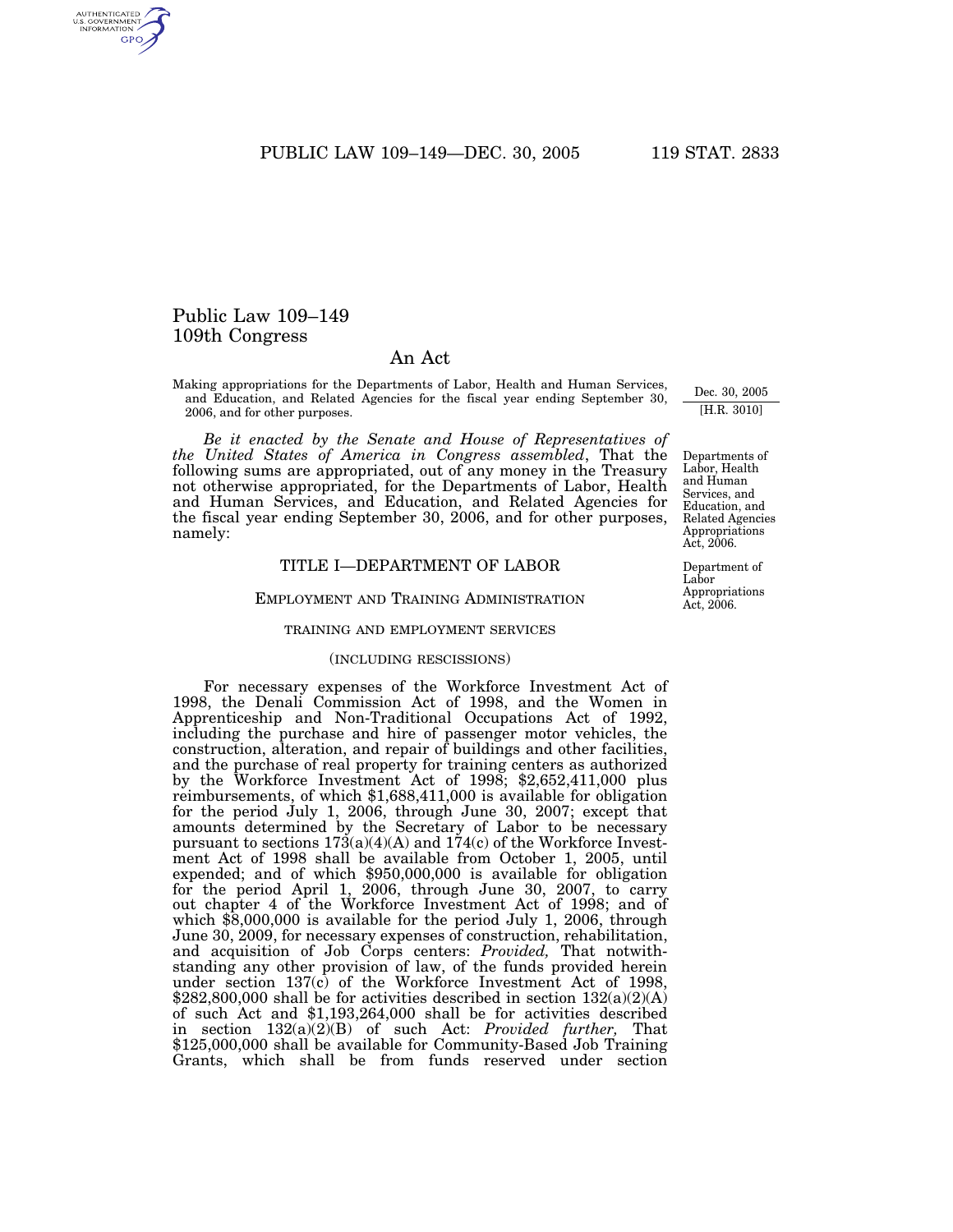# Public Law 109–149
## 109th Congress

## An Act

Making appropriations for the Departments of Labor, Health and Human Services, and Education, and Related Agencies for the fiscal year ending September 30, 2006, and for other purposes.

Dec. 30, 2005
[H.R. 3010]

*Be it enacted by the Senate and House of Representatives of the United States of America in Congress assembled*, That the following sums are appropriated, out of any money in the Treasury not otherwise appropriated, for the Departments of Labor, Health and Human Services, and Education, and Related Agencies for the fiscal year ending September 30, 2006, and for other purposes, namely:

Departments of Labor, Health and Human Services, and Education, and Related Agencies Appropriations Act, 2006.

### TITLE I—DEPARTMENT OF LABOR

Department of Labor Appropriations Act, 2006.

#### EMPLOYMENT AND TRAINING ADMINISTRATION

##### TRAINING AND EMPLOYMENT SERVICES

(INCLUDING RESCISSIONS)

For necessary expenses of the Workforce Investment Act of 1998, the Denali Commission Act of 1998, and the Women in Apprenticeship and Non-Traditional Occupations Act of 1992, including the purchase and hire of passenger motor vehicles, the construction, alteration, and repair of buildings and other facilities, and the purchase of real property for training centers as authorized by the Workforce Investment Act of 1998; $2,652,411,000 plus reimbursements, of which $1,688,411,000 is available for obligation for the period July 1, 2006, through June 30, 2007; except that amounts determined by the Secretary of Labor to be necessary pursuant to sections 173(a)(4)(A) and 174(c) of the Workforce Investment Act of 1998 shall be available from October 1, 2005, until expended; and of which $950,000,000 is available for obligation for the period April 1, 2006, through June 30, 2007, to carry out chapter 4 of the Workforce Investment Act of 1998; and of which $8,000,000 is available for the period July 1, 2006, through June 30, 2009, for necessary expenses of construction, rehabilitation, and acquisition of Job Corps centers: *Provided,* That notwithstanding any other provision of law, of the funds provided herein under section 137(c) of the Workforce Investment Act of 1998, $282,800,000 shall be for activities described in section 132(a)(2)(A) of such Act and $1,193,264,000 shall be for activities described in section 132(a)(2)(B) of such Act: *Provided further,* That $125,000,000 shall be available for Community-Based Job Training Grants, which shall be from funds reserved under section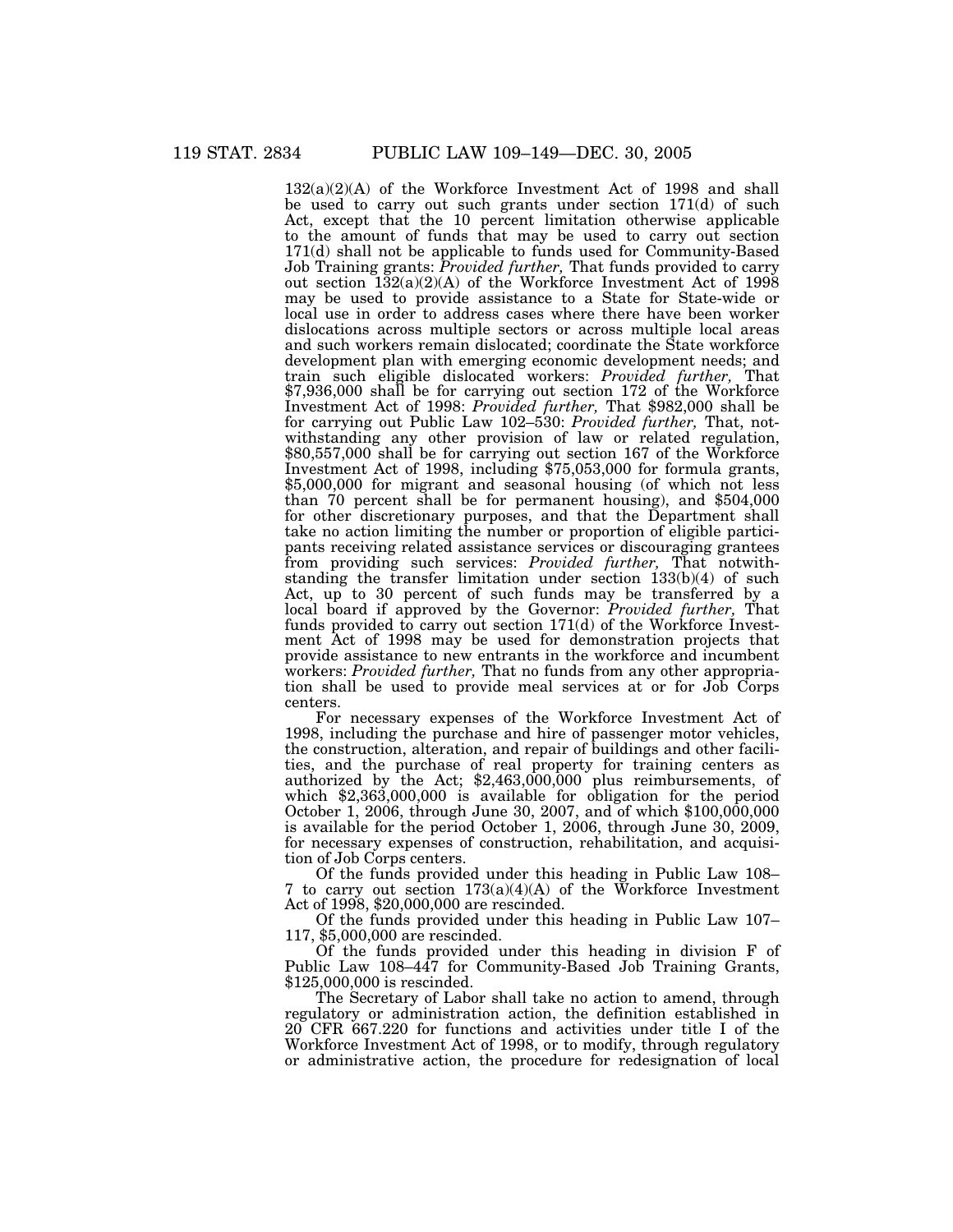132(a)(2)(A) of the Workforce Investment Act of 1998 and shall be used to carry out such grants under section 171(d) of such Act, except that the 10 percent limitation otherwise applicable to the amount of funds that may be used to carry out section 171(d) shall not be applicable to funds used for Community-Based Job Training grants: *Provided further,* That funds provided to carry out section 132(a)(2)(A) of the Workforce Investment Act of 1998 may be used to provide assistance to a State for State-wide or local use in order to address cases where there have been worker dislocations across multiple sectors or across multiple local areas and such workers remain dislocated; coordinate the State workforce development plan with emerging economic development needs; and train such eligible dislocated workers: *Provided further,* That $7,936,000 shall be for carrying out section 172 of the Workforce Investment Act of 1998: *Provided further,* That $982,000 shall be for carrying out Public Law 102–530: *Provided further,* That, notwithstanding any other provision of law or related regulation, $80,557,000 shall be for carrying out section 167 of the Workforce Investment Act of 1998, including $75,053,000 for formula grants, $5,000,000 for migrant and seasonal housing (of which not less than 70 percent shall be for permanent housing), and $504,000 for other discretionary purposes, and that the Department shall take no action limiting the number or proportion of eligible participants receiving related assistance services or discouraging grantees from providing such services: *Provided further,* That notwithstanding the transfer limitation under section 133(b)(4) of such Act, up to 30 percent of such funds may be transferred by a local board if approved by the Governor: *Provided further,* That funds provided to carry out section 171(d) of the Workforce Investment Act of 1998 may be used for demonstration projects that provide assistance to new entrants in the workforce and incumbent workers: *Provided further,* That no funds from any other appropriation shall be used to provide meal services at or for Job Corps centers.

For necessary expenses of the Workforce Investment Act of 1998, including the purchase and hire of passenger motor vehicles, the construction, alteration, and repair of buildings and other facilities, and the purchase of real property for training centers as authorized by the Act; $2,463,000,000 plus reimbursements, of which $2,363,000,000 is available for obligation for the period October 1, 2006, through June 30, 2007, and of which $100,000,000 is available for the period October 1, 2006, through June 30, 2009, for necessary expenses of construction, rehabilitation, and acquisition of Job Corps centers.

Of the funds provided under this heading in Public Law 108–7 to carry out section 173(a)(4)(A) of the Workforce Investment Act of 1998, $20,000,000 are rescinded.

Of the funds provided under this heading in Public Law 107–117, $5,000,000 are rescinded.

Of the funds provided under this heading in division F of Public Law 108–447 for Community-Based Job Training Grants, $125,000,000 is rescinded.

The Secretary of Labor shall take no action to amend, through regulatory or administration action, the definition established in 20 CFR 667.220 for functions and activities under title I of the Workforce Investment Act of 1998, or to modify, through regulatory or administrative action, the procedure for redesignation of local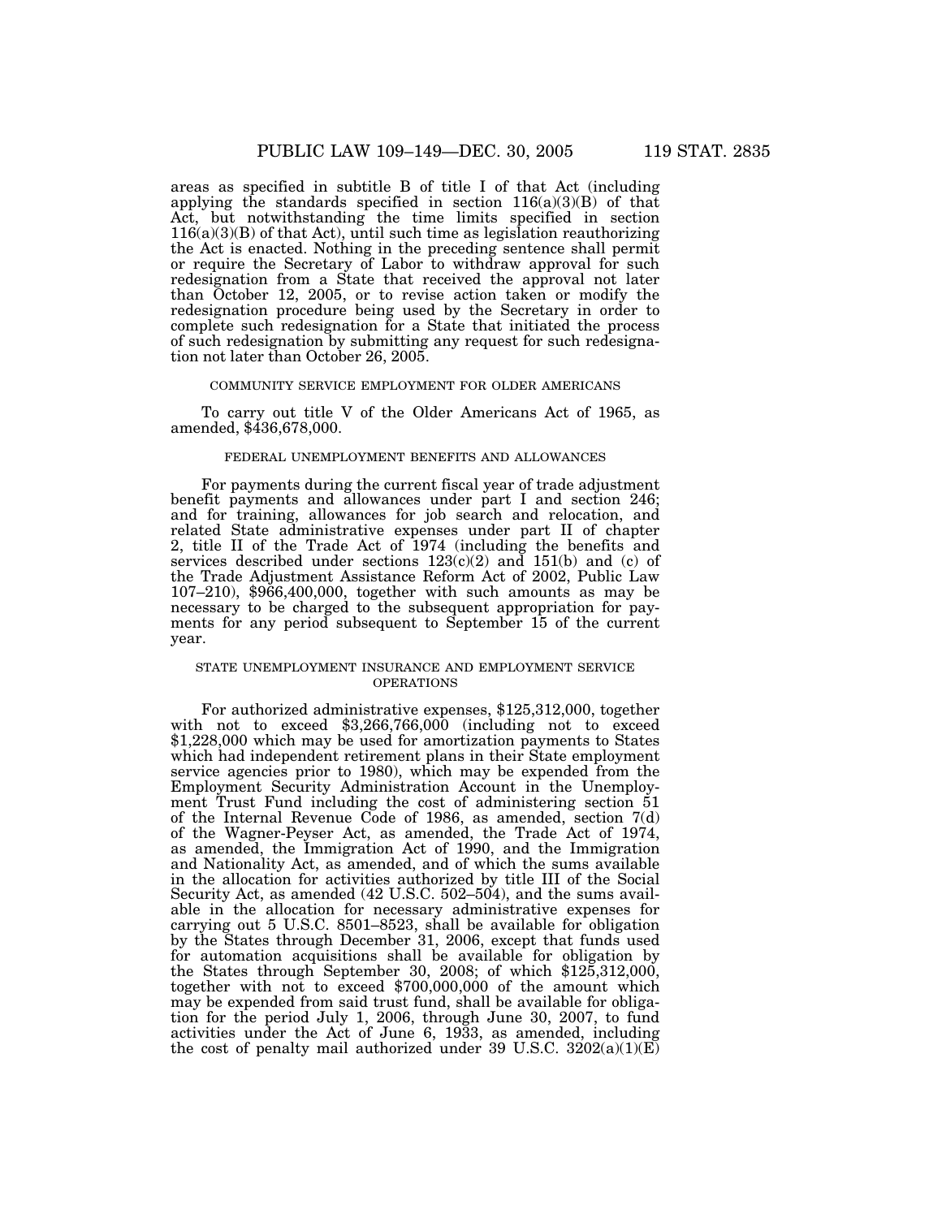areas as specified in subtitle B of title I of that Act (including applying the standards specified in section 116(a)(3)(B) of that Act, but notwithstanding the time limits specified in section 116(a)(3)(B) of that Act), until such time as legislation reauthorizing the Act is enacted. Nothing in the preceding sentence shall permit or require the Secretary of Labor to withdraw approval for such redesignation from a State that received the approval not later than October 12, 2005, or to revise action taken or modify the redesignation procedure being used by the Secretary in order to complete such redesignation for a State that initiated the process of such redesignation by submitting any request for such redesignation not later than October 26, 2005.

COMMUNITY SERVICE EMPLOYMENT FOR OLDER AMERICANS

To carry out title V of the Older Americans Act of 1965, as amended, $436,678,000.

FEDERAL UNEMPLOYMENT BENEFITS AND ALLOWANCES

For payments during the current fiscal year of trade adjustment benefit payments and allowances under part I and section 246; and for training, allowances for job search and relocation, and related State administrative expenses under part II of chapter 2, title II of the Trade Act of 1974 (including the benefits and services described under sections 123(c)(2) and 151(b) and (c) of the Trade Adjustment Assistance Reform Act of 2002, Public Law 107–210), $966,400,000, together with such amounts as may be necessary to be charged to the subsequent appropriation for payments for any period subsequent to September 15 of the current year.

STATE UNEMPLOYMENT INSURANCE AND EMPLOYMENT SERVICE OPERATIONS

For authorized administrative expenses, $125,312,000, together with not to exceed $3,266,766,000 (including not to exceed $1,228,000 which may be used for amortization payments to States which had independent retirement plans in their State employment service agencies prior to 1980), which may be expended from the Employment Security Administration Account in the Unemployment Trust Fund including the cost of administering section 51 of the Internal Revenue Code of 1986, as amended, section 7(d) of the Wagner-Peyser Act, as amended, the Trade Act of 1974, as amended, the Immigration Act of 1990, and the Immigration and Nationality Act, as amended, and of which the sums available in the allocation for activities authorized by title III of the Social Security Act, as amended (42 U.S.C. 502–504), and the sums available in the allocation for necessary administrative expenses for carrying out 5 U.S.C. 8501–8523, shall be available for obligation by the States through December 31, 2006, except that funds used for automation acquisitions shall be available for obligation by the States through September 30, 2008; of which $125,312,000, together with not to exceed $700,000,000 of the amount which may be expended from said trust fund, shall be available for obligation for the period July 1, 2006, through June 30, 2007, to fund activities under the Act of June 6, 1933, as amended, including the cost of penalty mail authorized under 39 U.S.C. 3202(a)(1)(E)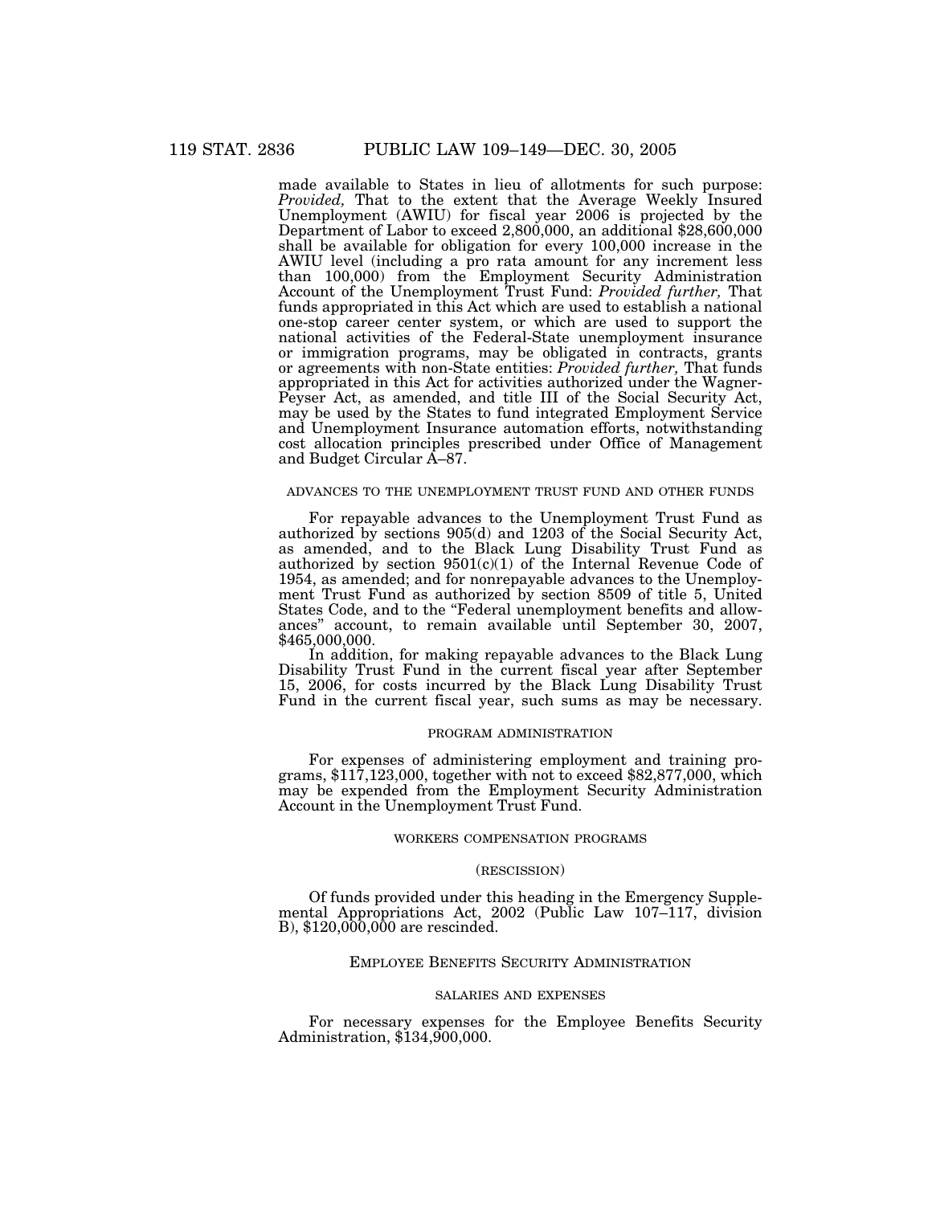made available to States in lieu of allotments for such purpose: *Provided,* That to the extent that the Average Weekly Insured Unemployment (AWIU) for fiscal year 2006 is projected by the Department of Labor to exceed 2,800,000, an additional $28,600,000 shall be available for obligation for every 100,000 increase in the AWIU level (including a pro rata amount for any increment less than 100,000) from the Employment Security Administration Account of the Unemployment Trust Fund: *Provided further,* That funds appropriated in this Act which are used to establish a national one-stop career center system, or which are used to support the national activities of the Federal-State unemployment insurance or immigration programs, may be obligated in contracts, grants or agreements with non-State entities: *Provided further,* That funds appropriated in this Act for activities authorized under the Wagner-Peyser Act, as amended, and title III of the Social Security Act, may be used by the States to fund integrated Employment Service and Unemployment Insurance automation efforts, notwithstanding cost allocation principles prescribed under Office of Management and Budget Circular A–87.

ADVANCES TO THE UNEMPLOYMENT TRUST FUND AND OTHER FUNDS

For repayable advances to the Unemployment Trust Fund as authorized by sections 905(d) and 1203 of the Social Security Act, as amended, and to the Black Lung Disability Trust Fund as authorized by section 9501(c)(1) of the Internal Revenue Code of 1954, as amended; and for nonrepayable advances to the Unemployment Trust Fund as authorized by section 8509 of title 5, United States Code, and to the "Federal unemployment benefits and allowances" account, to remain available until September 30, 2007, $465,000,000.

In addition, for making repayable advances to the Black Lung Disability Trust Fund in the current fiscal year after September 15, 2006, for costs incurred by the Black Lung Disability Trust Fund in the current fiscal year, such sums as may be necessary.

PROGRAM ADMINISTRATION

For expenses of administering employment and training programs, $117,123,000, together with not to exceed $82,877,000, which may be expended from the Employment Security Administration Account in the Unemployment Trust Fund.

WORKERS COMPENSATION PROGRAMS

(RESCISSION)

Of funds provided under this heading in the Emergency Supplemental Appropriations Act, 2002 (Public Law 107–117, division B), $120,000,000 are rescinded.

EMPLOYEE BENEFITS SECURITY ADMINISTRATION

SALARIES AND EXPENSES

For necessary expenses for the Employee Benefits Security Administration, $134,900,000.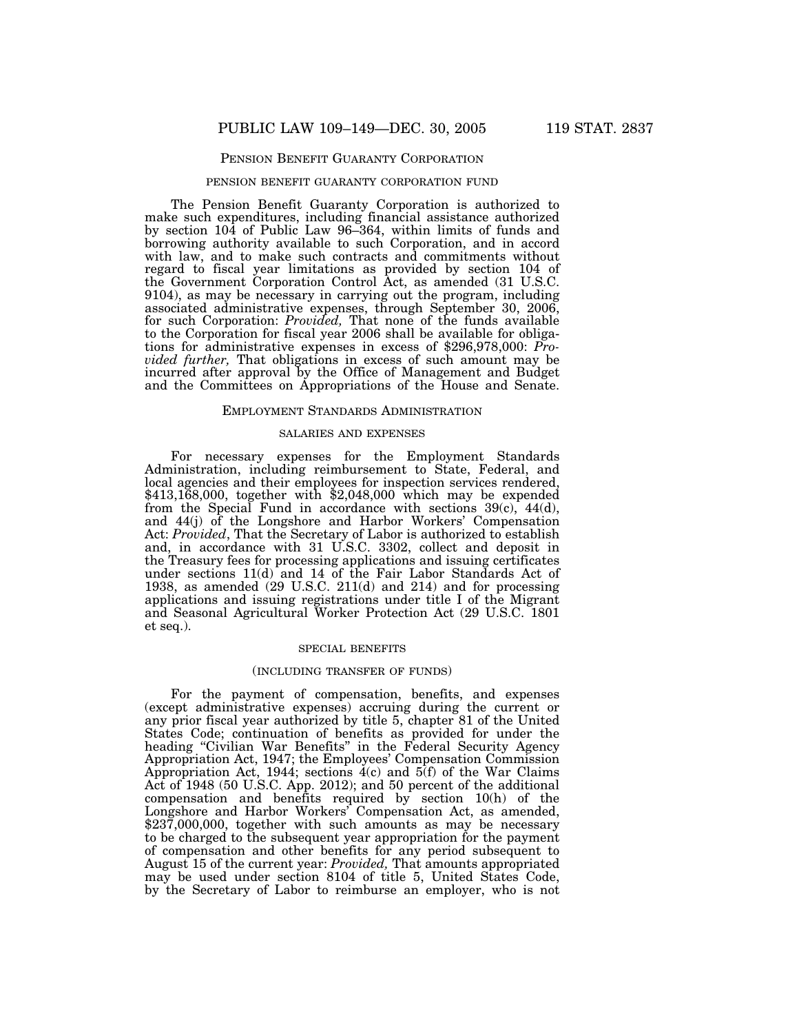## PENSION BENEFIT GUARANTY CORPORATION

### PENSION BENEFIT GUARANTY CORPORATION FUND

The Pension Benefit Guaranty Corporation is authorized to make such expenditures, including financial assistance authorized by section 104 of Public Law 96–364, within limits of funds and borrowing authority available to such Corporation, and in accord with law, and to make such contracts and commitments without regard to fiscal year limitations as provided by section 104 of the Government Corporation Control Act, as amended (31 U.S.C. 9104), as may be necessary in carrying out the program, including associated administrative expenses, through September 30, 2006, for such Corporation: *Provided,* That none of the funds available to the Corporation for fiscal year 2006 shall be available for obligations for administrative expenses in excess of $296,978,000: *Provided further,* That obligations in excess of such amount may be incurred after approval by the Office of Management and Budget and the Committees on Appropriations of the House and Senate.

## EMPLOYMENT STANDARDS ADMINISTRATION

### SALARIES AND EXPENSES

For necessary expenses for the Employment Standards Administration, including reimbursement to State, Federal, and local agencies and their employees for inspection services rendered, $413,168,000, together with $2,048,000 which may be expended from the Special Fund in accordance with sections 39(c), 44(d), and 44(j) of the Longshore and Harbor Workers' Compensation Act: *Provided*, That the Secretary of Labor is authorized to establish and, in accordance with 31 U.S.C. 3302, collect and deposit in the Treasury fees for processing applications and issuing certificates under sections 11(d) and 14 of the Fair Labor Standards Act of 1938, as amended (29 U.S.C. 211(d) and 214) and for processing applications and issuing registrations under title I of the Migrant and Seasonal Agricultural Worker Protection Act (29 U.S.C. 1801 et seq.).

### SPECIAL BENEFITS

### (INCLUDING TRANSFER OF FUNDS)

For the payment of compensation, benefits, and expenses (except administrative expenses) accruing during the current or any prior fiscal year authorized by title 5, chapter 81 of the United States Code; continuation of benefits as provided for under the heading "Civilian War Benefits" in the Federal Security Agency Appropriation Act, 1947; the Employees' Compensation Commission Appropriation Act, 1944; sections 4(c) and 5(f) of the War Claims Act of 1948 (50 U.S.C. App. 2012); and 50 percent of the additional compensation and benefits required by section 10(h) of the Longshore and Harbor Workers' Compensation Act, as amended, $237,000,000, together with such amounts as may be necessary to be charged to the subsequent year appropriation for the payment of compensation and other benefits for any period subsequent to August 15 of the current year: *Provided,* That amounts appropriated may be used under section 8104 of title 5, United States Code, by the Secretary of Labor to reimburse an employer, who is not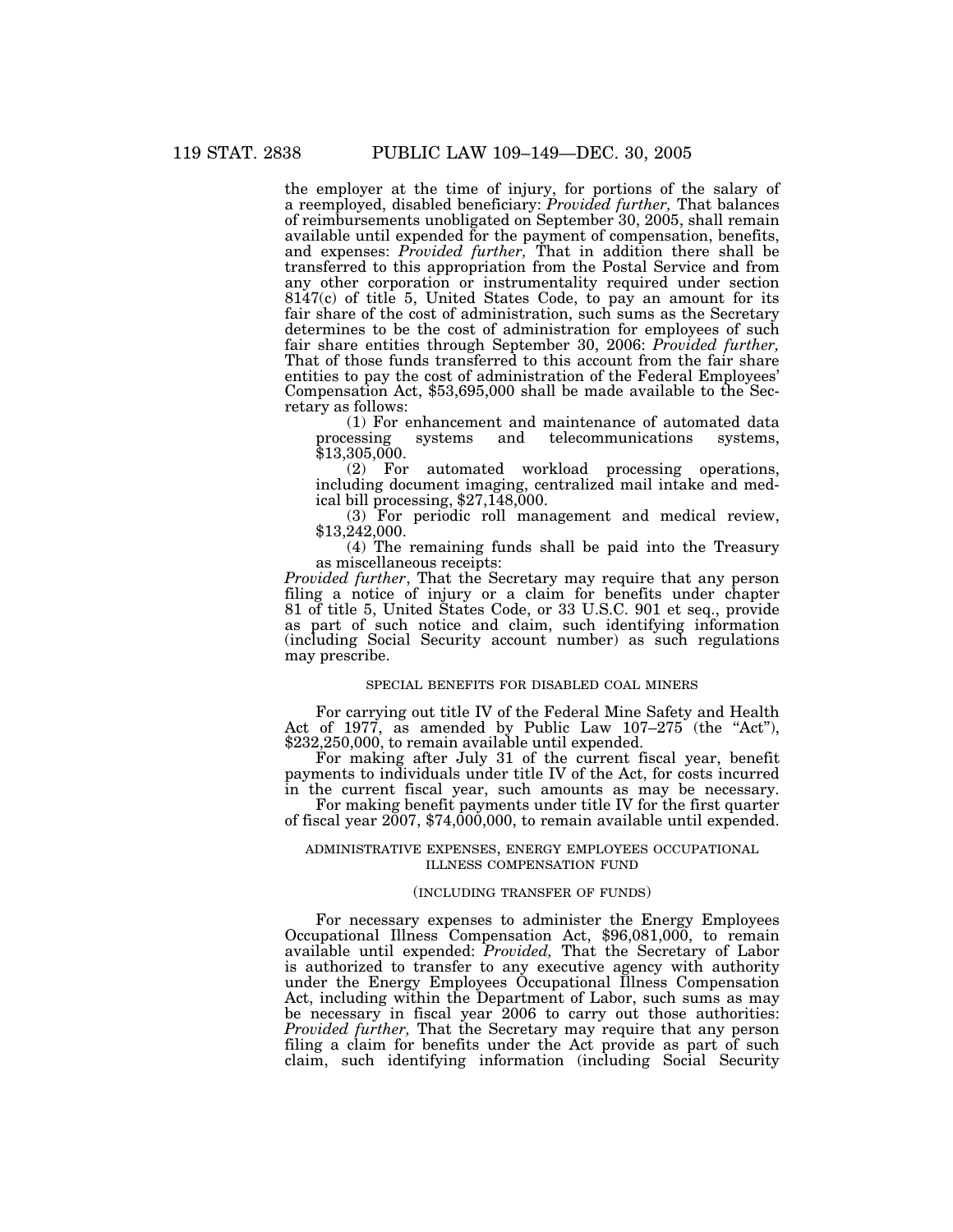the employer at the time of injury, for portions of the salary of a reemployed, disabled beneficiary: *Provided further,* That balances of reimbursements unobligated on September 30, 2005, shall remain available until expended for the payment of compensation, benefits, and expenses: *Provided further,* That in addition there shall be transferred to this appropriation from the Postal Service and from any other corporation or instrumentality required under section 8147(c) of title 5, United States Code, to pay an amount for its fair share of the cost of administration, such sums as the Secretary determines to be the cost of administration for employees of such fair share entities through September 30, 2006: *Provided further,* That of those funds transferred to this account from the fair share entities to pay the cost of administration of the Federal Employees' Compensation Act, $53,695,000 shall be made available to the Secretary as follows:

(1) For enhancement and maintenance of automated data processing systems and telecommunications systems, $13,305,000.

(2) For automated workload processing operations, including document imaging, centralized mail intake and medical bill processing, $27,148,000.

(3) For periodic roll management and medical review, $13,242,000.

(4) The remaining funds shall be paid into the Treasury as miscellaneous receipts:

*Provided further*, That the Secretary may require that any person filing a notice of injury or a claim for benefits under chapter 81 of title 5, United States Code, or 33 U.S.C. 901 et seq., provide as part of such notice and claim, such identifying information (including Social Security account number) as such regulations may prescribe.

SPECIAL BENEFITS FOR DISABLED COAL MINERS

For carrying out title IV of the Federal Mine Safety and Health Act of 1977, as amended by Public Law 107–275 (the "Act"), $232,250,000, to remain available until expended.

For making after July 31 of the current fiscal year, benefit payments to individuals under title IV of the Act, for costs incurred in the current fiscal year, such amounts as may be necessary.

For making benefit payments under title IV for the first quarter of fiscal year 2007, $74,000,000, to remain available until expended.

ADMINISTRATIVE EXPENSES, ENERGY EMPLOYEES OCCUPATIONAL ILLNESS COMPENSATION FUND

(INCLUDING TRANSFER OF FUNDS)

For necessary expenses to administer the Energy Employees Occupational Illness Compensation Act, $96,081,000, to remain available until expended: *Provided,* That the Secretary of Labor is authorized to transfer to any executive agency with authority under the Energy Employees Occupational Illness Compensation Act, including within the Department of Labor, such sums as may be necessary in fiscal year 2006 to carry out those authorities: *Provided further,* That the Secretary may require that any person filing a claim for benefits under the Act provide as part of such claim, such identifying information (including Social Security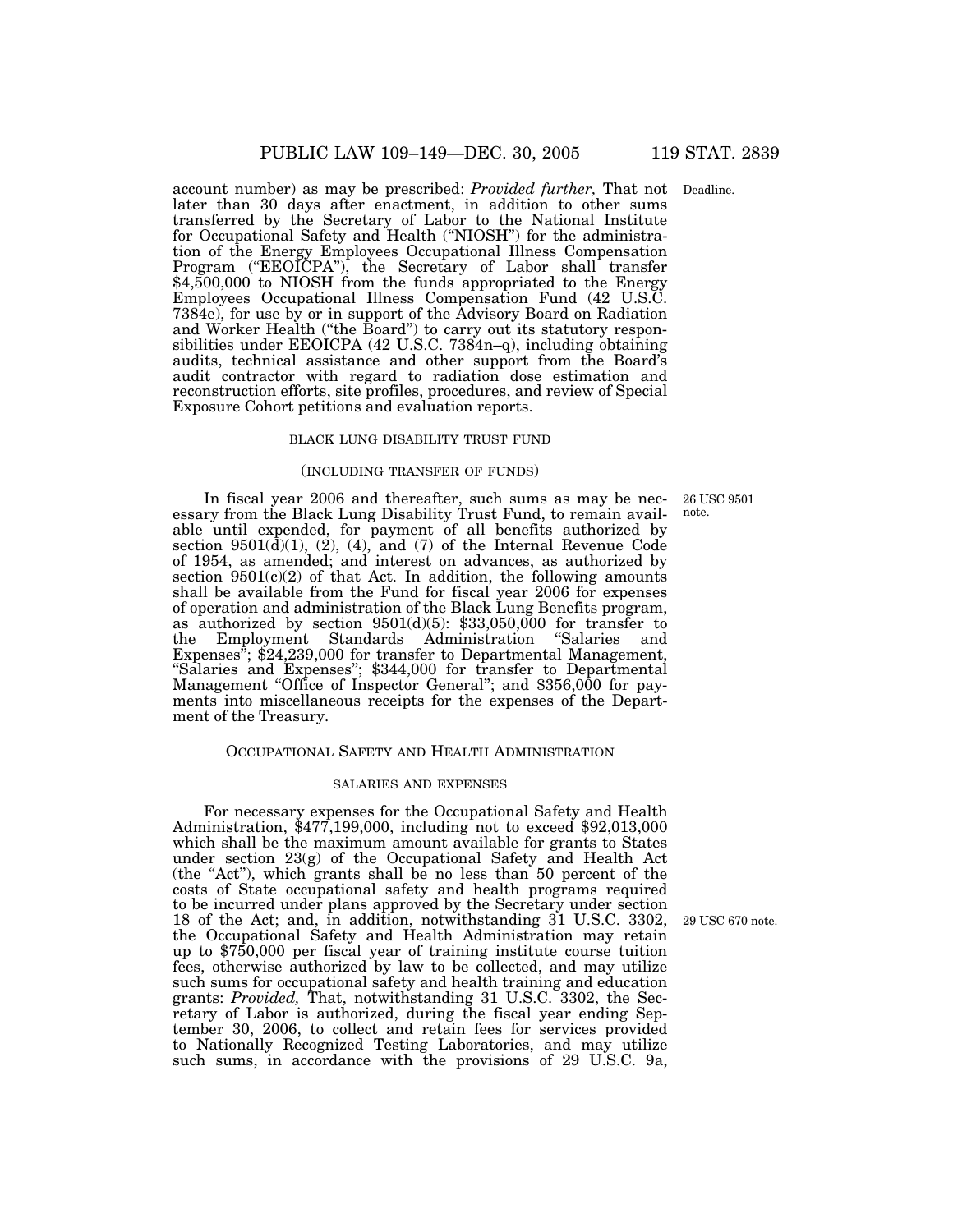account number) as may be prescribed: *Provided further,* That not later than 30 days after enactment, in addition to other sums transferred by the Secretary of Labor to the National Institute for Occupational Safety and Health ("NIOSH") for the administration of the Energy Employees Occupational Illness Compensation Program ("EEOICPA"), the Secretary of Labor shall transfer $4,500,000 to NIOSH from the funds appropriated to the Energy Employees Occupational Illness Compensation Fund (42 U.S.C. 7384e), for use by or in support of the Advisory Board on Radiation and Worker Health ("the Board") to carry out its statutory responsibilities under EEOICPA (42 U.S.C. 7384n–q), including obtaining audits, technical assistance and other support from the Board's audit contractor with regard to radiation dose estimation and reconstruction efforts, site profiles, procedures, and review of Special Exposure Cohort petitions and evaluation reports.

Deadline.

BLACK LUNG DISABILITY TRUST FUND

(INCLUDING TRANSFER OF FUNDS)

26 USC 9501 note.

In fiscal year 2006 and thereafter, such sums as may be necessary from the Black Lung Disability Trust Fund, to remain available until expended, for payment of all benefits authorized by section 9501(d)(1), (2), (4), and (7) of the Internal Revenue Code of 1954, as amended; and interest on advances, as authorized by section 9501(c)(2) of that Act. In addition, the following amounts shall be available from the Fund for fiscal year 2006 for expenses of operation and administration of the Black Lung Benefits program, as authorized by section 9501(d)(5): $33,050,000 for transfer to the Employment Standards Administration "Salaries and Expenses"; $24,239,000 for transfer to Departmental Management, "Salaries and Expenses"; $344,000 for transfer to Departmental Management "Office of Inspector General"; and $356,000 for payments into miscellaneous receipts for the expenses of the Department of the Treasury.

OCCUPATIONAL SAFETY AND HEALTH ADMINISTRATION

SALARIES AND EXPENSES

For necessary expenses for the Occupational Safety and Health Administration, $477,199,000, including not to exceed $92,013,000 which shall be the maximum amount available for grants to States under section 23(g) of the Occupational Safety and Health Act (the "Act"), which grants shall be no less than 50 percent of the costs of State occupational safety and health programs required to be incurred under plans approved by the Secretary under section 18 of the Act; and, in addition, notwithstanding 31 U.S.C. 3302, the Occupational Safety and Health Administration may retain up to $750,000 per fiscal year of training institute course tuition fees, otherwise authorized by law to be collected, and may utilize such sums for occupational safety and health training and education grants: *Provided,* That, notwithstanding 31 U.S.C. 3302, the Secretary of Labor is authorized, during the fiscal year ending September 30, 2006, to collect and retain fees for services provided to Nationally Recognized Testing Laboratories, and may utilize such sums, in accordance with the provisions of 29 U.S.C. 9a,

29 USC 670 note.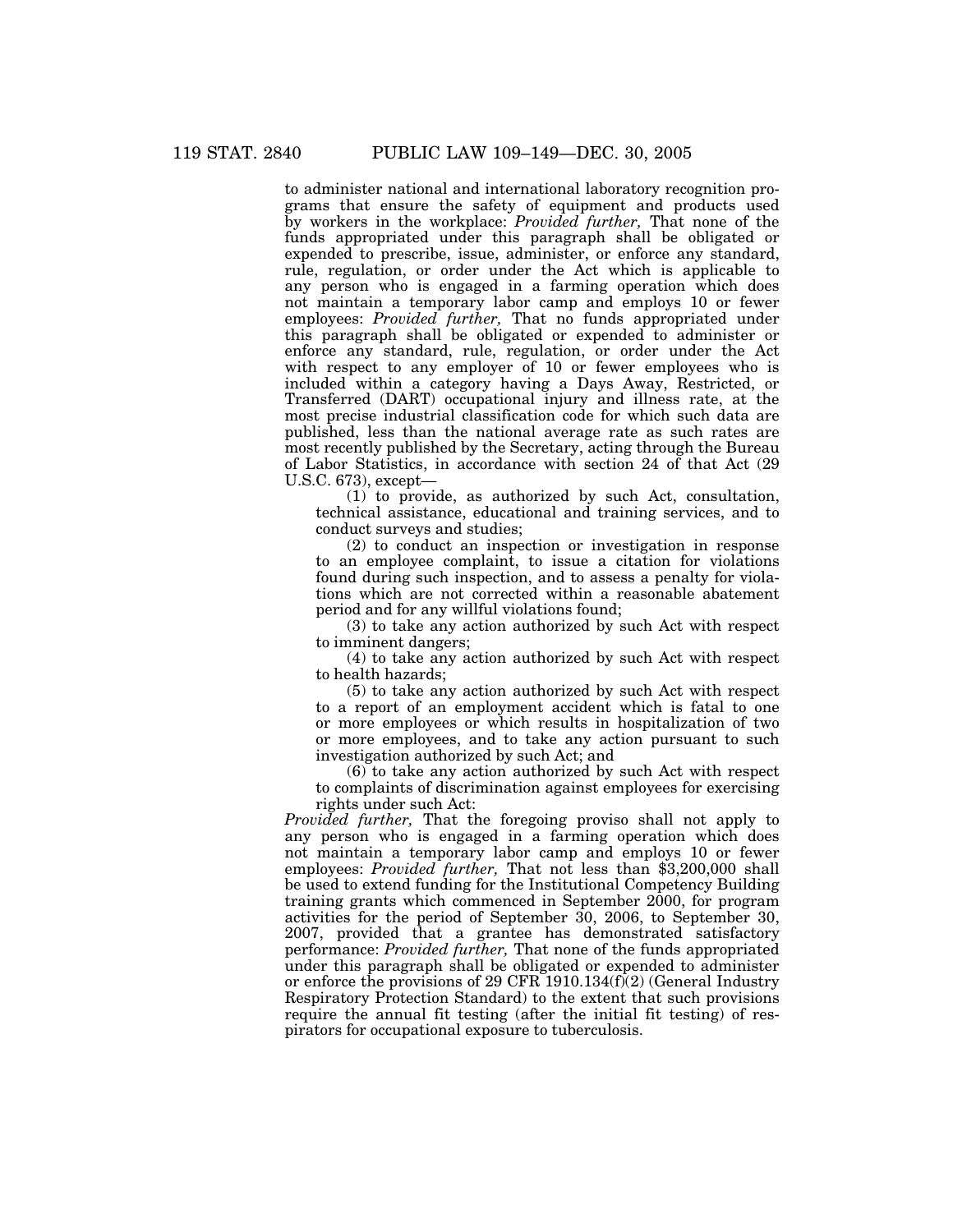to administer national and international laboratory recognition programs that ensure the safety of equipment and products used by workers in the workplace: *Provided further,* That none of the funds appropriated under this paragraph shall be obligated or expended to prescribe, issue, administer, or enforce any standard, rule, regulation, or order under the Act which is applicable to any person who is engaged in a farming operation which does not maintain a temporary labor camp and employs 10 or fewer employees: *Provided further,* That no funds appropriated under this paragraph shall be obligated or expended to administer or enforce any standard, rule, regulation, or order under the Act with respect to any employer of 10 or fewer employees who is included within a category having a Days Away, Restricted, or Transferred (DART) occupational injury and illness rate, at the most precise industrial classification code for which such data are published, less than the national average rate as such rates are most recently published by the Secretary, acting through the Bureau of Labor Statistics, in accordance with section 24 of that Act (29 U.S.C. 673), except—

(1) to provide, as authorized by such Act, consultation, technical assistance, educational and training services, and to conduct surveys and studies;

(2) to conduct an inspection or investigation in response to an employee complaint, to issue a citation for violations found during such inspection, and to assess a penalty for violations which are not corrected within a reasonable abatement period and for any willful violations found;

(3) to take any action authorized by such Act with respect to imminent dangers;

(4) to take any action authorized by such Act with respect to health hazards;

(5) to take any action authorized by such Act with respect to a report of an employment accident which is fatal to one or more employees or which results in hospitalization of two or more employees, and to take any action pursuant to such investigation authorized by such Act; and

(6) to take any action authorized by such Act with respect to complaints of discrimination against employees for exercising rights under such Act:

*Provided further,* That the foregoing proviso shall not apply to any person who is engaged in a farming operation which does not maintain a temporary labor camp and employs 10 or fewer employees: *Provided further,* That not less than $3,200,000 shall be used to extend funding for the Institutional Competency Building training grants which commenced in September 2000, for program activities for the period of September 30, 2006, to September 30, 2007, provided that a grantee has demonstrated satisfactory performance: *Provided further,* That none of the funds appropriated under this paragraph shall be obligated or expended to administer or enforce the provisions of 29 CFR 1910.134(f)(2) (General Industry Respiratory Protection Standard) to the extent that such provisions require the annual fit testing (after the initial fit testing) of respirators for occupational exposure to tuberculosis.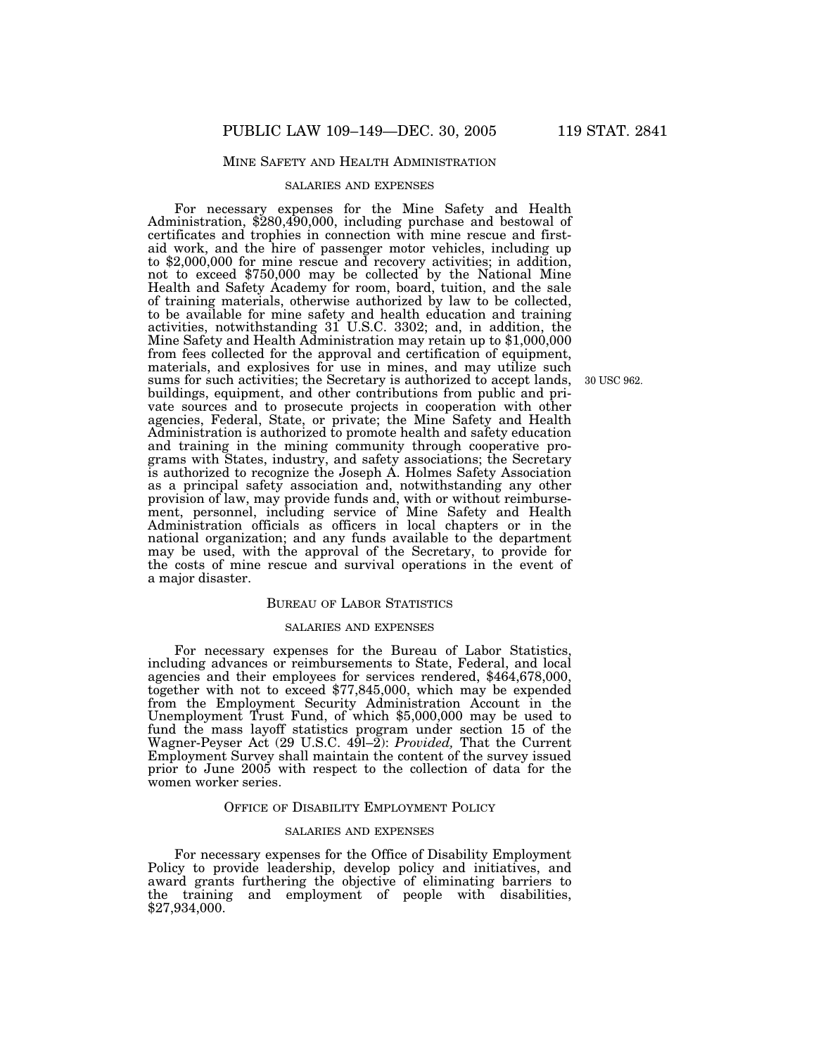## Mine Safety and Health Administration

### salaries and expenses

For necessary expenses for the Mine Safety and Health Administration, $280,490,000, including purchase and bestowal of certificates and trophies in connection with mine rescue and first-aid work, and the hire of passenger motor vehicles, including up to $2,000,000 for mine rescue and recovery activities; in addition, not to exceed $750,000 may be collected by the National Mine Health and Safety Academy for room, board, tuition, and the sale of training materials, otherwise authorized by law to be collected, to be available for mine safety and health education and training activities, notwithstanding 31 U.S.C. 3302; and, in addition, the Mine Safety and Health Administration may retain up to $1,000,000 from fees collected for the approval and certification of equipment, materials, and explosives for use in mines, and may utilize such sums for such activities; the Secretary is authorized to accept lands, buildings, equipment, and other contributions from public and private sources and to prosecute projects in cooperation with other agencies, Federal, State, or private; the Mine Safety and Health Administration is authorized to promote health and safety education and training in the mining community through cooperative programs with States, industry, and safety associations; the Secretary is authorized to recognize the Joseph A. Holmes Safety Association as a principal safety association and, notwithstanding any other provision of law, may provide funds and, with or without reimbursement, personnel, including service of Mine Safety and Health Administration officials as officers in local chapters or in the national organization; and any funds available to the department may be used, with the approval of the Secretary, to provide for the costs of mine rescue and survival operations in the event of a major disaster.

30 USC 962.

## Bureau of Labor Statistics

### salaries and expenses

For necessary expenses for the Bureau of Labor Statistics, including advances or reimbursements to State, Federal, and local agencies and their employees for services rendered, $464,678,000, together with not to exceed $77,845,000, which may be expended from the Employment Security Administration Account in the Unemployment Trust Fund, of which $5,000,000 may be used to fund the mass layoff statistics program under section 15 of the Wagner-Peyser Act (29 U.S.C. 49l–2): *Provided,* That the Current Employment Survey shall maintain the content of the survey issued prior to June 2005 with respect to the collection of data for the women worker series.

## Office of Disability Employment Policy

### salaries and expenses

For necessary expenses for the Office of Disability Employment Policy to provide leadership, develop policy and initiatives, and award grants furthering the objective of eliminating barriers to the training and employment of people with disabilities, $27,934,000.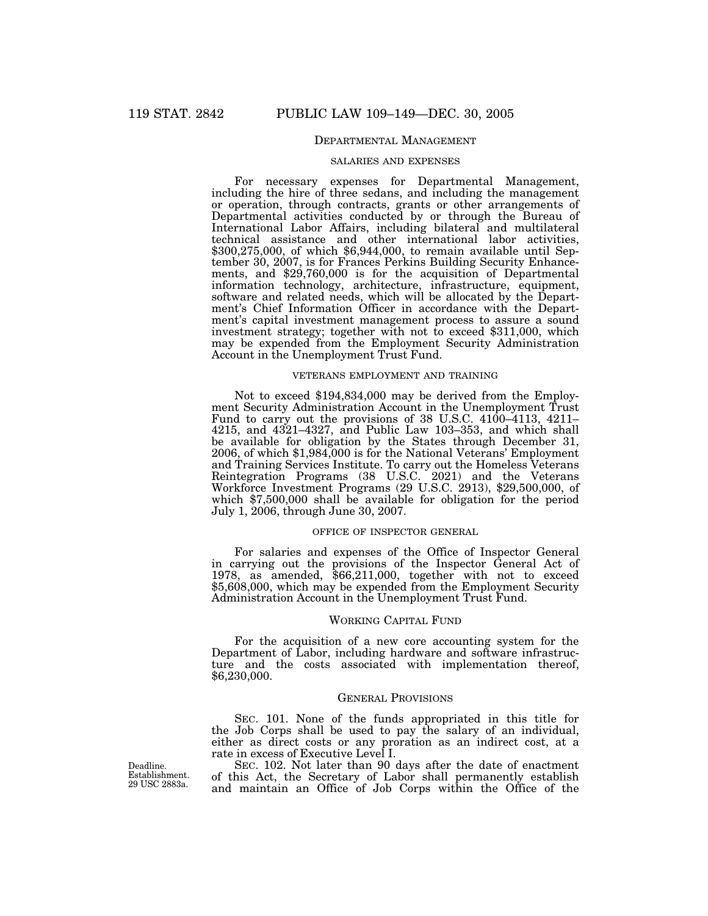## DEPARTMENTAL MANAGEMENT

### SALARIES AND EXPENSES

For necessary expenses for Departmental Management, including the hire of three sedans, and including the management or operation, through contracts, grants or other arrangements of Departmental activities conducted by or through the Bureau of International Labor Affairs, including bilateral and multilateral technical assistance and other international labor activities, $300,275,000, of which $6,944,000, to remain available until September 30, 2007, is for Frances Perkins Building Security Enhancements, and $29,760,000 is for the acquisition of Departmental information technology, architecture, infrastructure, equipment, software and related needs, which will be allocated by the Department's Chief Information Officer in accordance with the Department's capital investment management process to assure a sound investment strategy; together with not to exceed $311,000, which may be expended from the Employment Security Administration Account in the Unemployment Trust Fund.

### VETERANS EMPLOYMENT AND TRAINING

Not to exceed $194,834,000 may be derived from the Employment Security Administration Account in the Unemployment Trust Fund to carry out the provisions of 38 U.S.C. 4100–4113, 4211–4215, and 4321–4327, and Public Law 103–353, and which shall be available for obligation by the States through December 31, 2006, of which $1,984,000 is for the National Veterans' Employment and Training Services Institute. To carry out the Homeless Veterans Reintegration Programs (38 U.S.C. 2021) and the Veterans Workforce Investment Programs (29 U.S.C. 2913), $29,500,000, of which $7,500,000 shall be available for obligation for the period July 1, 2006, through June 30, 2007.

### OFFICE OF INSPECTOR GENERAL

For salaries and expenses of the Office of Inspector General in carrying out the provisions of the Inspector General Act of 1978, as amended, $66,211,000, together with not to exceed $5,608,000, which may be expended from the Employment Security Administration Account in the Unemployment Trust Fund.

## WORKING CAPITAL FUND

For the acquisition of a new core accounting system for the Department of Labor, including hardware and software infrastructure and the costs associated with implementation thereof, $6,230,000.

## GENERAL PROVISIONS

SEC. 101. None of the funds appropriated in this title for the Job Corps shall be used to pay the salary of an individual, either as direct costs or any proration as an indirect cost, at a rate in excess of Executive Level I.

Deadline. Establishment. 29 USC 2883a.

SEC. 102. Not later than 90 days after the date of enactment of this Act, the Secretary of Labor shall permanently establish and maintain an Office of Job Corps within the Office of the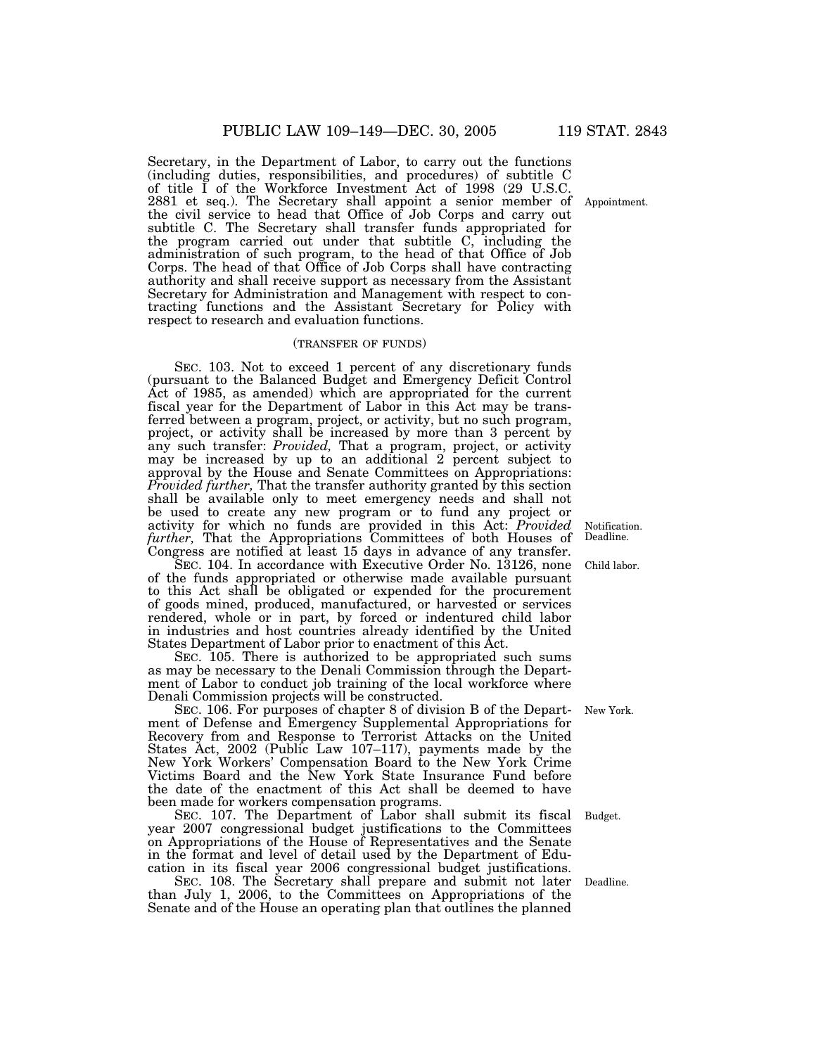Secretary, in the Department of Labor, to carry out the functions (including duties, responsibilities, and procedures) of subtitle C of title I of the Workforce Investment Act of 1998 (29 U.S.C. 2881 et seq.). The Secretary shall appoint a senior member of the civil service to head that Office of Job Corps and carry out subtitle C. The Secretary shall transfer funds appropriated for the program carried out under that subtitle C, including the administration of such program, to the head of that Office of Job Corps. The head of that Office of Job Corps shall have contracting authority and shall receive support as necessary from the Assistant Secretary for Administration and Management with respect to contracting functions and the Assistant Secretary for Policy with respect to research and evaluation functions.

Appointment.

(TRANSFER OF FUNDS)

SEC. 103. Not to exceed 1 percent of any discretionary funds (pursuant to the Balanced Budget and Emergency Deficit Control Act of 1985, as amended) which are appropriated for the current fiscal year for the Department of Labor in this Act may be transferred between a program, project, or activity, but no such program, project, or activity shall be increased by more than 3 percent by any such transfer: *Provided,* That a program, project, or activity may be increased by up to an additional 2 percent subject to approval by the House and Senate Committees on Appropriations: *Provided further,* That the transfer authority granted by this section shall be available only to meet emergency needs and shall not be used to create any new program or to fund any project or activity for which no funds are provided in this Act: *Provided further,* That the Appropriations Committees of both Houses of Congress are notified at least 15 days in advance of any transfer.

Notification. Deadline.

SEC. 104. In accordance with Executive Order No. 13126, none of the funds appropriated or otherwise made available pursuant to this Act shall be obligated or expended for the procurement of goods mined, produced, manufactured, or harvested or services rendered, whole or in part, by forced or indentured child labor in industries and host countries already identified by the United States Department of Labor prior to enactment of this Act.

Child labor.

SEC. 105. There is authorized to be appropriated such sums as may be necessary to the Denali Commission through the Department of Labor to conduct job training of the local workforce where Denali Commission projects will be constructed.

SEC. 106. For purposes of chapter 8 of division B of the Department of Defense and Emergency Supplemental Appropriations for Recovery from and Response to Terrorist Attacks on the United States Act, 2002 (Public Law 107–117), payments made by the New York Workers' Compensation Board to the New York Crime Victims Board and the New York State Insurance Fund before the date of the enactment of this Act shall be deemed to have been made for workers compensation programs.

New York.

SEC. 107. The Department of Labor shall submit its fiscal year 2007 congressional budget justifications to the Committees on Appropriations of the House of Representatives and the Senate in the format and level of detail used by the Department of Education in its fiscal year 2006 congressional budget justifications.

Budget.

SEC. 108. The Secretary shall prepare and submit not later than July 1, 2006, to the Committees on Appropriations of the Senate and of the House an operating plan that outlines the planned

Deadline.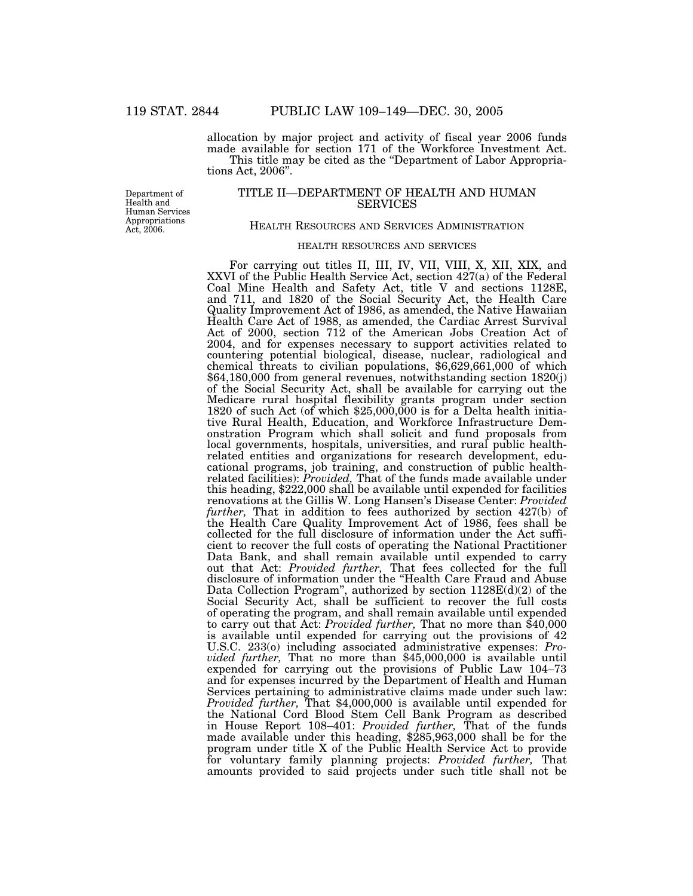allocation by major project and activity of fiscal year 2006 funds made available for section 171 of the Workforce Investment Act.

This title may be cited as the "Department of Labor Appropriations Act, 2006".

Department of Health and Human Services Appropriations Act, 2006.

## TITLE II—DEPARTMENT OF HEALTH AND HUMAN SERVICES

### HEALTH RESOURCES AND SERVICES ADMINISTRATION

#### HEALTH RESOURCES AND SERVICES

For carrying out titles II, III, IV, VII, VIII, X, XII, XIX, and XXVI of the Public Health Service Act, section 427(a) of the Federal Coal Mine Health and Safety Act, title V and sections 1128E, and 711, and 1820 of the Social Security Act, the Health Care Quality Improvement Act of 1986, as amended, the Native Hawaiian Health Care Act of 1988, as amended, the Cardiac Arrest Survival Act of 2000, section 712 of the American Jobs Creation Act of 2004, and for expenses necessary to support activities related to countering potential biological, disease, nuclear, radiological and chemical threats to civilian populations, $6,629,661,000 of which $64,180,000 from general revenues, notwithstanding section 1820(j) of the Social Security Act, shall be available for carrying out the Medicare rural hospital flexibility grants program under section 1820 of such Act (of which $25,000,000 is for a Delta health initiative Rural Health, Education, and Workforce Infrastructure Demonstration Program which shall solicit and fund proposals from local governments, hospitals, universities, and rural public health-related entities and organizations for research development, educational programs, job training, and construction of public health-related facilities): *Provided,* That of the funds made available under this heading, $222,000 shall be available until expended for facilities renovations at the Gillis W. Long Hansen's Disease Center: *Provided further,* That in addition to fees authorized by section 427(b) of the Health Care Quality Improvement Act of 1986, fees shall be collected for the full disclosure of information under the Act sufficient to recover the full costs of operating the National Practitioner Data Bank, and shall remain available until expended to carry out that Act: *Provided further,* That fees collected for the full disclosure of information under the "Health Care Fraud and Abuse Data Collection Program", authorized by section 1128E(d)(2) of the Social Security Act, shall be sufficient to recover the full costs of operating the program, and shall remain available until expended to carry out that Act: *Provided further,* That no more than $40,000 is available until expended for carrying out the provisions of 42 U.S.C. 233(o) including associated administrative expenses: *Provided further,* That no more than $45,000,000 is available until expended for carrying out the provisions of Public Law 104–73 and for expenses incurred by the Department of Health and Human Services pertaining to administrative claims made under such law: *Provided further,* That $4,000,000 is available until expended for the National Cord Blood Stem Cell Bank Program as described in House Report 108–401: *Provided further,* That of the funds made available under this heading, $285,963,000 shall be for the program under title X of the Public Health Service Act to provide for voluntary family planning projects: *Provided further,* That amounts provided to said projects under such title shall not be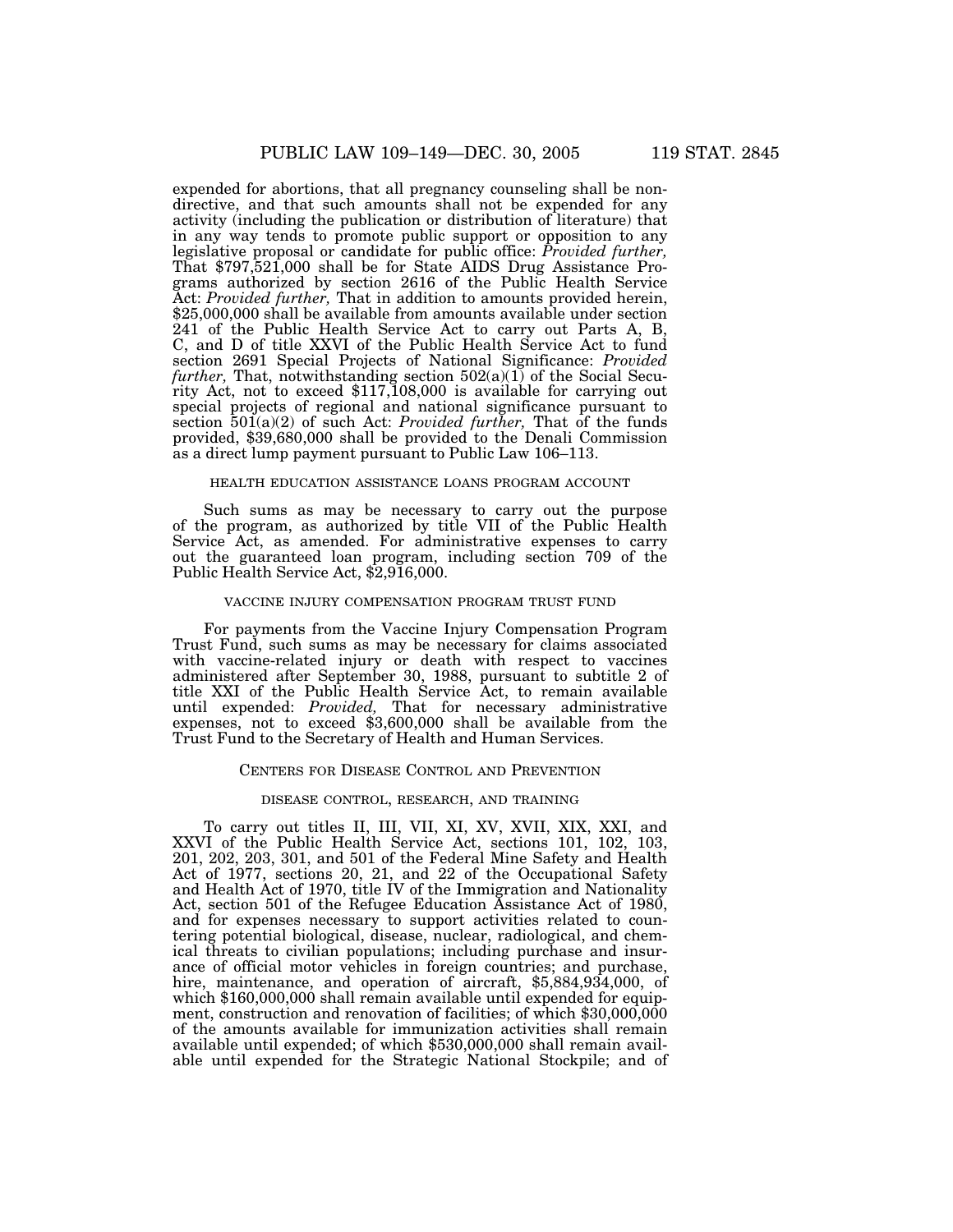expended for abortions, that all pregnancy counseling shall be nondirective, and that such amounts shall not be expended for any activity (including the publication or distribution of literature) that in any way tends to promote public support or opposition to any legislative proposal or candidate for public office: *Provided further,* That $797,521,000 shall be for State AIDS Drug Assistance Programs authorized by section 2616 of the Public Health Service Act: *Provided further,* That in addition to amounts provided herein, $25,000,000 shall be available from amounts available under section 241 of the Public Health Service Act to carry out Parts A, B, C, and D of title XXVI of the Public Health Service Act to fund section 2691 Special Projects of National Significance: *Provided further,* That, notwithstanding section 502(a)(1) of the Social Security Act, not to exceed $117,108,000 is available for carrying out special projects of regional and national significance pursuant to section 501(a)(2) of such Act: *Provided further,* That of the funds provided, $39,680,000 shall be provided to the Denali Commission as a direct lump payment pursuant to Public Law 106–113.

#### HEALTH EDUCATION ASSISTANCE LOANS PROGRAM ACCOUNT

Such sums as may be necessary to carry out the purpose of the program, as authorized by title VII of the Public Health Service Act, as amended. For administrative expenses to carry out the guaranteed loan program, including section 709 of the Public Health Service Act, $2,916,000.

#### VACCINE INJURY COMPENSATION PROGRAM TRUST FUND

For payments from the Vaccine Injury Compensation Program Trust Fund, such sums as may be necessary for claims associated with vaccine-related injury or death with respect to vaccines administered after September 30, 1988, pursuant to subtitle 2 of title XXI of the Public Health Service Act, to remain available until expended: *Provided,* That for necessary administrative expenses, not to exceed $3,600,000 shall be available from the Trust Fund to the Secretary of Health and Human Services.

### CENTERS FOR DISEASE CONTROL AND PREVENTION

#### DISEASE CONTROL, RESEARCH, AND TRAINING

To carry out titles II, III, VII, XI, XV, XVII, XIX, XXI, and XXVI of the Public Health Service Act, sections 101, 102, 103, 201, 202, 203, 301, and 501 of the Federal Mine Safety and Health Act of 1977, sections 20, 21, and 22 of the Occupational Safety and Health Act of 1970, title IV of the Immigration and Nationality Act, section 501 of the Refugee Education Assistance Act of 1980, and for expenses necessary to support activities related to countering potential biological, disease, nuclear, radiological, and chemical threats to civilian populations; including purchase and insurance of official motor vehicles in foreign countries; and purchase, hire, maintenance, and operation of aircraft, $5,884,934,000, of which $160,000,000 shall remain available until expended for equipment, construction and renovation of facilities; of which $30,000,000 of the amounts available for immunization activities shall remain available until expended; of which $530,000,000 shall remain available until expended for the Strategic National Stockpile; and of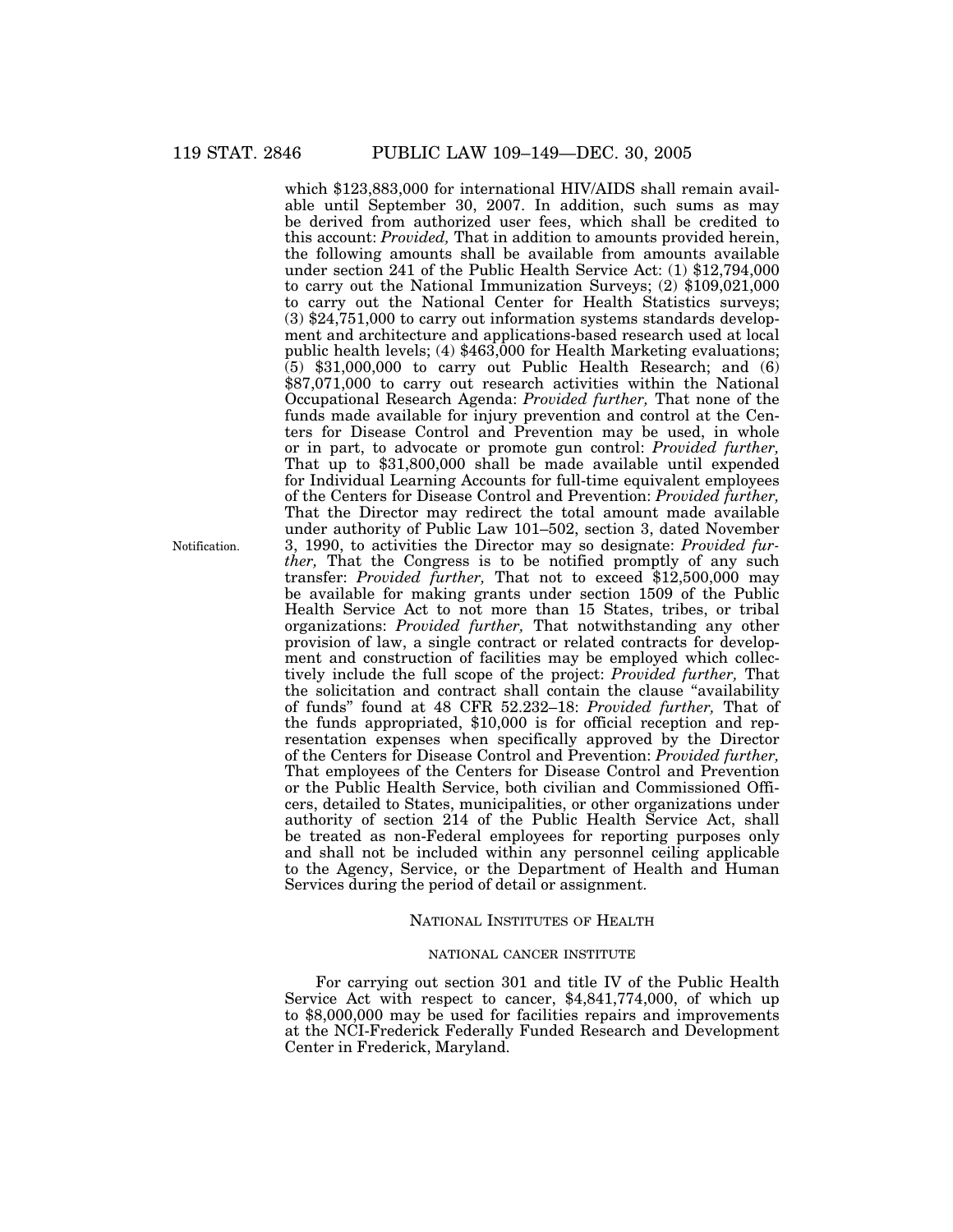which $123,883,000 for international HIV/AIDS shall remain available until September 30, 2007. In addition, such sums as may be derived from authorized user fees, which shall be credited to this account: *Provided,* That in addition to amounts provided herein, the following amounts shall be available from amounts available under section 241 of the Public Health Service Act: (1) $12,794,000 to carry out the National Immunization Surveys; (2) $109,021,000 to carry out the National Center for Health Statistics surveys; (3) $24,751,000 to carry out information systems standards development and architecture and applications-based research used at local public health levels; (4) $463,000 for Health Marketing evaluations; (5) $31,000,000 to carry out Public Health Research; and (6) $87,071,000 to carry out research activities within the National Occupational Research Agenda: *Provided further,* That none of the funds made available for injury prevention and control at the Centers for Disease Control and Prevention may be used, in whole or in part, to advocate or promote gun control: *Provided further,* That up to $31,800,000 shall be made available until expended for Individual Learning Accounts for full-time equivalent employees of the Centers for Disease Control and Prevention: *Provided further,* That the Director may redirect the total amount made available under authority of Public Law 101–502, section 3, dated November 3, 1990, to activities the Director may so designate: *Provided further,* That the Congress is to be notified promptly of any such transfer: *Provided further,* That not to exceed $12,500,000 may be available for making grants under section 1509 of the Public Health Service Act to not more than 15 States, tribes, or tribal organizations: *Provided further,* That notwithstanding any other provision of law, a single contract or related contracts for development and construction of facilities may be employed which collectively include the full scope of the project: *Provided further,* That the solicitation and contract shall contain the clause "availability of funds" found at 48 CFR 52.232–18: *Provided further,* That of the funds appropriated, $10,000 is for official reception and representation expenses when specifically approved by the Director of the Centers for Disease Control and Prevention: *Provided further,* That employees of the Centers for Disease Control and Prevention or the Public Health Service, both civilian and Commissioned Officers, detailed to States, municipalities, or other organizations under authority of section 214 of the Public Health Service Act, shall be treated as non-Federal employees for reporting purposes only and shall not be included within any personnel ceiling applicable to the Agency, Service, or the Department of Health and Human Services during the period of detail or assignment.

Notification.

## NATIONAL INSTITUTES OF HEALTH

### NATIONAL CANCER INSTITUTE

For carrying out section 301 and title IV of the Public Health Service Act with respect to cancer, $4,841,774,000, of which up to $8,000,000 may be used for facilities repairs and improvements at the NCI-Frederick Federally Funded Research and Development Center in Frederick, Maryland.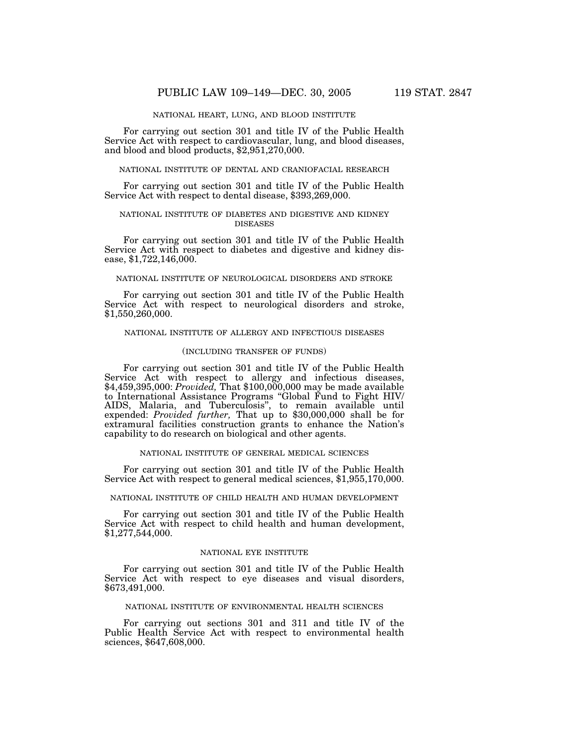NATIONAL HEART, LUNG, AND BLOOD INSTITUTE

For carrying out section 301 and title IV of the Public Health Service Act with respect to cardiovascular, lung, and blood diseases, and blood and blood products, $2,951,270,000.

NATIONAL INSTITUTE OF DENTAL AND CRANIOFACIAL RESEARCH

For carrying out section 301 and title IV of the Public Health Service Act with respect to dental disease, $393,269,000.

NATIONAL INSTITUTE OF DIABETES AND DIGESTIVE AND KIDNEY DISEASES

For carrying out section 301 and title IV of the Public Health Service Act with respect to diabetes and digestive and kidney disease, $1,722,146,000.

NATIONAL INSTITUTE OF NEUROLOGICAL DISORDERS AND STROKE

For carrying out section 301 and title IV of the Public Health Service Act with respect to neurological disorders and stroke, $1,550,260,000.

NATIONAL INSTITUTE OF ALLERGY AND INFECTIOUS DISEASES

(INCLUDING TRANSFER OF FUNDS)

For carrying out section 301 and title IV of the Public Health Service Act with respect to allergy and infectious diseases, $4,459,395,000: *Provided,* That $100,000,000 may be made available to International Assistance Programs "Global Fund to Fight HIV/AIDS, Malaria, and Tuberculosis", to remain available until expended: *Provided further,* That up to $30,000,000 shall be for extramural facilities construction grants to enhance the Nation's capability to do research on biological and other agents.

NATIONAL INSTITUTE OF GENERAL MEDICAL SCIENCES

For carrying out section 301 and title IV of the Public Health Service Act with respect to general medical sciences, $1,955,170,000.

NATIONAL INSTITUTE OF CHILD HEALTH AND HUMAN DEVELOPMENT

For carrying out section 301 and title IV of the Public Health Service Act with respect to child health and human development, $1,277,544,000.

NATIONAL EYE INSTITUTE

For carrying out section 301 and title IV of the Public Health Service Act with respect to eye diseases and visual disorders, $673,491,000.

NATIONAL INSTITUTE OF ENVIRONMENTAL HEALTH SCIENCES

For carrying out sections 301 and 311 and title IV of the Public Health Service Act with respect to environmental health sciences, $647,608,000.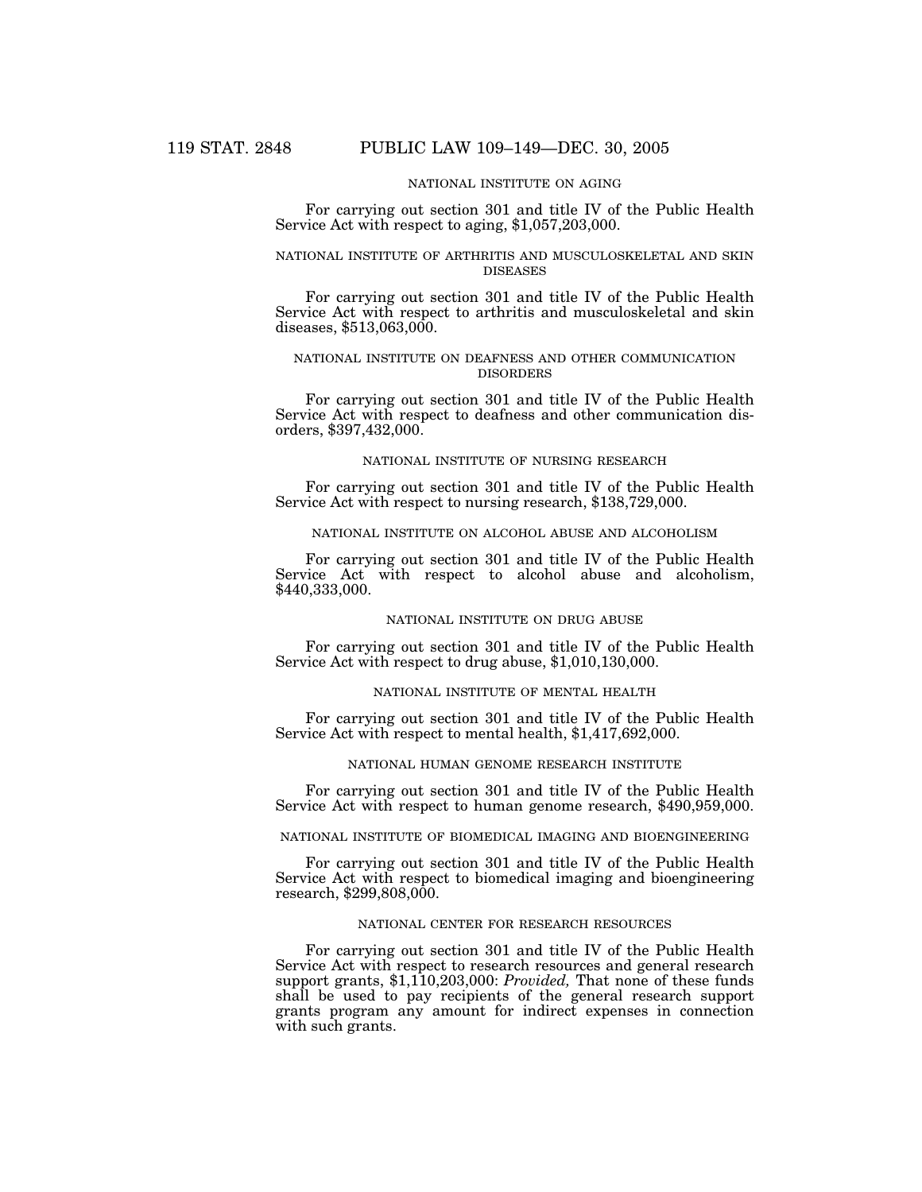NATIONAL INSTITUTE ON AGING

For carrying out section 301 and title IV of the Public Health Service Act with respect to aging, $1,057,203,000.

NATIONAL INSTITUTE OF ARTHRITIS AND MUSCULOSKELETAL AND SKIN DISEASES

For carrying out section 301 and title IV of the Public Health Service Act with respect to arthritis and musculoskeletal and skin diseases, $513,063,000.

NATIONAL INSTITUTE ON DEAFNESS AND OTHER COMMUNICATION DISORDERS

For carrying out section 301 and title IV of the Public Health Service Act with respect to deafness and other communication disorders, $397,432,000.

NATIONAL INSTITUTE OF NURSING RESEARCH

For carrying out section 301 and title IV of the Public Health Service Act with respect to nursing research, $138,729,000.

NATIONAL INSTITUTE ON ALCOHOL ABUSE AND ALCOHOLISM

For carrying out section 301 and title IV of the Public Health Service Act with respect to alcohol abuse and alcoholism, $440,333,000.

NATIONAL INSTITUTE ON DRUG ABUSE

For carrying out section 301 and title IV of the Public Health Service Act with respect to drug abuse, $1,010,130,000.

NATIONAL INSTITUTE OF MENTAL HEALTH

For carrying out section 301 and title IV of the Public Health Service Act with respect to mental health, $1,417,692,000.

NATIONAL HUMAN GENOME RESEARCH INSTITUTE

For carrying out section 301 and title IV of the Public Health Service Act with respect to human genome research, $490,959,000.

NATIONAL INSTITUTE OF BIOMEDICAL IMAGING AND BIOENGINEERING

For carrying out section 301 and title IV of the Public Health Service Act with respect to biomedical imaging and bioengineering research, $299,808,000.

NATIONAL CENTER FOR RESEARCH RESOURCES

For carrying out section 301 and title IV of the Public Health Service Act with respect to research resources and general research support grants, $1,110,203,000: *Provided,* That none of these funds shall be used to pay recipients of the general research support grants program any amount for indirect expenses in connection with such grants.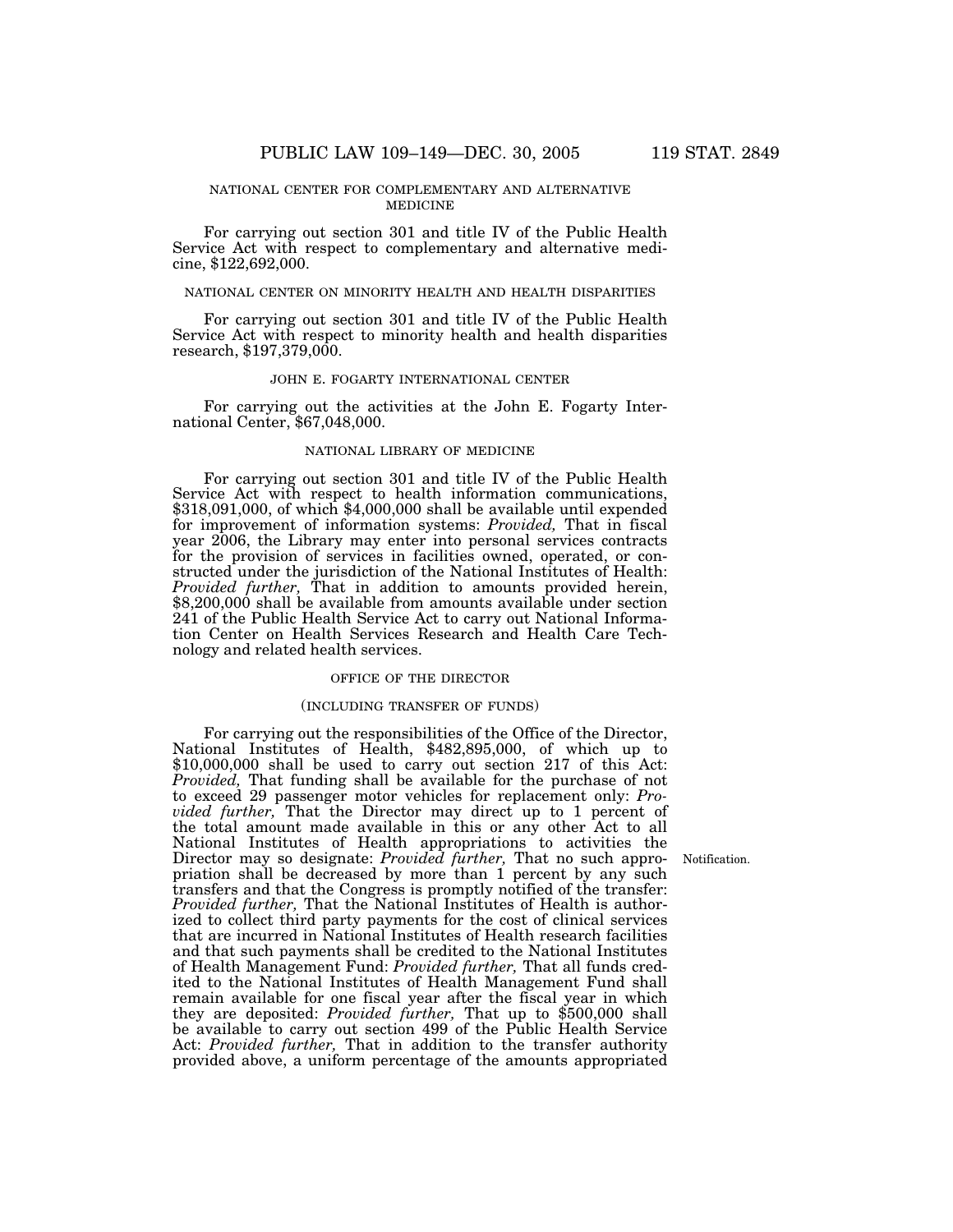NATIONAL CENTER FOR COMPLEMENTARY AND ALTERNATIVE MEDICINE

For carrying out section 301 and title IV of the Public Health Service Act with respect to complementary and alternative medicine, $122,692,000.

NATIONAL CENTER ON MINORITY HEALTH AND HEALTH DISPARITIES

For carrying out section 301 and title IV of the Public Health Service Act with respect to minority health and health disparities research, $197,379,000.

JOHN E. FOGARTY INTERNATIONAL CENTER

For carrying out the activities at the John E. Fogarty International Center, $67,048,000.

NATIONAL LIBRARY OF MEDICINE

For carrying out section 301 and title IV of the Public Health Service Act with respect to health information communications, $318,091,000, of which $4,000,000 shall be available until expended for improvement of information systems: *Provided,* That in fiscal year 2006, the Library may enter into personal services contracts for the provision of services in facilities owned, operated, or constructed under the jurisdiction of the National Institutes of Health: *Provided further,* That in addition to amounts provided herein, $8,200,000 shall be available from amounts available under section 241 of the Public Health Service Act to carry out National Information Center on Health Services Research and Health Care Technology and related health services.

OFFICE OF THE DIRECTOR

(INCLUDING TRANSFER OF FUNDS)

For carrying out the responsibilities of the Office of the Director, National Institutes of Health, $482,895,000, of which up to $10,000,000 shall be used to carry out section 217 of this Act: *Provided,* That funding shall be available for the purchase of not to exceed 29 passenger motor vehicles for replacement only: *Provided further,* That the Director may direct up to 1 percent of the total amount made available in this or any other Act to all National Institutes of Health appropriations to activities the Director may so designate: *Provided further,* That no such appropriation shall be decreased by more than 1 percent by any such transfers and that the Congress is promptly notified of the transfer: *Provided further,* That the National Institutes of Health is authorized to collect third party payments for the cost of clinical services that are incurred in National Institutes of Health research facilities and that such payments shall be credited to the National Institutes of Health Management Fund: *Provided further,* That all funds credited to the National Institutes of Health Management Fund shall remain available for one fiscal year after the fiscal year in which they are deposited: *Provided further,* That up to $500,000 shall be available to carry out section 499 of the Public Health Service Act: *Provided further,* That in addition to the transfer authority provided above, a uniform percentage of the amounts appropriated

Notification.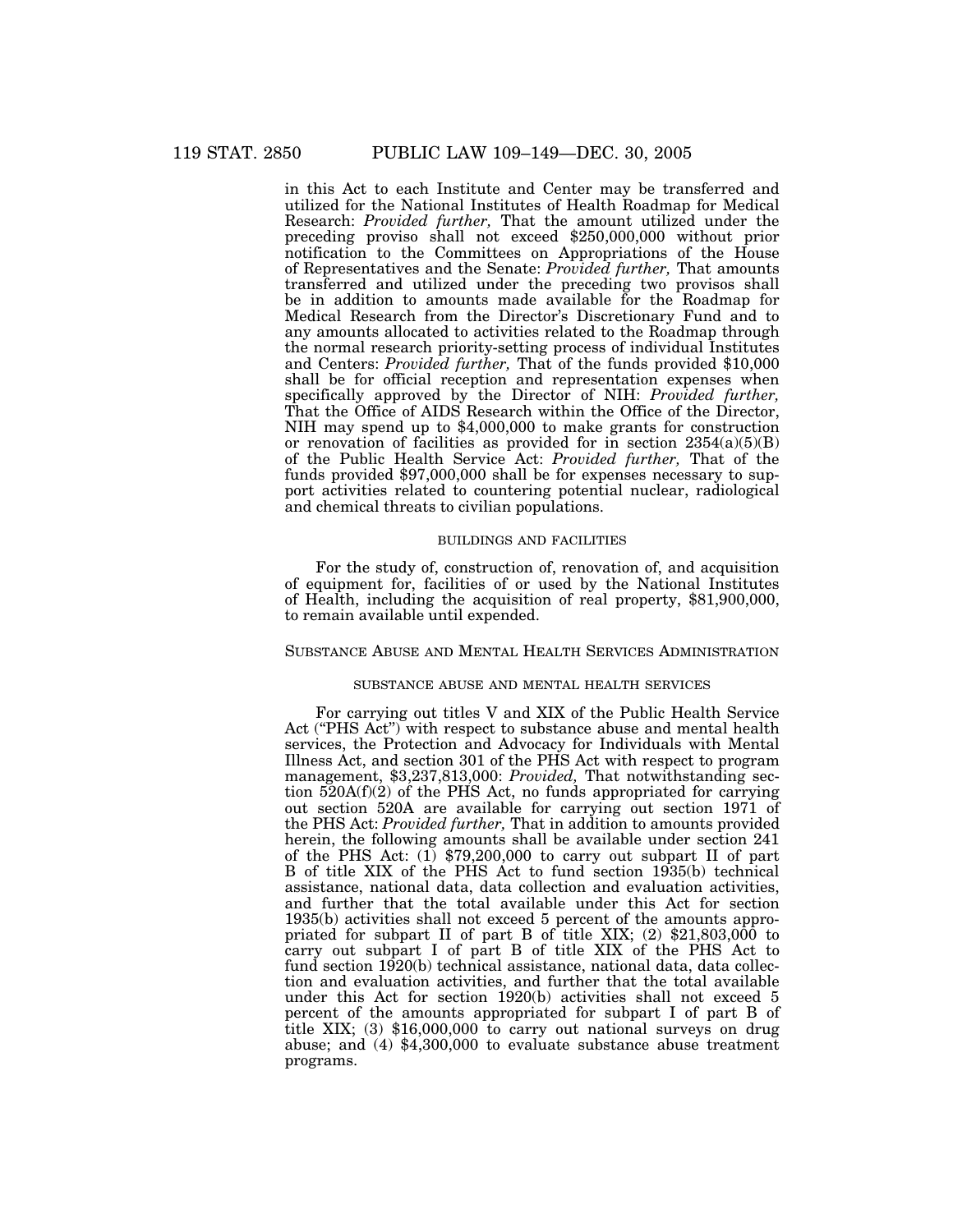in this Act to each Institute and Center may be transferred and utilized for the National Institutes of Health Roadmap for Medical Research: *Provided further,* That the amount utilized under the preceding proviso shall not exceed $250,000,000 without prior notification to the Committees on Appropriations of the House of Representatives and the Senate: *Provided further,* That amounts transferred and utilized under the preceding two provisos shall be in addition to amounts made available for the Roadmap for Medical Research from the Director's Discretionary Fund and to any amounts allocated to activities related to the Roadmap through the normal research priority-setting process of individual Institutes and Centers: *Provided further,* That of the funds provided $10,000 shall be for official reception and representation expenses when specifically approved by the Director of NIH: *Provided further,* That the Office of AIDS Research within the Office of the Director, NIH may spend up to $4,000,000 to make grants for construction or renovation of facilities as provided for in section 2354(a)(5)(B) of the Public Health Service Act: *Provided further,* That of the funds provided $97,000,000 shall be for expenses necessary to support activities related to countering potential nuclear, radiological and chemical threats to civilian populations.

BUILDINGS AND FACILITIES

For the study of, construction of, renovation of, and acquisition of equipment for, facilities of or used by the National Institutes of Health, including the acquisition of real property, $81,900,000, to remain available until expended.

## SUBSTANCE ABUSE AND MENTAL HEALTH SERVICES ADMINISTRATION

SUBSTANCE ABUSE AND MENTAL HEALTH SERVICES

For carrying out titles V and XIX of the Public Health Service Act ("PHS Act") with respect to substance abuse and mental health services, the Protection and Advocacy for Individuals with Mental Illness Act, and section 301 of the PHS Act with respect to program management, $3,237,813,000: *Provided,* That notwithstanding section 520A(f)(2) of the PHS Act, no funds appropriated for carrying out section 520A are available for carrying out section 1971 of the PHS Act: *Provided further,* That in addition to amounts provided herein, the following amounts shall be available under section 241 of the PHS Act: (1) $79,200,000 to carry out subpart II of part B of title XIX of the PHS Act to fund section 1935(b) technical assistance, national data, data collection and evaluation activities, and further that the total available under this Act for section 1935(b) activities shall not exceed 5 percent of the amounts appropriated for subpart II of part B of title XIX; (2) $21,803,000 to carry out subpart I of part B of title XIX of the PHS Act to fund section 1920(b) technical assistance, national data, data collection and evaluation activities, and further that the total available under this Act for section 1920(b) activities shall not exceed 5 percent of the amounts appropriated for subpart I of part B of title XIX; (3) $16,000,000 to carry out national surveys on drug abuse; and (4) $4,300,000 to evaluate substance abuse treatment programs.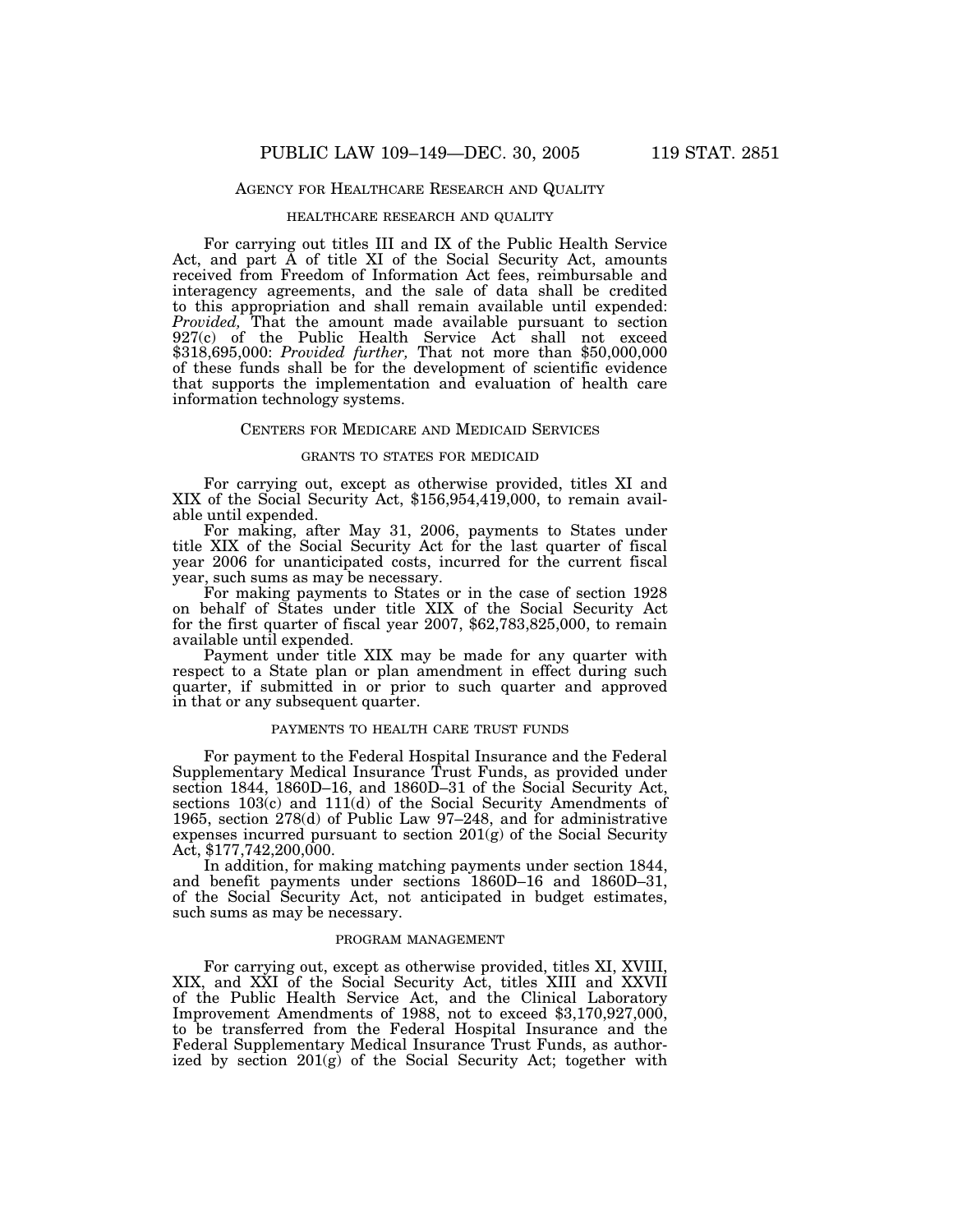## AGENCY FOR HEALTHCARE RESEARCH AND QUALITY

### HEALTHCARE RESEARCH AND QUALITY

For carrying out titles III and IX of the Public Health Service Act, and part A of title XI of the Social Security Act, amounts received from Freedom of Information Act fees, reimbursable and interagency agreements, and the sale of data shall be credited to this appropriation and shall remain available until expended: *Provided,* That the amount made available pursuant to section 927(c) of the Public Health Service Act shall not exceed $318,695,000: *Provided further,* That not more than $50,000,000 of these funds shall be for the development of scientific evidence that supports the implementation and evaluation of health care information technology systems.

## CENTERS FOR MEDICARE AND MEDICAID SERVICES

### GRANTS TO STATES FOR MEDICAID

For carrying out, except as otherwise provided, titles XI and XIX of the Social Security Act, $156,954,419,000, to remain available until expended.

For making, after May 31, 2006, payments to States under title XIX of the Social Security Act for the last quarter of fiscal year 2006 for unanticipated costs, incurred for the current fiscal year, such sums as may be necessary.

For making payments to States or in the case of section 1928 on behalf of States under title XIX of the Social Security Act for the first quarter of fiscal year 2007, $62,783,825,000, to remain available until expended.

Payment under title XIX may be made for any quarter with respect to a State plan or plan amendment in effect during such quarter, if submitted in or prior to such quarter and approved in that or any subsequent quarter.

### PAYMENTS TO HEALTH CARE TRUST FUNDS

For payment to the Federal Hospital Insurance and the Federal Supplementary Medical Insurance Trust Funds, as provided under section 1844, 1860D–16, and 1860D–31 of the Social Security Act, sections 103(c) and 111(d) of the Social Security Amendments of 1965, section 278(d) of Public Law 97–248, and for administrative expenses incurred pursuant to section 201(g) of the Social Security Act, $177,742,200,000.

In addition, for making matching payments under section 1844, and benefit payments under sections 1860D–16 and 1860D–31, of the Social Security Act, not anticipated in budget estimates, such sums as may be necessary.

### PROGRAM MANAGEMENT

For carrying out, except as otherwise provided, titles XI, XVIII, XIX, and XXI of the Social Security Act, titles XIII and XXVII of the Public Health Service Act, and the Clinical Laboratory Improvement Amendments of 1988, not to exceed $3,170,927,000, to be transferred from the Federal Hospital Insurance and the Federal Supplementary Medical Insurance Trust Funds, as authorized by section 201(g) of the Social Security Act; together with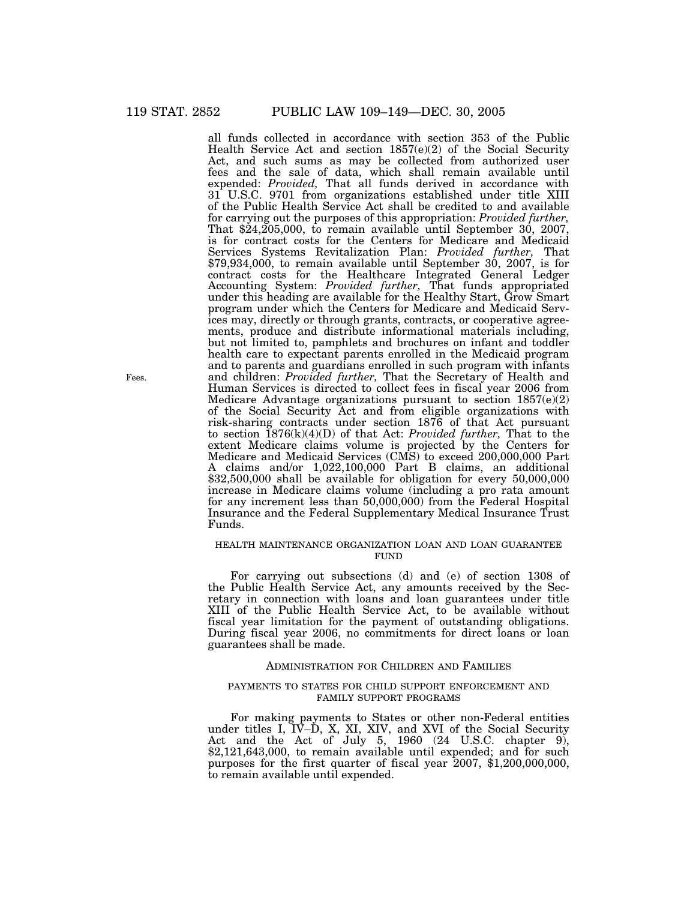all funds collected in accordance with section 353 of the Public Health Service Act and section 1857(e)(2) of the Social Security Act, and such sums as may be collected from authorized user fees and the sale of data, which shall remain available until expended: *Provided,* That all funds derived in accordance with 31 U.S.C. 9701 from organizations established under title XIII of the Public Health Service Act shall be credited to and available for carrying out the purposes of this appropriation: *Provided further,* That $24,205,000, to remain available until September 30, 2007, is for contract costs for the Centers for Medicare and Medicaid Services Systems Revitalization Plan: *Provided further,* That $79,934,000, to remain available until September 30, 2007, is for contract costs for the Healthcare Integrated General Ledger Accounting System: *Provided further,* That funds appropriated under this heading are available for the Healthy Start, Grow Smart program under which the Centers for Medicare and Medicaid Services may, directly or through grants, contracts, or cooperative agreements, produce and distribute informational materials including, but not limited to, pamphlets and brochures on infant and toddler health care to expectant parents enrolled in the Medicaid program and to parents and guardians enrolled in such program with infants and children: *Provided further,* That the Secretary of Health and Human Services is directed to collect fees in fiscal year 2006 from Medicare Advantage organizations pursuant to section 1857(e)(2) of the Social Security Act and from eligible organizations with risk-sharing contracts under section 1876 of that Act pursuant to section 1876(k)(4)(D) of that Act: *Provided further,* That to the extent Medicare claims volume is projected by the Centers for Medicare and Medicaid Services (CMS) to exceed 200,000,000 Part A claims and/or 1,022,100,000 Part B claims, an additional $32,500,000 shall be available for obligation for every 50,000,000 increase in Medicare claims volume (including a pro rata amount for any increment less than 50,000,000) from the Federal Hospital Insurance and the Federal Supplementary Medical Insurance Trust Funds.

Fees.

HEALTH MAINTENANCE ORGANIZATION LOAN AND LOAN GUARANTEE FUND

For carrying out subsections (d) and (e) of section 1308 of the Public Health Service Act, any amounts received by the Secretary in connection with loans and loan guarantees under title XIII of the Public Health Service Act, to be available without fiscal year limitation for the payment of outstanding obligations. During fiscal year 2006, no commitments for direct loans or loan guarantees shall be made.

## ADMINISTRATION FOR CHILDREN AND FAMILIES

PAYMENTS TO STATES FOR CHILD SUPPORT ENFORCEMENT AND FAMILY SUPPORT PROGRAMS

For making payments to States or other non-Federal entities under titles I, IV–D, X, XI, XIV, and XVI of the Social Security Act and the Act of July 5, 1960 (24 U.S.C. chapter 9), $2,121,643,000, to remain available until expended; and for such purposes for the first quarter of fiscal year 2007, $1,200,000,000, to remain available until expended.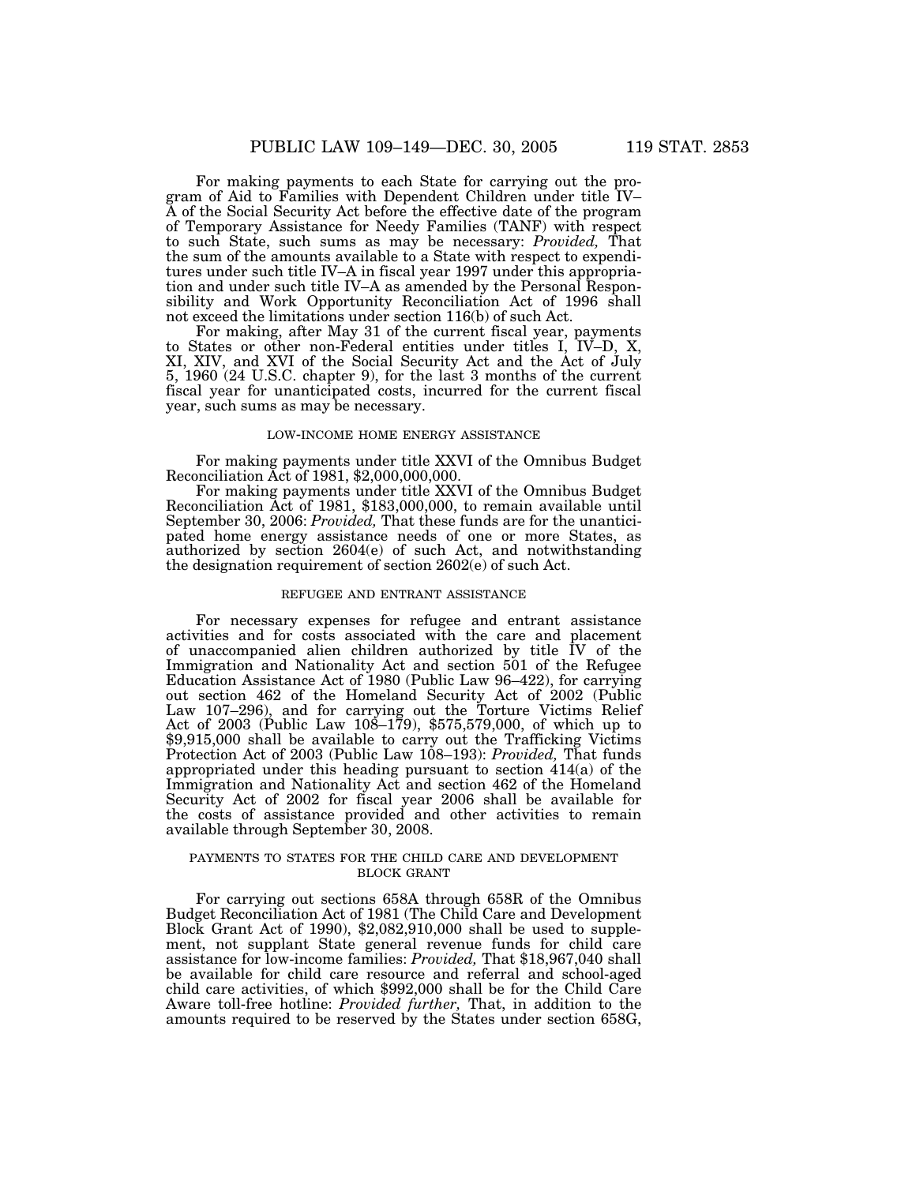For making payments to each State for carrying out the program of Aid to Families with Dependent Children under title IV–A of the Social Security Act before the effective date of the program of Temporary Assistance for Needy Families (TANF) with respect to such State, such sums as may be necessary: *Provided,* That the sum of the amounts available to a State with respect to expenditures under such title IV–A in fiscal year 1997 under this appropriation and under such title IV–A as amended by the Personal Responsibility and Work Opportunity Reconciliation Act of 1996 shall not exceed the limitations under section 116(b) of such Act.

For making, after May 31 of the current fiscal year, payments to States or other non-Federal entities under titles I, IV–D, X, XI, XIV, and XVI of the Social Security Act and the Act of July 5, 1960 (24 U.S.C. chapter 9), for the last 3 months of the current fiscal year for unanticipated costs, incurred for the current fiscal year, such sums as may be necessary.

LOW-INCOME HOME ENERGY ASSISTANCE

For making payments under title XXVI of the Omnibus Budget Reconciliation Act of 1981, $2,000,000,000.

For making payments under title XXVI of the Omnibus Budget Reconciliation Act of 1981, $183,000,000, to remain available until September 30, 2006: *Provided,* That these funds are for the unanticipated home energy assistance needs of one or more States, as authorized by section 2604(e) of such Act, and notwithstanding the designation requirement of section 2602(e) of such Act.

REFUGEE AND ENTRANT ASSISTANCE

For necessary expenses for refugee and entrant assistance activities and for costs associated with the care and placement of unaccompanied alien children authorized by title IV of the Immigration and Nationality Act and section 501 of the Refugee Education Assistance Act of 1980 (Public Law 96–422), for carrying out section 462 of the Homeland Security Act of 2002 (Public Law 107–296), and for carrying out the Torture Victims Relief Act of 2003 (Public Law 108–179), $575,579,000, of which up to $9,915,000 shall be available to carry out the Trafficking Victims Protection Act of 2003 (Public Law 108–193): *Provided,* That funds appropriated under this heading pursuant to section 414(a) of the Immigration and Nationality Act and section 462 of the Homeland Security Act of 2002 for fiscal year 2006 shall be available for the costs of assistance provided and other activities to remain available through September 30, 2008.

PAYMENTS TO STATES FOR THE CHILD CARE AND DEVELOPMENT BLOCK GRANT

For carrying out sections 658A through 658R of the Omnibus Budget Reconciliation Act of 1981 (The Child Care and Development Block Grant Act of 1990), $2,082,910,000 shall be used to supplement, not supplant State general revenue funds for child care assistance for low-income families: *Provided,* That $18,967,040 shall be available for child care resource and referral and school-aged child care activities, of which $992,000 shall be for the Child Care Aware toll-free hotline: *Provided further,* That, in addition to the amounts required to be reserved by the States under section 658G,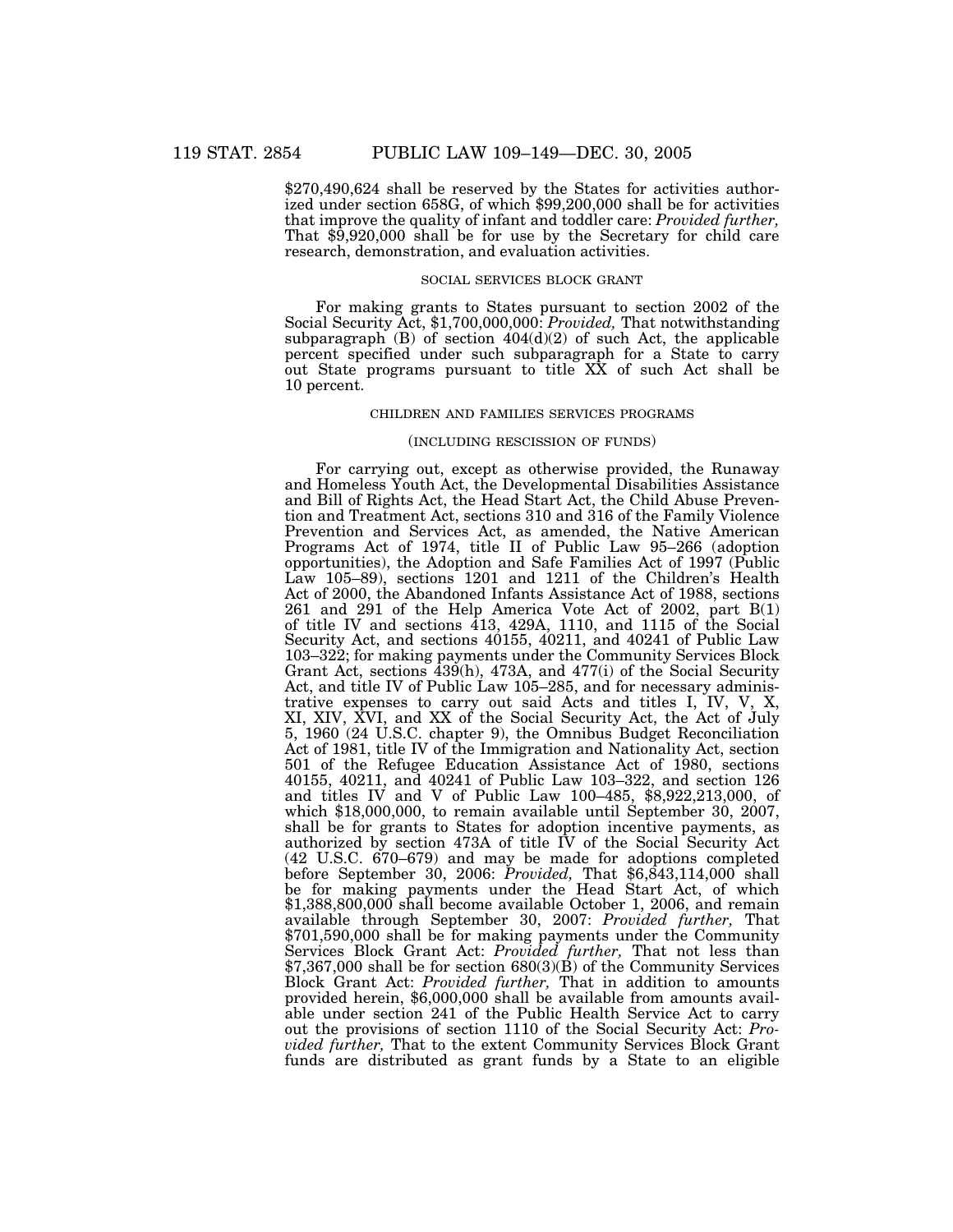$270,490,624 shall be reserved by the States for activities authorized under section 658G, of which $99,200,000 shall be for activities that improve the quality of infant and toddler care: *Provided further,* That $9,920,000 shall be for use by the Secretary for child care research, demonstration, and evaluation activities.

SOCIAL SERVICES BLOCK GRANT

For making grants to States pursuant to section 2002 of the Social Security Act, $1,700,000,000: *Provided,* That notwithstanding subparagraph (B) of section 404(d)(2) of such Act, the applicable percent specified under such subparagraph for a State to carry out State programs pursuant to title XX of such Act shall be 10 percent.

CHILDREN AND FAMILIES SERVICES PROGRAMS

(INCLUDING RESCISSION OF FUNDS)

For carrying out, except as otherwise provided, the Runaway and Homeless Youth Act, the Developmental Disabilities Assistance and Bill of Rights Act, the Head Start Act, the Child Abuse Prevention and Treatment Act, sections 310 and 316 of the Family Violence Prevention and Services Act, as amended, the Native American Programs Act of 1974, title II of Public Law 95–266 (adoption opportunities), the Adoption and Safe Families Act of 1997 (Public Law 105–89), sections 1201 and 1211 of the Children's Health Act of 2000, the Abandoned Infants Assistance Act of 1988, sections 261 and 291 of the Help America Vote Act of 2002, part B(1) of title IV and sections 413, 429A, 1110, and 1115 of the Social Security Act, and sections 40155, 40211, and 40241 of Public Law 103–322; for making payments under the Community Services Block Grant Act, sections 439(h), 473A, and 477(i) of the Social Security Act, and title IV of Public Law 105–285, and for necessary administrative expenses to carry out said Acts and titles I, IV, V, X, XI, XIV, XVI, and XX of the Social Security Act, the Act of July 5, 1960 (24 U.S.C. chapter 9), the Omnibus Budget Reconciliation Act of 1981, title IV of the Immigration and Nationality Act, section 501 of the Refugee Education Assistance Act of 1980, sections 40155, 40211, and 40241 of Public Law 103–322, and section 126 and titles IV and V of Public Law 100–485, $8,922,213,000, of which $18,000,000, to remain available until September 30, 2007, shall be for grants to States for adoption incentive payments, as authorized by section 473A of title IV of the Social Security Act (42 U.S.C. 670–679) and may be made for adoptions completed before September 30, 2006: *Provided,* That $6,843,114,000 shall be for making payments under the Head Start Act, of which $1,388,800,000 shall become available October 1, 2006, and remain available through September 30, 2007: *Provided further,* That $701,590,000 shall be for making payments under the Community Services Block Grant Act: *Provided further,* That not less than $7,367,000 shall be for section 680(3)(B) of the Community Services Block Grant Act: *Provided further,* That in addition to amounts provided herein, $6,000,000 shall be available from amounts available under section 241 of the Public Health Service Act to carry out the provisions of section 1110 of the Social Security Act: *Provided further,* That to the extent Community Services Block Grant funds are distributed as grant funds by a State to an eligible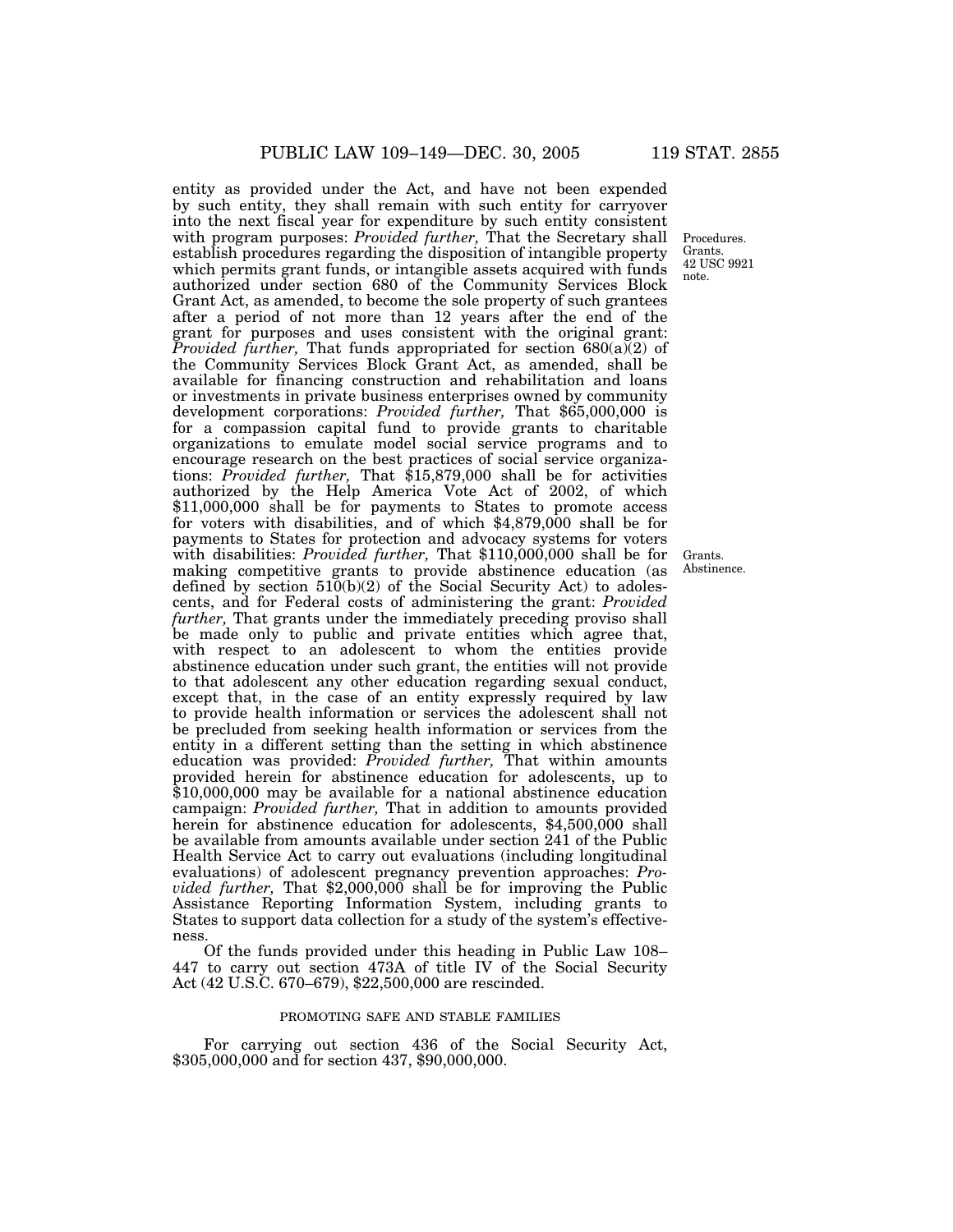entity as provided under the Act, and have not been expended by such entity, they shall remain with such entity for carryover into the next fiscal year for expenditure by such entity consistent with program purposes: *Provided further,* That the Secretary shall establish procedures regarding the disposition of intangible property which permits grant funds, or intangible assets acquired with funds authorized under section 680 of the Community Services Block Grant Act, as amended, to become the sole property of such grantees after a period of not more than 12 years after the end of the grant for purposes and uses consistent with the original grant: *Provided further,* That funds appropriated for section 680(a)(2) of the Community Services Block Grant Act, as amended, shall be available for financing construction and rehabilitation and loans or investments in private business enterprises owned by community development corporations: *Provided further,* That $65,000,000 is for a compassion capital fund to provide grants to charitable organizations to emulate model social service programs and to encourage research on the best practices of social service organizations: *Provided further,* That $15,879,000 shall be for activities authorized by the Help America Vote Act of 2002, of which $11,000,000 shall be for payments to States to promote access for voters with disabilities, and of which $4,879,000 shall be for payments to States for protection and advocacy systems for voters with disabilities: *Provided further,* That $110,000,000 shall be for making competitive grants to provide abstinence education (as defined by section 510(b)(2) of the Social Security Act) to adolescents, and for Federal costs of administering the grant: *Provided further,* That grants under the immediately preceding proviso shall be made only to public and private entities which agree that, with respect to an adolescent to whom the entities provide abstinence education under such grant, the entities will not provide to that adolescent any other education regarding sexual conduct, except that, in the case of an entity expressly required by law to provide health information or services the adolescent shall not be precluded from seeking health information or services from the entity in a different setting than the setting in which abstinence education was provided: *Provided further,* That within amounts provided herein for abstinence education for adolescents, up to $10,000,000 may be available for a national abstinence education campaign: *Provided further,* That in addition to amounts provided herein for abstinence education for adolescents, $4,500,000 shall be available from amounts available under section 241 of the Public Health Service Act to carry out evaluations (including longitudinal evaluations) of adolescent pregnancy prevention approaches: *Provided further,* That $2,000,000 shall be for improving the Public Assistance Reporting Information System, including grants to States to support data collection for a study of the system's effectiveness.

Procedures. Grants. 42 USC 9921 note.

Grants. Abstinence.

Of the funds provided under this heading in Public Law 108–447 to carry out section 473A of title IV of the Social Security Act (42 U.S.C. 670–679), $22,500,000 are rescinded.

PROMOTING SAFE AND STABLE FAMILIES

For carrying out section 436 of the Social Security Act, $305,000,000 and for section 437, $90,000,000.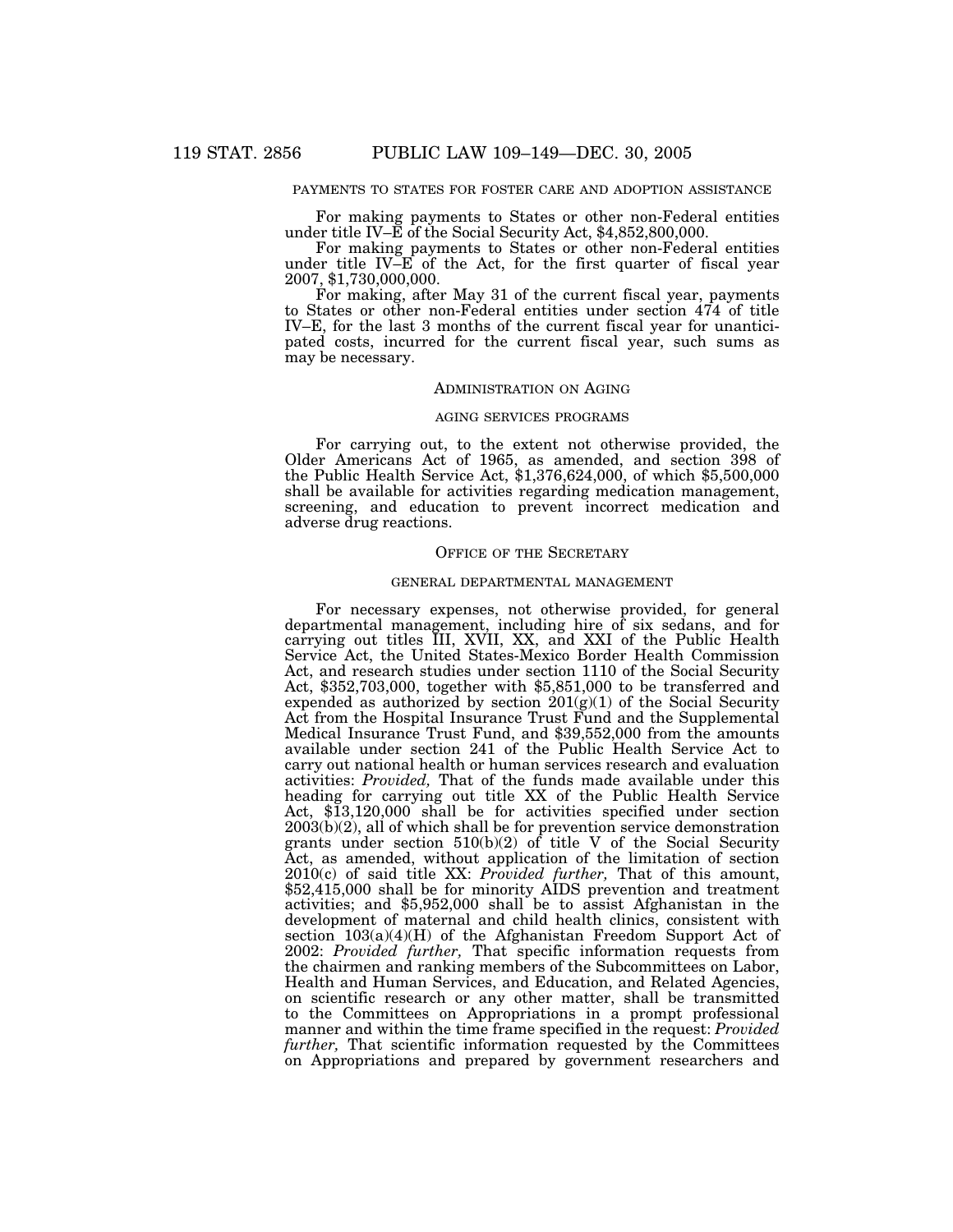PAYMENTS TO STATES FOR FOSTER CARE AND ADOPTION ASSISTANCE

For making payments to States or other non-Federal entities under title IV–E of the Social Security Act, $4,852,800,000.

For making payments to States or other non-Federal entities under title IV–E of the Act, for the first quarter of fiscal year 2007, $1,730,000,000.

For making, after May 31 of the current fiscal year, payments to States or other non-Federal entities under section 474 of title IV–E, for the last 3 months of the current fiscal year for unanticipated costs, incurred for the current fiscal year, such sums as may be necessary.

## ADMINISTRATION ON AGING

AGING SERVICES PROGRAMS

For carrying out, to the extent not otherwise provided, the Older Americans Act of 1965, as amended, and section 398 of the Public Health Service Act, $1,376,624,000, of which $5,500,000 shall be available for activities regarding medication management, screening, and education to prevent incorrect medication and adverse drug reactions.

## OFFICE OF THE SECRETARY

GENERAL DEPARTMENTAL MANAGEMENT

For necessary expenses, not otherwise provided, for general departmental management, including hire of six sedans, and for carrying out titles III, XVII, XX, and XXI of the Public Health Service Act, the United States-Mexico Border Health Commission Act, and research studies under section 1110 of the Social Security Act, $352,703,000, together with $5,851,000 to be transferred and expended as authorized by section 201(g)(1) of the Social Security Act from the Hospital Insurance Trust Fund and the Supplemental Medical Insurance Trust Fund, and $39,552,000 from the amounts available under section 241 of the Public Health Service Act to carry out national health or human services research and evaluation activities: *Provided,* That of the funds made available under this heading for carrying out title XX of the Public Health Service Act, $13,120,000 shall be for activities specified under section 2003(b)(2), all of which shall be for prevention service demonstration grants under section 510(b)(2) of title V of the Social Security Act, as amended, without application of the limitation of section 2010(c) of said title XX: *Provided further,* That of this amount, $52,415,000 shall be for minority AIDS prevention and treatment activities; and $5,952,000 shall be to assist Afghanistan in the development of maternal and child health clinics, consistent with section 103(a)(4)(H) of the Afghanistan Freedom Support Act of 2002: *Provided further,* That specific information requests from the chairmen and ranking members of the Subcommittees on Labor, Health and Human Services, and Education, and Related Agencies, on scientific research or any other matter, shall be transmitted to the Committees on Appropriations in a prompt professional manner and within the time frame specified in the request: *Provided further,* That scientific information requested by the Committees on Appropriations and prepared by government researchers and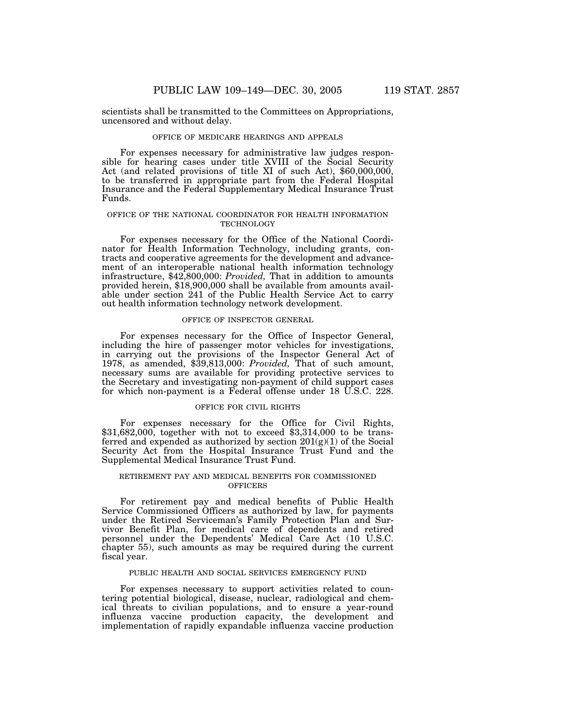scientists shall be transmitted to the Committees on Appropriations, uncensored and without delay.

OFFICE OF MEDICARE HEARINGS AND APPEALS

For expenses necessary for administrative law judges responsible for hearing cases under title XVIII of the Social Security Act (and related provisions of title XI of such Act), $60,000,000, to be transferred in appropriate part from the Federal Hospital Insurance and the Federal Supplementary Medical Insurance Trust Funds.

OFFICE OF THE NATIONAL COORDINATOR FOR HEALTH INFORMATION TECHNOLOGY

For expenses necessary for the Office of the National Coordinator for Health Information Technology, including grants, contracts and cooperative agreements for the development and advancement of an interoperable national health information technology infrastructure, $42,800,000: *Provided,* That in addition to amounts provided herein, $18,900,000 shall be available from amounts available under section 241 of the Public Health Service Act to carry out health information technology network development.

OFFICE OF INSPECTOR GENERAL

For expenses necessary for the Office of Inspector General, including the hire of passenger motor vehicles for investigations, in carrying out the provisions of the Inspector General Act of 1978, as amended, $39,813,000: *Provided,* That of such amount, necessary sums are available for providing protective services to the Secretary and investigating non-payment of child support cases for which non-payment is a Federal offense under 18 U.S.C. 228.

OFFICE FOR CIVIL RIGHTS

For expenses necessary for the Office for Civil Rights, $31,682,000, together with not to exceed $3,314,000 to be transferred and expended as authorized by section 201(g)(1) of the Social Security Act from the Hospital Insurance Trust Fund and the Supplemental Medical Insurance Trust Fund.

RETIREMENT PAY AND MEDICAL BENEFITS FOR COMMISSIONED OFFICERS

For retirement pay and medical benefits of Public Health Service Commissioned Officers as authorized by law, for payments under the Retired Serviceman's Family Protection Plan and Survivor Benefit Plan, for medical care of dependents and retired personnel under the Dependents' Medical Care Act (10 U.S.C. chapter 55), such amounts as may be required during the current fiscal year.

PUBLIC HEALTH AND SOCIAL SERVICES EMERGENCY FUND

For expenses necessary to support activities related to countering potential biological, disease, nuclear, radiological and chemical threats to civilian populations, and to ensure a year-round influenza vaccine production capacity, the development and implementation of rapidly expandable influenza vaccine production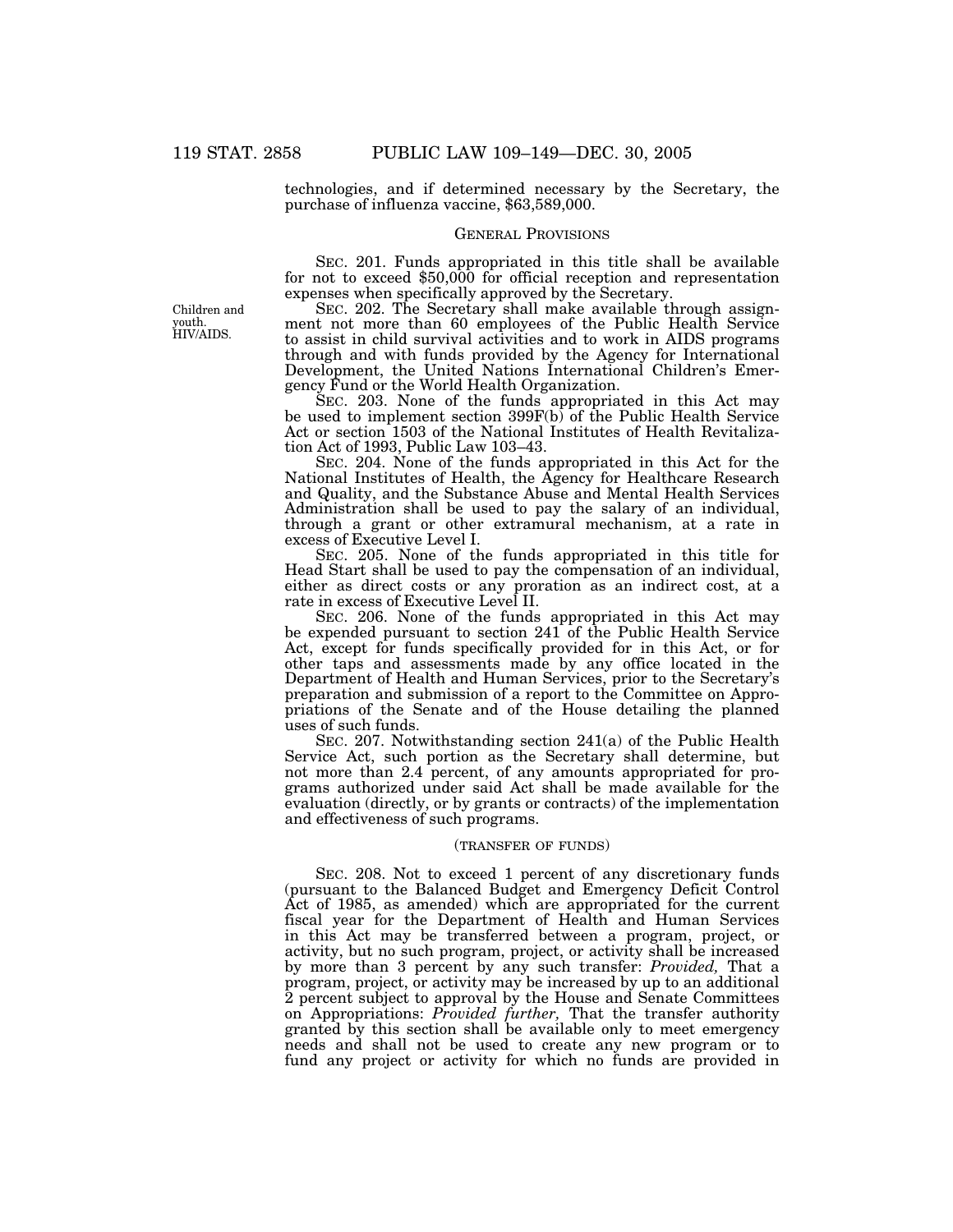technologies, and if determined necessary by the Secretary, the purchase of influenza vaccine, $63,589,000.

## General Provisions

Sec. 201. Funds appropriated in this title shall be available for not to exceed $50,000 for official reception and representation expenses when specifically approved by the Secretary.

Children and youth. HIV/AIDS.

Sec. 202. The Secretary shall make available through assignment not more than 60 employees of the Public Health Service to assist in child survival activities and to work in AIDS programs through and with funds provided by the Agency for International Development, the United Nations International Children's Emergency Fund or the World Health Organization.

Sec. 203. None of the funds appropriated in this Act may be used to implement section 399F(b) of the Public Health Service Act or section 1503 of the National Institutes of Health Revitalization Act of 1993, Public Law 103–43.

Sec. 204. None of the funds appropriated in this Act for the National Institutes of Health, the Agency for Healthcare Research and Quality, and the Substance Abuse and Mental Health Services Administration shall be used to pay the salary of an individual, through a grant or other extramural mechanism, at a rate in excess of Executive Level I.

Sec. 205. None of the funds appropriated in this title for Head Start shall be used to pay the compensation of an individual, either as direct costs or any proration as an indirect cost, at a rate in excess of Executive Level II.

Sec. 206. None of the funds appropriated in this Act may be expended pursuant to section 241 of the Public Health Service Act, except for funds specifically provided for in this Act, or for other taps and assessments made by any office located in the Department of Health and Human Services, prior to the Secretary's preparation and submission of a report to the Committee on Appropriations of the Senate and of the House detailing the planned uses of such funds.

Sec. 207. Notwithstanding section 241(a) of the Public Health Service Act, such portion as the Secretary shall determine, but not more than 2.4 percent, of any amounts appropriated for programs authorized under said Act shall be made available for the evaluation (directly, or by grants or contracts) of the implementation and effectiveness of such programs.

(transfer of funds)

Sec. 208. Not to exceed 1 percent of any discretionary funds (pursuant to the Balanced Budget and Emergency Deficit Control Act of 1985, as amended) which are appropriated for the current fiscal year for the Department of Health and Human Services in this Act may be transferred between a program, project, or activity, but no such program, project, or activity shall be increased by more than 3 percent by any such transfer: *Provided,* That a program, project, or activity may be increased by up to an additional 2 percent subject to approval by the House and Senate Committees on Appropriations: *Provided further,* That the transfer authority granted by this section shall be available only to meet emergency needs and shall not be used to create any new program or to fund any project or activity for which no funds are provided in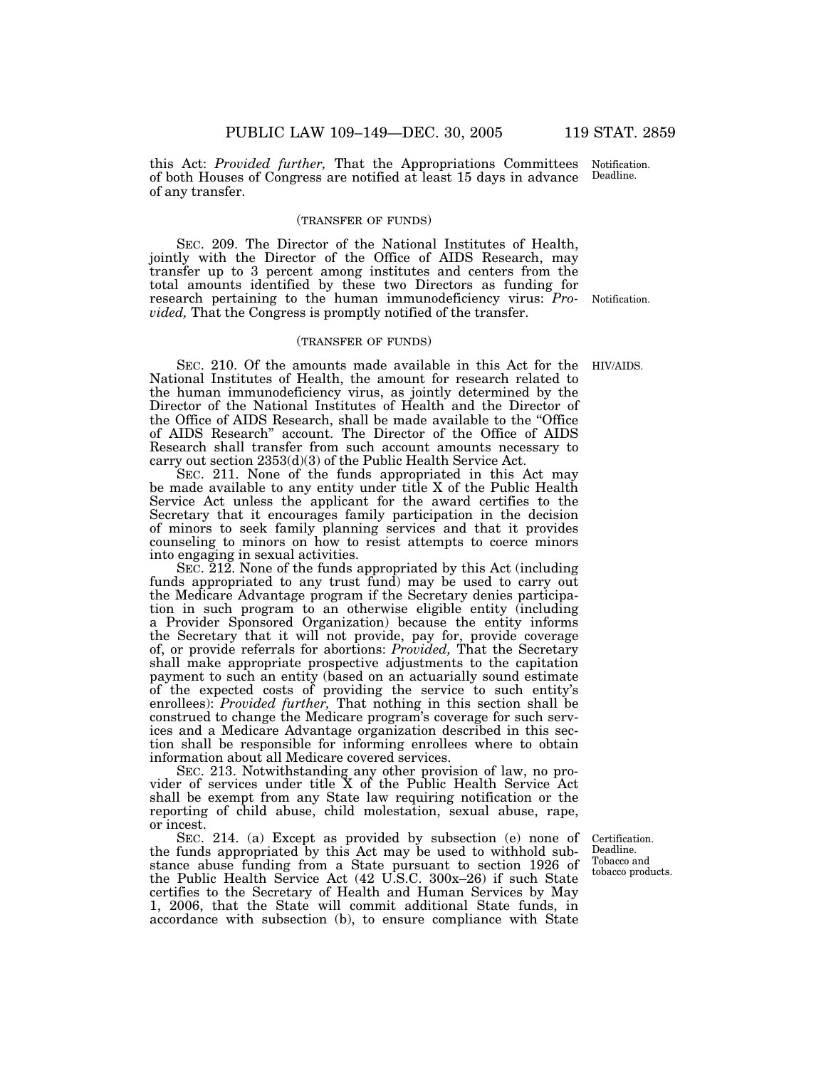this Act: *Provided further,* That the Appropriations Committees of both Houses of Congress are notified at least 15 days in advance of any transfer.

Notification. Deadline.

(TRANSFER OF FUNDS)

SEC. 209. The Director of the National Institutes of Health, jointly with the Director of the Office of AIDS Research, may transfer up to 3 percent among institutes and centers from the total amounts identified by these two Directors as funding for research pertaining to the human immunodeficiency virus: *Provided,* That the Congress is promptly notified of the transfer.

Notification.

(TRANSFER OF FUNDS)

HIV/AIDS.

SEC. 210. Of the amounts made available in this Act for the National Institutes of Health, the amount for research related to the human immunodeficiency virus, as jointly determined by the Director of the National Institutes of Health and the Director of the Office of AIDS Research, shall be made available to the "Office of AIDS Research" account. The Director of the Office of AIDS Research shall transfer from such account amounts necessary to carry out section 2353(d)(3) of the Public Health Service Act.

SEC. 211. None of the funds appropriated in this Act may be made available to any entity under title X of the Public Health Service Act unless the applicant for the award certifies to the Secretary that it encourages family participation in the decision of minors to seek family planning services and that it provides counseling to minors on how to resist attempts to coerce minors into engaging in sexual activities.

SEC. 212. None of the funds appropriated by this Act (including funds appropriated to any trust fund) may be used to carry out the Medicare Advantage program if the Secretary denies participation in such program to an otherwise eligible entity (including a Provider Sponsored Organization) because the entity informs the Secretary that it will not provide, pay for, provide coverage of, or provide referrals for abortions: *Provided,* That the Secretary shall make appropriate prospective adjustments to the capitation payment to such an entity (based on an actuarially sound estimate of the expected costs of providing the service to such entity's enrollees): *Provided further,* That nothing in this section shall be construed to change the Medicare program's coverage for such services and a Medicare Advantage organization described in this section shall be responsible for informing enrollees where to obtain information about all Medicare covered services.

SEC. 213. Notwithstanding any other provision of law, no provider of services under title X of the Public Health Service Act shall be exempt from any State law requiring notification or the reporting of child abuse, child molestation, sexual abuse, rape, or incest.

Certification. Deadline. Tobacco and tobacco products.

SEC. 214. (a) Except as provided by subsection (e) none of the funds appropriated by this Act may be used to withhold substance abuse funding from a State pursuant to section 1926 of the Public Health Service Act (42 U.S.C. 300x–26) if such State certifies to the Secretary of Health and Human Services by May 1, 2006, that the State will commit additional State funds, in accordance with subsection (b), to ensure compliance with State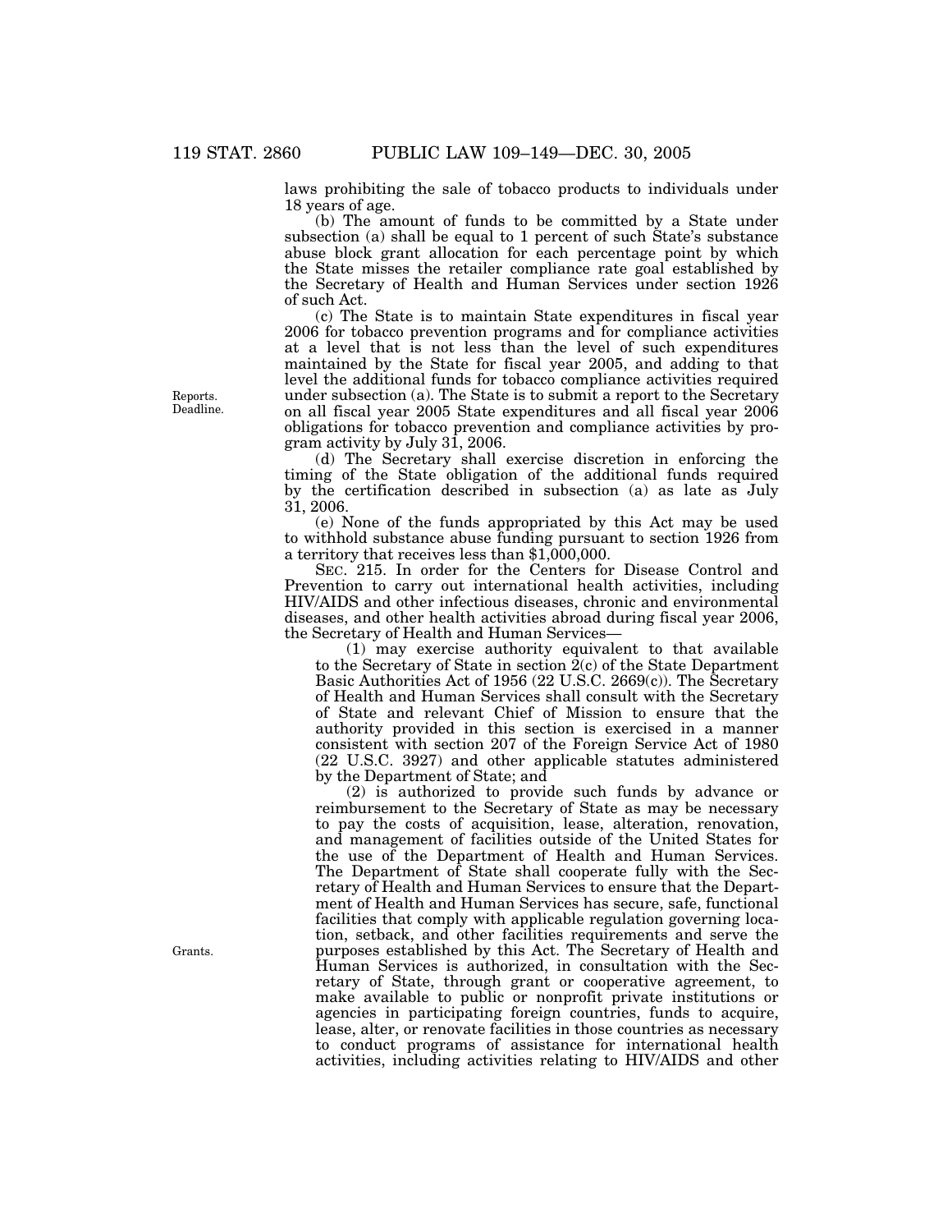laws prohibiting the sale of tobacco products to individuals under 18 years of age.

(b) The amount of funds to be committed by a State under subsection (a) shall be equal to 1 percent of such State's substance abuse block grant allocation for each percentage point by which the State misses the retailer compliance rate goal established by the Secretary of Health and Human Services under section 1926 of such Act.

(c) The State is to maintain State expenditures in fiscal year 2006 for tobacco prevention programs and for compliance activities at a level that is not less than the level of such expenditures maintained by the State for fiscal year 2005, and adding to that level the additional funds for tobacco compliance activities required under subsection (a). The State is to submit a report to the Secretary on all fiscal year 2005 State expenditures and all fiscal year 2006 obligations for tobacco prevention and compliance activities by program activity by July 31, 2006.

Reports. Deadline.

(d) The Secretary shall exercise discretion in enforcing the timing of the State obligation of the additional funds required by the certification described in subsection (a) as late as July 31, 2006.

(e) None of the funds appropriated by this Act may be used to withhold substance abuse funding pursuant to section 1926 from a territory that receives less than $1,000,000.

SEC. 215. In order for the Centers for Disease Control and Prevention to carry out international health activities, including HIV/AIDS and other infectious diseases, chronic and environmental diseases, and other health activities abroad during fiscal year 2006, the Secretary of Health and Human Services—

(1) may exercise authority equivalent to that available to the Secretary of State in section 2(c) of the State Department Basic Authorities Act of 1956 (22 U.S.C. 2669(c)). The Secretary of Health and Human Services shall consult with the Secretary of State and relevant Chief of Mission to ensure that the authority provided in this section is exercised in a manner consistent with section 207 of the Foreign Service Act of 1980 (22 U.S.C. 3927) and other applicable statutes administered by the Department of State; and

(2) is authorized to provide such funds by advance or reimbursement to the Secretary of State as may be necessary to pay the costs of acquisition, lease, alteration, renovation, and management of facilities outside of the United States for the use of the Department of Health and Human Services. The Department of State shall cooperate fully with the Secretary of Health and Human Services to ensure that the Department of Health and Human Services has secure, safe, functional facilities that comply with applicable regulation governing location, setback, and other facilities requirements and serve the purposes established by this Act. The Secretary of Health and Human Services is authorized, in consultation with the Secretary of State, through grant or cooperative agreement, to make available to public or nonprofit private institutions or agencies in participating foreign countries, funds to acquire, lease, alter, or renovate facilities in those countries as necessary to conduct programs of assistance for international health activities, including activities relating to HIV/AIDS and other

Grants.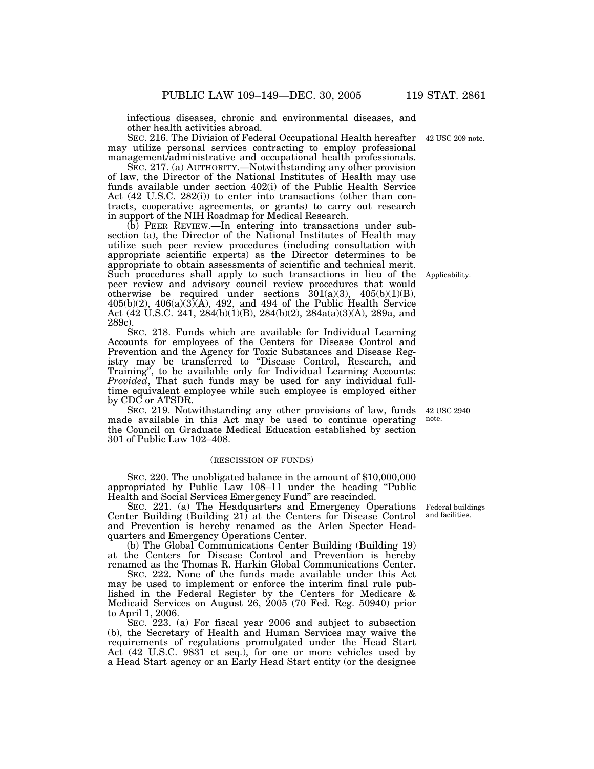infectious diseases, chronic and environmental diseases, and other health activities abroad.

42 USC 209 note.

SEC. 216. The Division of Federal Occupational Health hereafter may utilize personal services contracting to employ professional management/administrative and occupational health professionals.

SEC. 217. (a) AUTHORITY.—Notwithstanding any other provision of law, the Director of the National Institutes of Health may use funds available under section 402(i) of the Public Health Service Act (42 U.S.C. 282(i)) to enter into transactions (other than contracts, cooperative agreements, or grants) to carry out research in support of the NIH Roadmap for Medical Research.

(b) PEER REVIEW.—In entering into transactions under subsection (a), the Director of the National Institutes of Health may utilize such peer review procedures (including consultation with appropriate scientific experts) as the Director determines to be appropriate to obtain assessments of scientific and technical merit. Such procedures shall apply to such transactions in lieu of the peer review and advisory council review procedures that would otherwise be required under sections 301(a)(3), 405(b)(1)(B), 405(b)(2), 406(a)(3)(A), 492, and 494 of the Public Health Service Act (42 U.S.C. 241, 284(b)(1)(B), 284(b)(2), 284a(a)(3)(A), 289a, and 289c).

Applicability.

SEC. 218. Funds which are available for Individual Learning Accounts for employees of the Centers for Disease Control and Prevention and the Agency for Toxic Substances and Disease Registry may be transferred to "Disease Control, Research, and Training", to be available only for Individual Learning Accounts: *Provided*, That such funds may be used for any individual full-time equivalent employee while such employee is employed either by CDC or ATSDR.

42 USC 2940 note.

SEC. 219. Notwithstanding any other provisions of law, funds made available in this Act may be used to continue operating the Council on Graduate Medical Education established by section 301 of Public Law 102–408.

(RESCISSION OF FUNDS)

SEC. 220. The unobligated balance in the amount of $10,000,000 appropriated by Public Law 108–11 under the heading "Public Health and Social Services Emergency Fund" are rescinded.

Federal buildings and facilities.

SEC. 221. (a) The Headquarters and Emergency Operations Center Building (Building 21) at the Centers for Disease Control and Prevention is hereby renamed as the Arlen Specter Headquarters and Emergency Operations Center.

(b) The Global Communications Center Building (Building 19) at the Centers for Disease Control and Prevention is hereby renamed as the Thomas R. Harkin Global Communications Center.

SEC. 222. None of the funds made available under this Act may be used to implement or enforce the interim final rule published in the Federal Register by the Centers for Medicare & Medicaid Services on August 26, 2005 (70 Fed. Reg. 50940) prior to April 1, 2006.

SEC. 223. (a) For fiscal year 2006 and subject to subsection (b), the Secretary of Health and Human Services may waive the requirements of regulations promulgated under the Head Start Act (42 U.S.C. 9831 et seq.), for one or more vehicles used by a Head Start agency or an Early Head Start entity (or the designee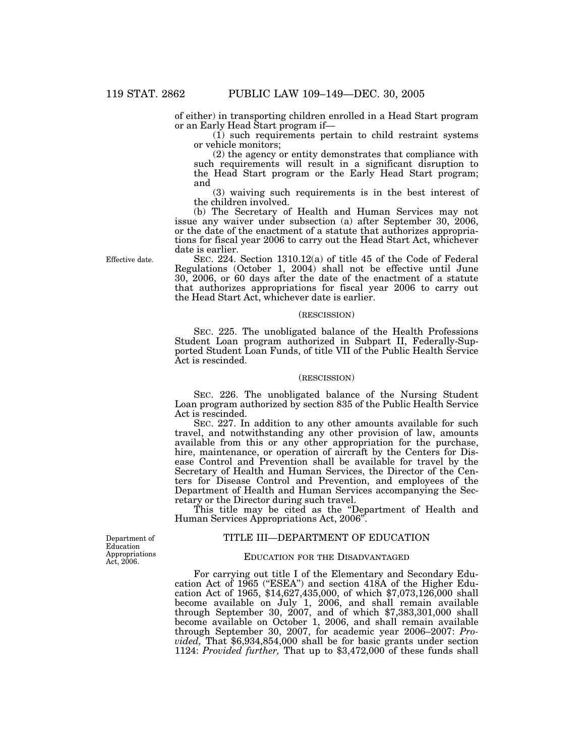of either) in transporting children enrolled in a Head Start program or an Early Head Start program if—

(1) such requirements pertain to child restraint systems or vehicle monitors;

(2) the agency or entity demonstrates that compliance with such requirements will result in a significant disruption to the Head Start program or the Early Head Start program; and

(3) waiving such requirements is in the best interest of the children involved.

(b) The Secretary of Health and Human Services may not issue any waiver under subsection (a) after September 30, 2006, or the date of the enactment of a statute that authorizes appropriations for fiscal year 2006 to carry out the Head Start Act, whichever date is earlier.

Effective date.

SEC. 224. Section 1310.12(a) of title 45 of the Code of Federal Regulations (October 1, 2004) shall not be effective until June 30, 2006, or 60 days after the date of the enactment of a statute that authorizes appropriations for fiscal year 2006 to carry out the Head Start Act, whichever date is earlier.

(RESCISSION)

SEC. 225. The unobligated balance of the Health Professions Student Loan program authorized in Subpart II, Federally-Supported Student Loan Funds, of title VII of the Public Health Service Act is rescinded.

(RESCISSION)

SEC. 226. The unobligated balance of the Nursing Student Loan program authorized by section 835 of the Public Health Service Act is rescinded.

SEC. 227. In addition to any other amounts available for such travel, and notwithstanding any other provision of law, amounts available from this or any other appropriation for the purchase, hire, maintenance, or operation of aircraft by the Centers for Disease Control and Prevention shall be available for travel by the Secretary of Health and Human Services, the Director of the Centers for Disease Control and Prevention, and employees of the Department of Health and Human Services accompanying the Secretary or the Director during such travel.

This title may be cited as the "Department of Health and Human Services Appropriations Act, 2006".

Department of Education Appropriations Act, 2006.

## TITLE III—DEPARTMENT OF EDUCATION

### EDUCATION FOR THE DISADVANTAGED

For carrying out title I of the Elementary and Secondary Education Act of 1965 ("ESEA") and section 418A of the Higher Education Act of 1965, $14,627,435,000, of which $7,073,126,000 shall become available on July 1, 2006, and shall remain available through September 30, 2007, and of which $7,383,301,000 shall become available on October 1, 2006, and shall remain available through September 30, 2007, for academic year 2006–2007: *Provided,* That $6,934,854,000 shall be for basic grants under section 1124: *Provided further,* That up to $3,472,000 of these funds shall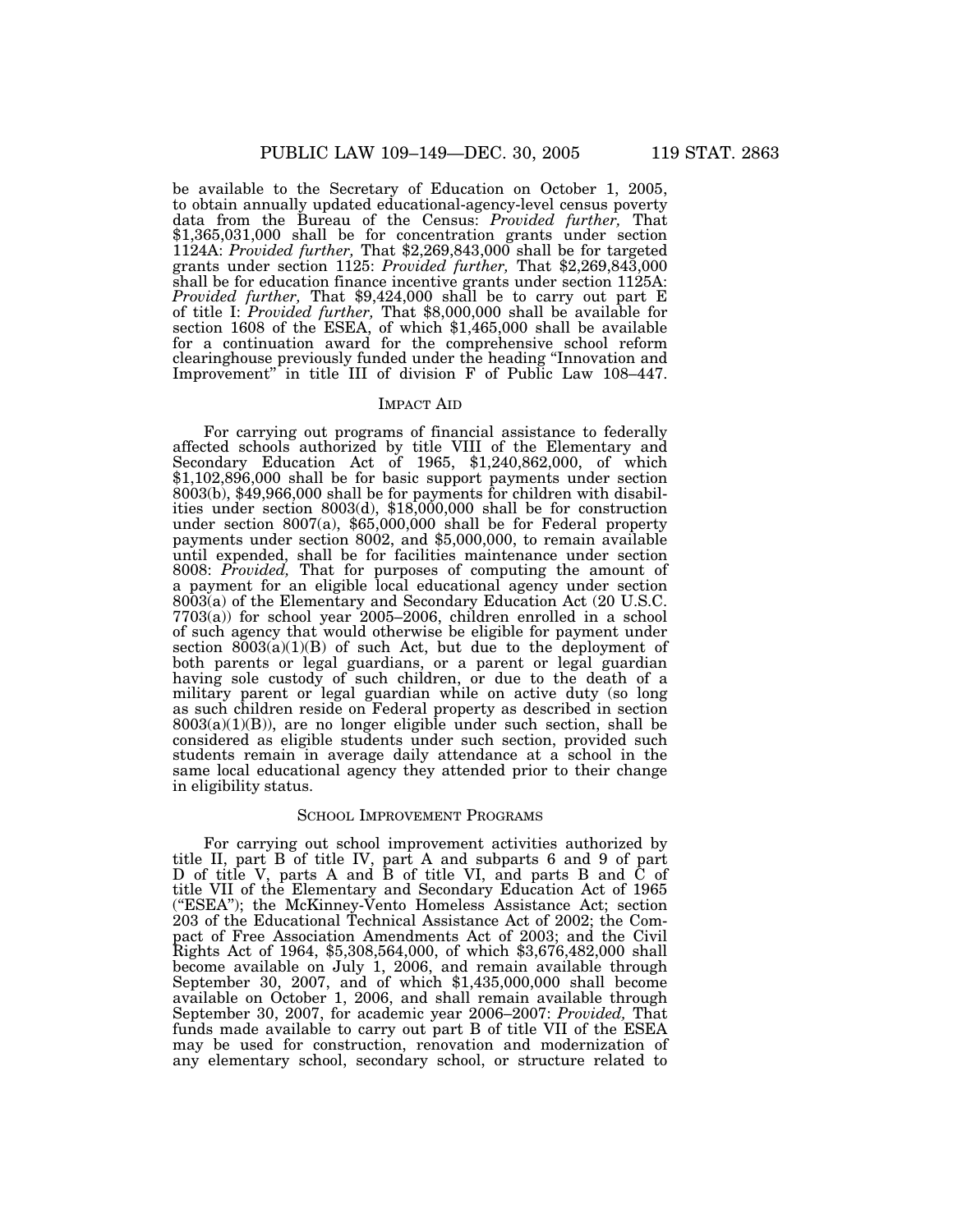be available to the Secretary of Education on October 1, 2005, to obtain annually updated educational-agency-level census poverty data from the Bureau of the Census: *Provided further,* That $1,365,031,000 shall be for concentration grants under section 1124A: *Provided further,* That $2,269,843,000 shall be for targeted grants under section 1125: *Provided further,* That $2,269,843,000 shall be for education finance incentive grants under section 1125A: *Provided further,* That $9,424,000 shall be to carry out part E of title I: *Provided further,* That $8,000,000 shall be available for section 1608 of the ESEA, of which $1,465,000 shall be available for a continuation award for the comprehensive school reform clearinghouse previously funded under the heading "Innovation and Improvement" in title III of division F of Public Law 108–447.

### IMPACT AID

For carrying out programs of financial assistance to federally affected schools authorized by title VIII of the Elementary and Secondary Education Act of 1965, $1,240,862,000, of which $1,102,896,000 shall be for basic support payments under section 8003(b), $49,966,000 shall be for payments for children with disabilities under section 8003(d), $18,000,000 shall be for construction under section 8007(a), $65,000,000 shall be for Federal property payments under section 8002, and $5,000,000, to remain available until expended, shall be for facilities maintenance under section 8008: *Provided,* That for purposes of computing the amount of a payment for an eligible local educational agency under section 8003(a) of the Elementary and Secondary Education Act (20 U.S.C. 7703(a)) for school year 2005–2006, children enrolled in a school of such agency that would otherwise be eligible for payment under section 8003(a)(1)(B) of such Act, but due to the deployment of both parents or legal guardians, or a parent or legal guardian having sole custody of such children, or due to the death of a military parent or legal guardian while on active duty (so long as such children reside on Federal property as described in section 8003(a)(1)(B)), are no longer eligible under such section, shall be considered as eligible students under such section, provided such students remain in average daily attendance at a school in the same local educational agency they attended prior to their change in eligibility status.

### SCHOOL IMPROVEMENT PROGRAMS

For carrying out school improvement activities authorized by title II, part B of title IV, part A and subparts 6 and 9 of part D of title V, parts A and B of title VI, and parts B and C of title VII of the Elementary and Secondary Education Act of 1965 ("ESEA"); the McKinney-Vento Homeless Assistance Act; section 203 of the Educational Technical Assistance Act of 2002; the Compact of Free Association Amendments Act of 2003; and the Civil Rights Act of 1964, $5,308,564,000, of which $3,676,482,000 shall become available on July 1, 2006, and remain available through September 30, 2007, and of which $1,435,000,000 shall become available on October 1, 2006, and shall remain available through September 30, 2007, for academic year 2006–2007: *Provided,* That funds made available to carry out part B of title VII of the ESEA may be used for construction, renovation and modernization of any elementary school, secondary school, or structure related to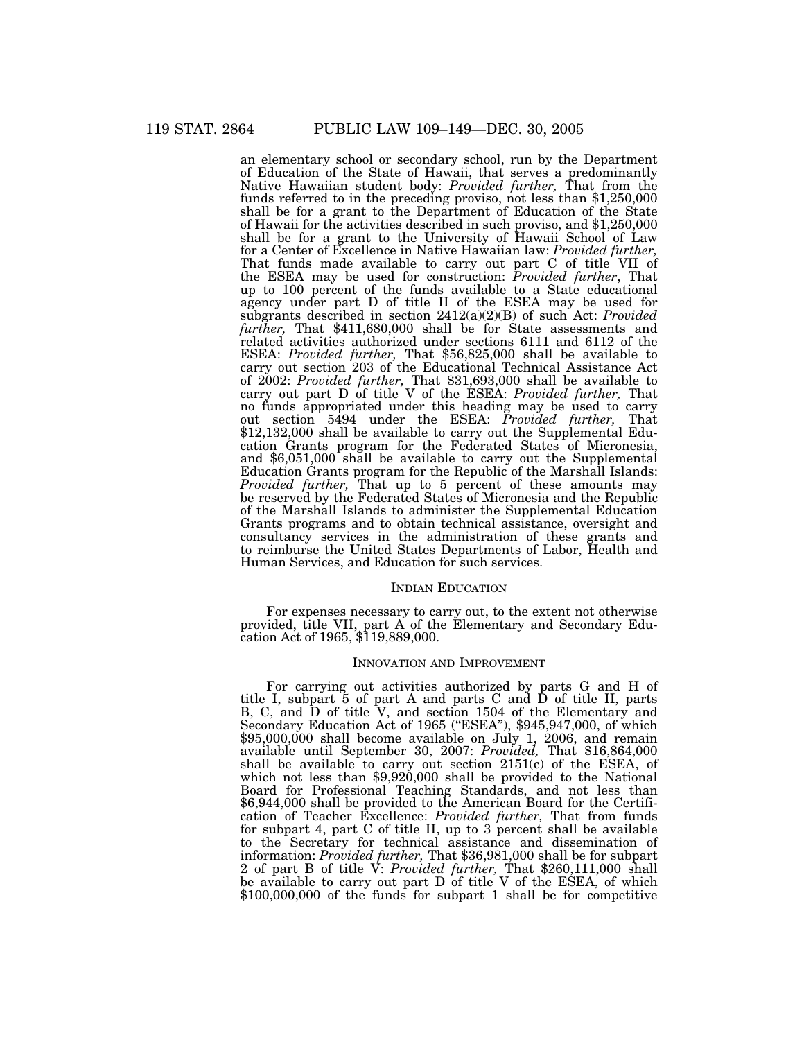an elementary school or secondary school, run by the Department of Education of the State of Hawaii, that serves a predominantly Native Hawaiian student body: *Provided further,* That from the funds referred to in the preceding proviso, not less than $1,250,000 shall be for a grant to the Department of Education of the State of Hawaii for the activities described in such proviso, and $1,250,000 shall be for a grant to the University of Hawaii School of Law for a Center of Excellence in Native Hawaiian law: *Provided further,* That funds made available to carry out part C of title VII of the ESEA may be used for construction: *Provided further*, That up to 100 percent of the funds available to a State educational agency under part D of title II of the ESEA may be used for subgrants described in section 2412(a)(2)(B) of such Act: *Provided further,* That $411,680,000 shall be for State assessments and related activities authorized under sections 6111 and 6112 of the ESEA: *Provided further,* That $56,825,000 shall be available to carry out section 203 of the Educational Technical Assistance Act of 2002: *Provided further,* That $31,693,000 shall be available to carry out part D of title V of the ESEA: *Provided further,* That no funds appropriated under this heading may be used to carry out section 5494 under the ESEA: *Provided further,* That $12,132,000 shall be available to carry out the Supplemental Education Grants program for the Federated States of Micronesia, and $6,051,000 shall be available to carry out the Supplemental Education Grants program for the Republic of the Marshall Islands: *Provided further,* That up to 5 percent of these amounts may be reserved by the Federated States of Micronesia and the Republic of the Marshall Islands to administer the Supplemental Education Grants programs and to obtain technical assistance, oversight and consultancy services in the administration of these grants and to reimburse the United States Departments of Labor, Health and Human Services, and Education for such services.

## INDIAN EDUCATION

For expenses necessary to carry out, to the extent not otherwise provided, title VII, part A of the Elementary and Secondary Education Act of 1965, $119,889,000.

## INNOVATION AND IMPROVEMENT

For carrying out activities authorized by parts G and H of title I, subpart 5 of part A and parts C and D of title II, parts B, C, and D of title V, and section 1504 of the Elementary and Secondary Education Act of 1965 ("ESEA"), $945,947,000, of which $95,000,000 shall become available on July 1, 2006, and remain available until September 30, 2007: *Provided,* That $16,864,000 shall be available to carry out section 2151(c) of the ESEA, of which not less than $9,920,000 shall be provided to the National Board for Professional Teaching Standards, and not less than $6,944,000 shall be provided to the American Board for the Certification of Teacher Excellence: *Provided further,* That from funds for subpart 4, part C of title II, up to 3 percent shall be available to the Secretary for technical assistance and dissemination of information: *Provided further,* That $36,981,000 shall be for subpart 2 of part B of title V: *Provided further,* That $260,111,000 shall be available to carry out part D of title V of the ESEA, of which $100,000,000 of the funds for subpart 1 shall be for competitive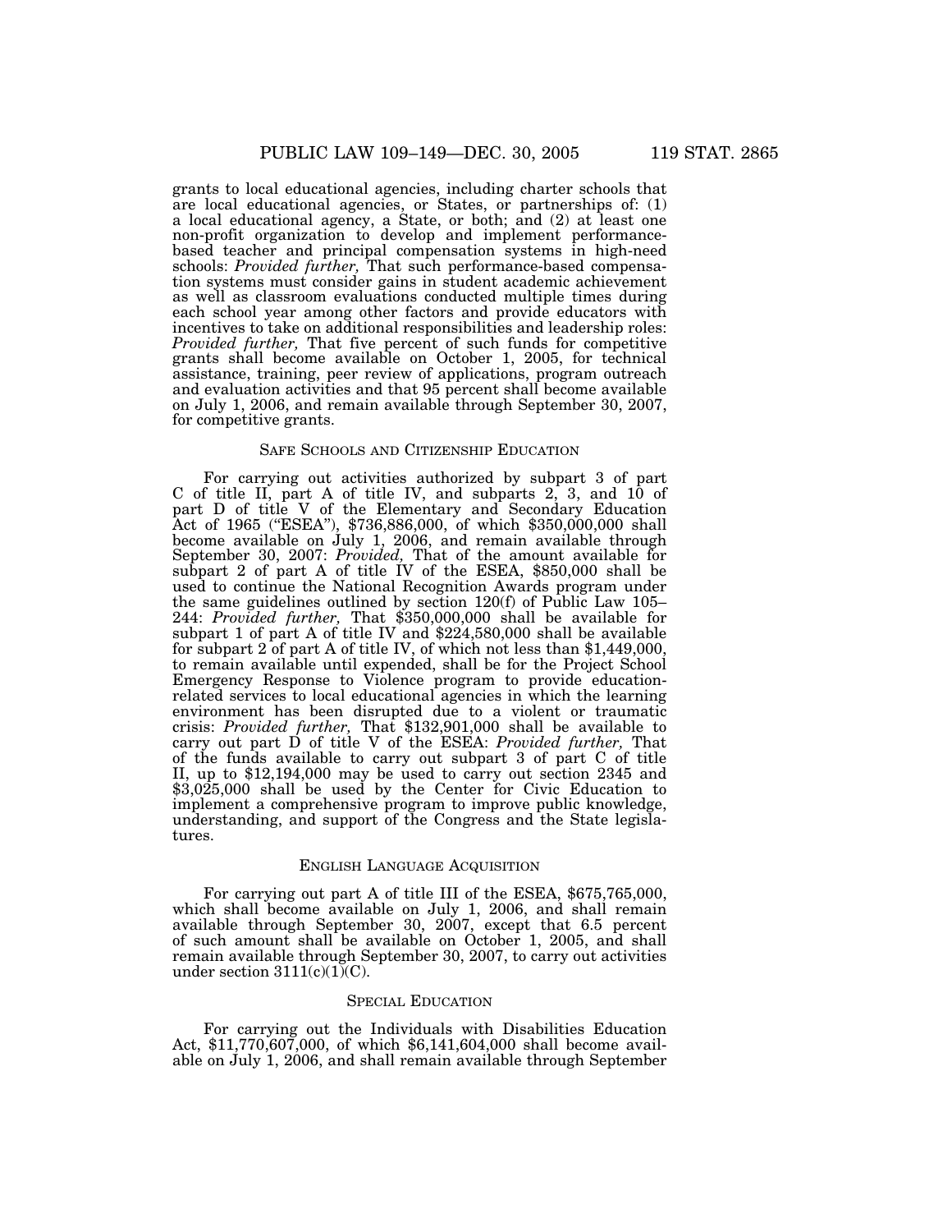grants to local educational agencies, including charter schools that are local educational agencies, or States, or partnerships of: (1) a local educational agency, a State, or both; and (2) at least one non-profit organization to develop and implement performance-based teacher and principal compensation systems in high-need schools: *Provided further,* That such performance-based compensation systems must consider gains in student academic achievement as well as classroom evaluations conducted multiple times during each school year among other factors and provide educators with incentives to take on additional responsibilities and leadership roles: *Provided further,* That five percent of such funds for competitive grants shall become available on October 1, 2005, for technical assistance, training, peer review of applications, program outreach and evaluation activities and that 95 percent shall become available on July 1, 2006, and remain available through September 30, 2007, for competitive grants.

## SAFE SCHOOLS AND CITIZENSHIP EDUCATION

For carrying out activities authorized by subpart 3 of part C of title II, part A of title IV, and subparts 2, 3, and 10 of part D of title V of the Elementary and Secondary Education Act of 1965 ("ESEA"), $736,886,000, of which $350,000,000 shall become available on July 1, 2006, and remain available through September 30, 2007: *Provided,* That of the amount available for subpart 2 of part A of title IV of the ESEA, $850,000 shall be used to continue the National Recognition Awards program under the same guidelines outlined by section 120(f) of Public Law 105–244: *Provided further,* That $350,000,000 shall be available for subpart 1 of part A of title IV and $224,580,000 shall be available for subpart 2 of part A of title IV, of which not less than $1,449,000, to remain available until expended, shall be for the Project School Emergency Response to Violence program to provide education-related services to local educational agencies in which the learning environment has been disrupted due to a violent or traumatic crisis: *Provided further,* That $132,901,000 shall be available to carry out part D of title V of the ESEA: *Provided further,* That of the funds available to carry out subpart 3 of part C of title II, up to $12,194,000 may be used to carry out section 2345 and $3,025,000 shall be used by the Center for Civic Education to implement a comprehensive program to improve public knowledge, understanding, and support of the Congress and the State legislatures.

## ENGLISH LANGUAGE ACQUISITION

For carrying out part A of title III of the ESEA, $675,765,000, which shall become available on July 1, 2006, and shall remain available through September 30, 2007, except that 6.5 percent of such amount shall be available on October 1, 2005, and shall remain available through September 30, 2007, to carry out activities under section 3111(c)(1)(C).

## SPECIAL EDUCATION

For carrying out the Individuals with Disabilities Education Act, $11,770,607,000, of which $6,141,604,000 shall become available on July 1, 2006, and shall remain available through September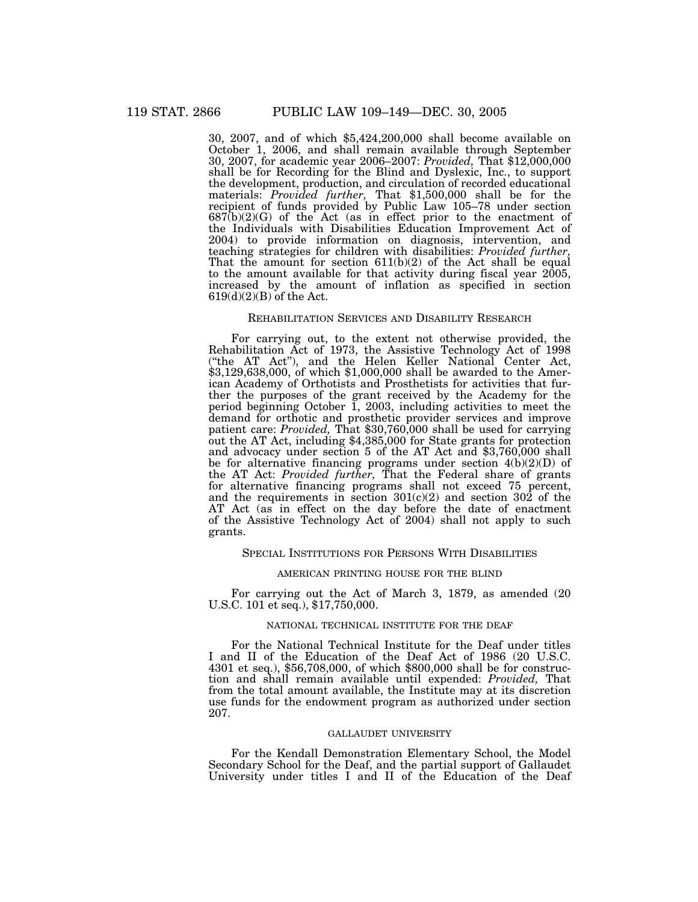30, 2007, and of which $5,424,200,000 shall become available on October 1, 2006, and shall remain available through September 30, 2007, for academic year 2006–2007: *Provided,* That $12,000,000 shall be for Recording for the Blind and Dyslexic, Inc., to support the development, production, and circulation of recorded educational materials: *Provided further,* That $1,500,000 shall be for the recipient of funds provided by Public Law 105–78 under section 687(b)(2)(G) of the Act (as in effect prior to the enactment of the Individuals with Disabilities Education Improvement Act of 2004) to provide information on diagnosis, intervention, and teaching strategies for children with disabilities: *Provided further,* That the amount for section 611(b)(2) of the Act shall be equal to the amount available for that activity during fiscal year 2005, increased by the amount of inflation as specified in section 619(d)(2)(B) of the Act.

## REHABILITATION SERVICES AND DISABILITY RESEARCH

For carrying out, to the extent not otherwise provided, the Rehabilitation Act of 1973, the Assistive Technology Act of 1998 ("the AT Act"), and the Helen Keller National Center Act, $3,129,638,000, of which $1,000,000 shall be awarded to the American Academy of Orthotists and Prosthetists for activities that further the purposes of the grant received by the Academy for the period beginning October 1, 2003, including activities to meet the demand for orthotic and prosthetic provider services and improve patient care: *Provided,* That $30,760,000 shall be used for carrying out the AT Act, including $4,385,000 for State grants for protection and advocacy under section 5 of the AT Act and $3,760,000 shall be for alternative financing programs under section 4(b)(2)(D) of the AT Act: *Provided further,* That the Federal share of grants for alternative financing programs shall not exceed 75 percent, and the requirements in section 301(c)(2) and section 302 of the AT Act (as in effect on the day before the date of enactment of the Assistive Technology Act of 2004) shall not apply to such grants.

## SPECIAL INSTITUTIONS FOR PERSONS WITH DISABILITIES

### AMERICAN PRINTING HOUSE FOR THE BLIND

For carrying out the Act of March 3, 1879, as amended (20 U.S.C. 101 et seq.), $17,750,000.

### NATIONAL TECHNICAL INSTITUTE FOR THE DEAF

For the National Technical Institute for the Deaf under titles I and II of the Education of the Deaf Act of 1986 (20 U.S.C. 4301 et seq.), $56,708,000, of which $800,000 shall be for construction and shall remain available until expended: *Provided,* That from the total amount available, the Institute may at its discretion use funds for the endowment program as authorized under section 207.

### GALLAUDET UNIVERSITY

For the Kendall Demonstration Elementary School, the Model Secondary School for the Deaf, and the partial support of Gallaudet University under titles I and II of the Education of the Deaf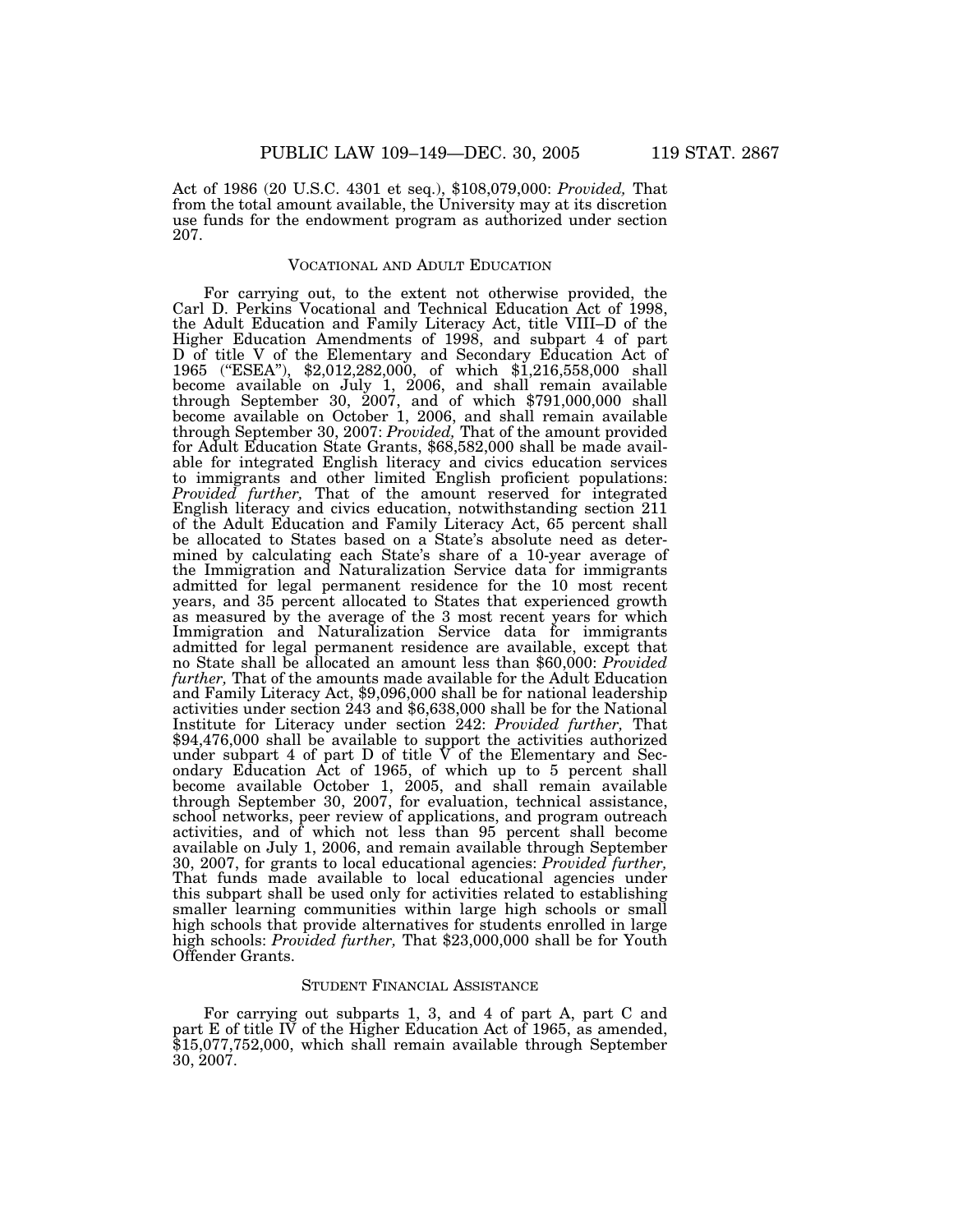Act of 1986 (20 U.S.C. 4301 et seq.), $108,079,000: *Provided,* That from the total amount available, the University may at its discretion use funds for the endowment program as authorized under section 207.

## VOCATIONAL AND ADULT EDUCATION

For carrying out, to the extent not otherwise provided, the Carl D. Perkins Vocational and Technical Education Act of 1998, the Adult Education and Family Literacy Act, title VIII–D of the Higher Education Amendments of 1998, and subpart 4 of part D of title V of the Elementary and Secondary Education Act of 1965 ("ESEA"), $2,012,282,000, of which $1,216,558,000 shall become available on July 1, 2006, and shall remain available through September 30, 2007, and of which $791,000,000 shall become available on October 1, 2006, and shall remain available through September 30, 2007: *Provided,* That of the amount provided for Adult Education State Grants, $68,582,000 shall be made available for integrated English literacy and civics education services to immigrants and other limited English proficient populations: *Provided further,* That of the amount reserved for integrated English literacy and civics education, notwithstanding section 211 of the Adult Education and Family Literacy Act, 65 percent shall be allocated to States based on a State's absolute need as determined by calculating each State's share of a 10-year average of the Immigration and Naturalization Service data for immigrants admitted for legal permanent residence for the 10 most recent years, and 35 percent allocated to States that experienced growth as measured by the average of the 3 most recent years for which Immigration and Naturalization Service data for immigrants admitted for legal permanent residence are available, except that no State shall be allocated an amount less than $60,000: *Provided further,* That of the amounts made available for the Adult Education and Family Literacy Act, $9,096,000 shall be for national leadership activities under section 243 and $6,638,000 shall be for the National Institute for Literacy under section 242: *Provided further,* That $94,476,000 shall be available to support the activities authorized under subpart 4 of part D of title V of the Elementary and Secondary Education Act of 1965, of which up to 5 percent shall become available October 1, 2005, and shall remain available through September 30, 2007, for evaluation, technical assistance, school networks, peer review of applications, and program outreach activities, and of which not less than 95 percent shall become available on July 1, 2006, and remain available through September 30, 2007, for grants to local educational agencies: *Provided further,* That funds made available to local educational agencies under this subpart shall be used only for activities related to establishing smaller learning communities within large high schools or small high schools that provide alternatives for students enrolled in large high schools: *Provided further,* That $23,000,000 shall be for Youth Offender Grants.

## STUDENT FINANCIAL ASSISTANCE

For carrying out subparts 1, 3, and 4 of part A, part C and part E of title IV of the Higher Education Act of 1965, as amended, $15,077,752,000, which shall remain available through September 30, 2007.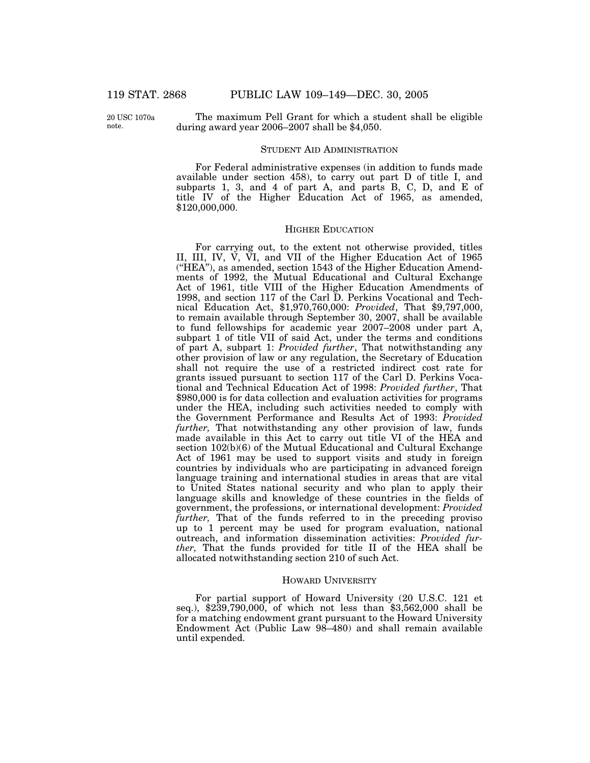20 USC 1070a note.

The maximum Pell Grant for which a student shall be eligible during award year 2006–2007 shall be $4,050.

### STUDENT AID ADMINISTRATION

For Federal administrative expenses (in addition to funds made available under section 458), to carry out part D of title I, and subparts 1, 3, and 4 of part A, and parts B, C, D, and E of title IV of the Higher Education Act of 1965, as amended, $120,000,000.

### HIGHER EDUCATION

For carrying out, to the extent not otherwise provided, titles II, III, IV, V, VI, and VII of the Higher Education Act of 1965 ("HEA"), as amended, section 1543 of the Higher Education Amendments of 1992, the Mutual Educational and Cultural Exchange Act of 1961, title VIII of the Higher Education Amendments of 1998, and section 117 of the Carl D. Perkins Vocational and Technical Education Act, $1,970,760,000: *Provided*, That $9,797,000, to remain available through September 30, 2007, shall be available to fund fellowships for academic year 2007–2008 under part A, subpart 1 of title VII of said Act, under the terms and conditions of part A, subpart 1: *Provided further*, That notwithstanding any other provision of law or any regulation, the Secretary of Education shall not require the use of a restricted indirect cost rate for grants issued pursuant to section 117 of the Carl D. Perkins Vocational and Technical Education Act of 1998: *Provided further*, That $980,000 is for data collection and evaluation activities for programs under the HEA, including such activities needed to comply with the Government Performance and Results Act of 1993: *Provided further,* That notwithstanding any other provision of law, funds made available in this Act to carry out title VI of the HEA and section 102(b)(6) of the Mutual Educational and Cultural Exchange Act of 1961 may be used to support visits and study in foreign countries by individuals who are participating in advanced foreign language training and international studies in areas that are vital to United States national security and who plan to apply their language skills and knowledge of these countries in the fields of government, the professions, or international development: *Provided further,* That of the funds referred to in the preceding proviso up to 1 percent may be used for program evaluation, national outreach, and information dissemination activities: *Provided further,* That the funds provided for title II of the HEA shall be allocated notwithstanding section 210 of such Act.

### HOWARD UNIVERSITY

For partial support of Howard University (20 U.S.C. 121 et seq.), $239,790,000, of which not less than $3,562,000 shall be for a matching endowment grant pursuant to the Howard University Endowment Act (Public Law 98–480) and shall remain available until expended.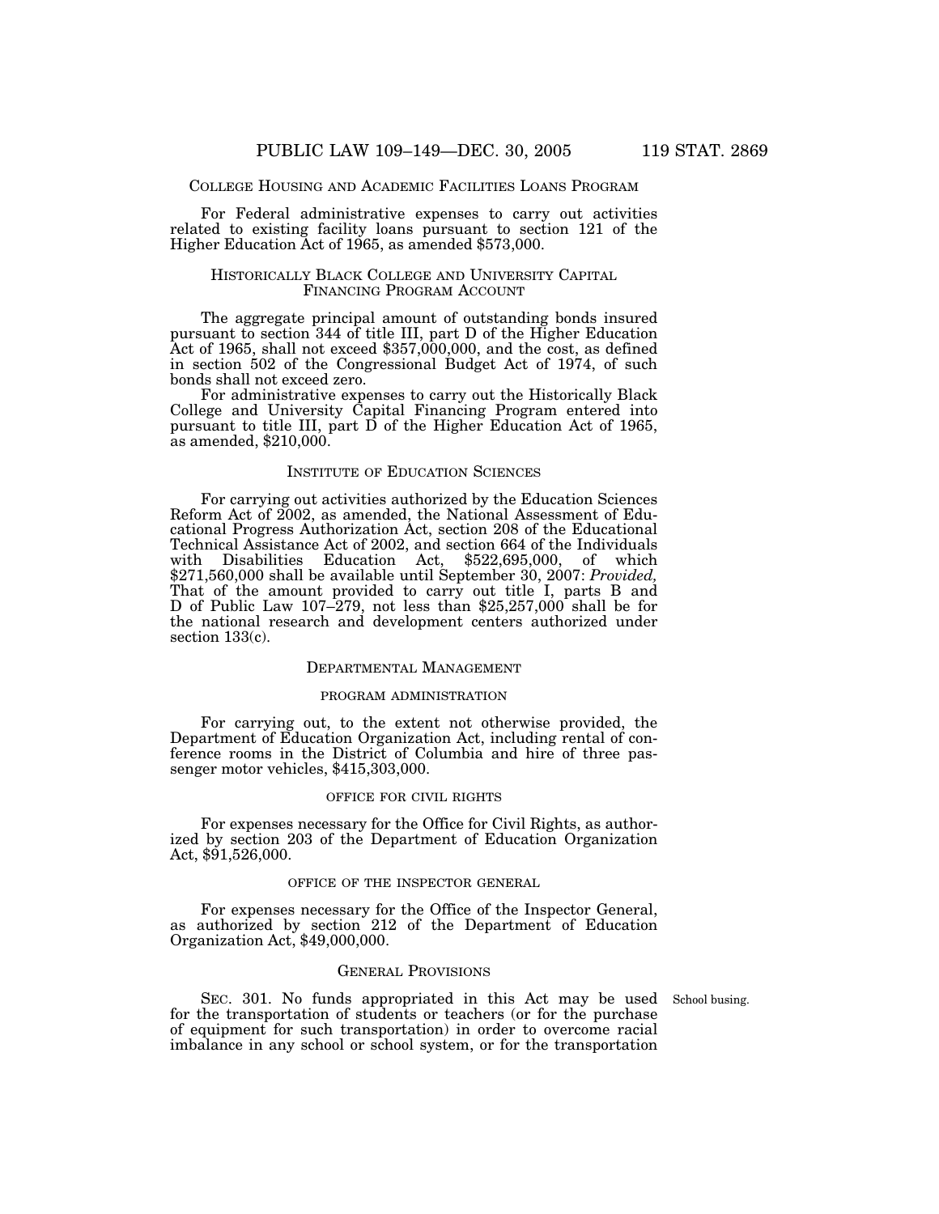## College Housing and Academic Facilities Loans Program

For Federal administrative expenses to carry out activities related to existing facility loans pursuant to section 121 of the Higher Education Act of 1965, as amended $573,000.

## Historically Black College and University Capital Financing Program Account

The aggregate principal amount of outstanding bonds insured pursuant to section 344 of title III, part D of the Higher Education Act of 1965, shall not exceed $357,000,000, and the cost, as defined in section 502 of the Congressional Budget Act of 1974, of such bonds shall not exceed zero.

For administrative expenses to carry out the Historically Black College and University Capital Financing Program entered into pursuant to title III, part D of the Higher Education Act of 1965, as amended, $210,000.

## Institute of Education Sciences

For carrying out activities authorized by the Education Sciences Reform Act of 2002, as amended, the National Assessment of Educational Progress Authorization Act, section 208 of the Educational Technical Assistance Act of 2002, and section 664 of the Individuals with Disabilities Education Act, $522,695,000, of which $271,560,000 shall be available until September 30, 2007: *Provided,* That of the amount provided to carry out title I, parts B and D of Public Law 107–279, not less than $25,257,000 shall be for the national research and development centers authorized under section 133(c).

## Departmental Management

### program administration

For carrying out, to the extent not otherwise provided, the Department of Education Organization Act, including rental of conference rooms in the District of Columbia and hire of three passenger motor vehicles, $415,303,000.

### office for civil rights

For expenses necessary for the Office for Civil Rights, as authorized by section 203 of the Department of Education Organization Act, $91,526,000.

### office of the inspector general

For expenses necessary for the Office of the Inspector General, as authorized by section 212 of the Department of Education Organization Act, $49,000,000.

## General Provisions

School busing.

SEC. 301. No funds appropriated in this Act may be used for the transportation of students or teachers (or for the purchase of equipment for such transportation) in order to overcome racial imbalance in any school or school system, or for the transportation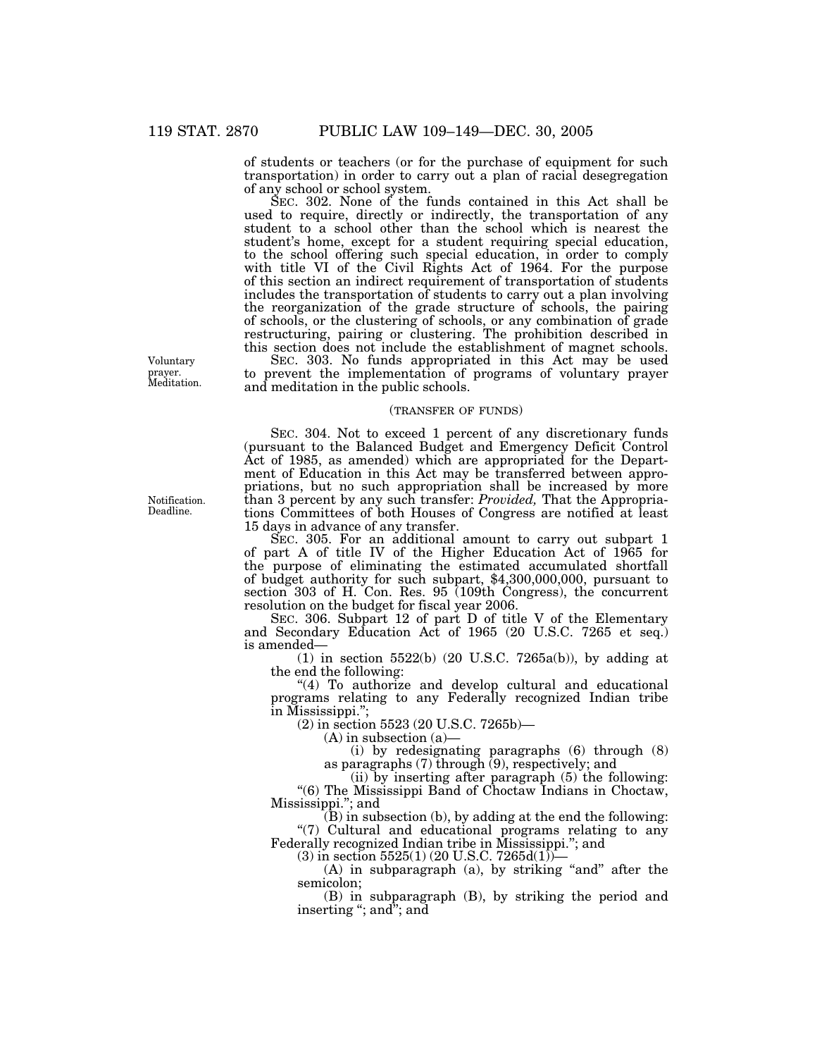of students or teachers (or for the purchase of equipment for such transportation) in order to carry out a plan of racial desegregation of any school or school system.

SEC. 302. None of the funds contained in this Act shall be used to require, directly or indirectly, the transportation of any student to a school other than the school which is nearest the student's home, except for a student requiring special education, to the school offering such special education, in order to comply with title VI of the Civil Rights Act of 1964. For the purpose of this section an indirect requirement of transportation of students includes the transportation of students to carry out a plan involving the reorganization of the grade structure of schools, the pairing of schools, or the clustering of schools, or any combination of grade restructuring, pairing or clustering. The prohibition described in this section does not include the establishment of magnet schools.

Voluntary prayer. Meditation.

SEC. 303. No funds appropriated in this Act may be used to prevent the implementation of programs of voluntary prayer and meditation in the public schools.

(TRANSFER OF FUNDS)

Notification. Deadline.

SEC. 304. Not to exceed 1 percent of any discretionary funds (pursuant to the Balanced Budget and Emergency Deficit Control Act of 1985, as amended) which are appropriated for the Department of Education in this Act may be transferred between appropriations, but no such appropriation shall be increased by more than 3 percent by any such transfer: *Provided,* That the Appropriations Committees of both Houses of Congress are notified at least 15 days in advance of any transfer.

SEC. 305. For an additional amount to carry out subpart 1 of part A of title IV of the Higher Education Act of 1965 for the purpose of eliminating the estimated accumulated shortfall of budget authority for such subpart, $4,300,000,000, pursuant to section 303 of H. Con. Res. 95 (109th Congress), the concurrent resolution on the budget for fiscal year 2006.

SEC. 306. Subpart 12 of part D of title V of the Elementary and Secondary Education Act of 1965 (20 U.S.C. 7265 et seq.) is amended—

(1) in section 5522(b) (20 U.S.C. 7265a(b)), by adding at the end the following:

"(4) To authorize and develop cultural and educational programs relating to any Federally recognized Indian tribe in Mississippi.";

(2) in section 5523 (20 U.S.C. 7265b)—

(A) in subsection (a)—

(i) by redesignating paragraphs (6) through (8) as paragraphs (7) through (9), respectively; and

(ii) by inserting after paragraph (5) the following:

"(6) The Mississippi Band of Choctaw Indians in Choctaw, Mississippi."; and

(B) in subsection (b), by adding at the end the following:

"(7) Cultural and educational programs relating to any Federally recognized Indian tribe in Mississippi."; and

(3) in section 5525(1) (20 U.S.C. 7265d(1))—

(A) in subparagraph (a), by striking "and" after the semicolon;

(B) in subparagraph (B), by striking the period and inserting "; and"; and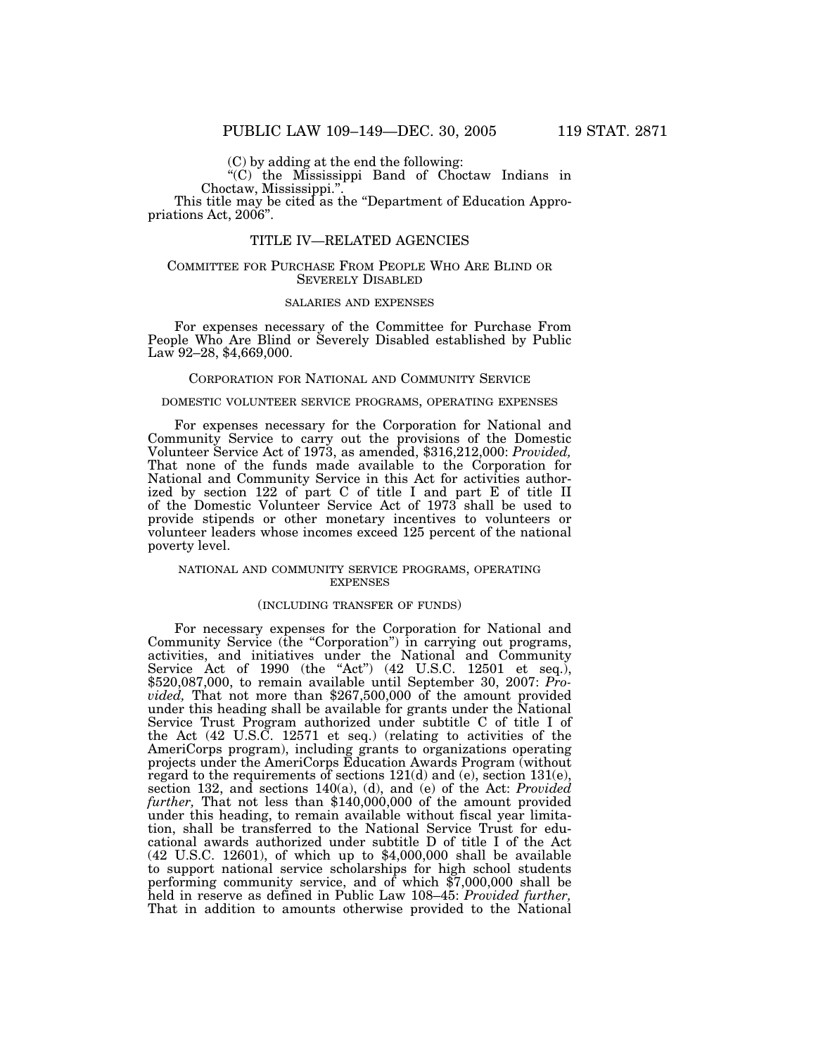(C) by adding at the end the following:

"(C) the Mississippi Band of Choctaw Indians in Choctaw, Mississippi.".

This title may be cited as the "Department of Education Appropriations Act, 2006".

## TITLE IV—RELATED AGENCIES

### Committee for Purchase From People Who Are Blind or Severely Disabled

#### salaries and expenses

For expenses necessary of the Committee for Purchase From People Who Are Blind or Severely Disabled established by Public Law 92–28, $4,669,000.

### Corporation for National and Community Service

#### domestic volunteer service programs, operating expenses

For expenses necessary for the Corporation for National and Community Service to carry out the provisions of the Domestic Volunteer Service Act of 1973, as amended, $316,212,000: *Provided,* That none of the funds made available to the Corporation for National and Community Service in this Act for activities authorized by section 122 of part C of title I and part E of title II of the Domestic Volunteer Service Act of 1973 shall be used to provide stipends or other monetary incentives to volunteers or volunteer leaders whose incomes exceed 125 percent of the national poverty level.

#### national and community service programs, operating expenses

#### (including transfer of funds)

For necessary expenses for the Corporation for National and Community Service (the "Corporation") in carrying out programs, activities, and initiatives under the National and Community Service Act of 1990 (the "Act") (42 U.S.C. 12501 et seq.), $520,087,000, to remain available until September 30, 2007: *Provided,* That not more than $267,500,000 of the amount provided under this heading shall be available for grants under the National Service Trust Program authorized under subtitle C of title I of the Act (42 U.S.C. 12571 et seq.) (relating to activities of the AmeriCorps program), including grants to organizations operating projects under the AmeriCorps Education Awards Program (without regard to the requirements of sections 121(d) and (e), section 131(e), section 132, and sections 140(a), (d), and (e) of the Act: *Provided further,* That not less than $140,000,000 of the amount provided under this heading, to remain available without fiscal year limitation, shall be transferred to the National Service Trust for educational awards authorized under subtitle D of title I of the Act (42 U.S.C. 12601), of which up to $4,000,000 shall be available to support national service scholarships for high school students performing community service, and of which $7,000,000 shall be held in reserve as defined in Public Law 108–45: *Provided further,* That in addition to amounts otherwise provided to the National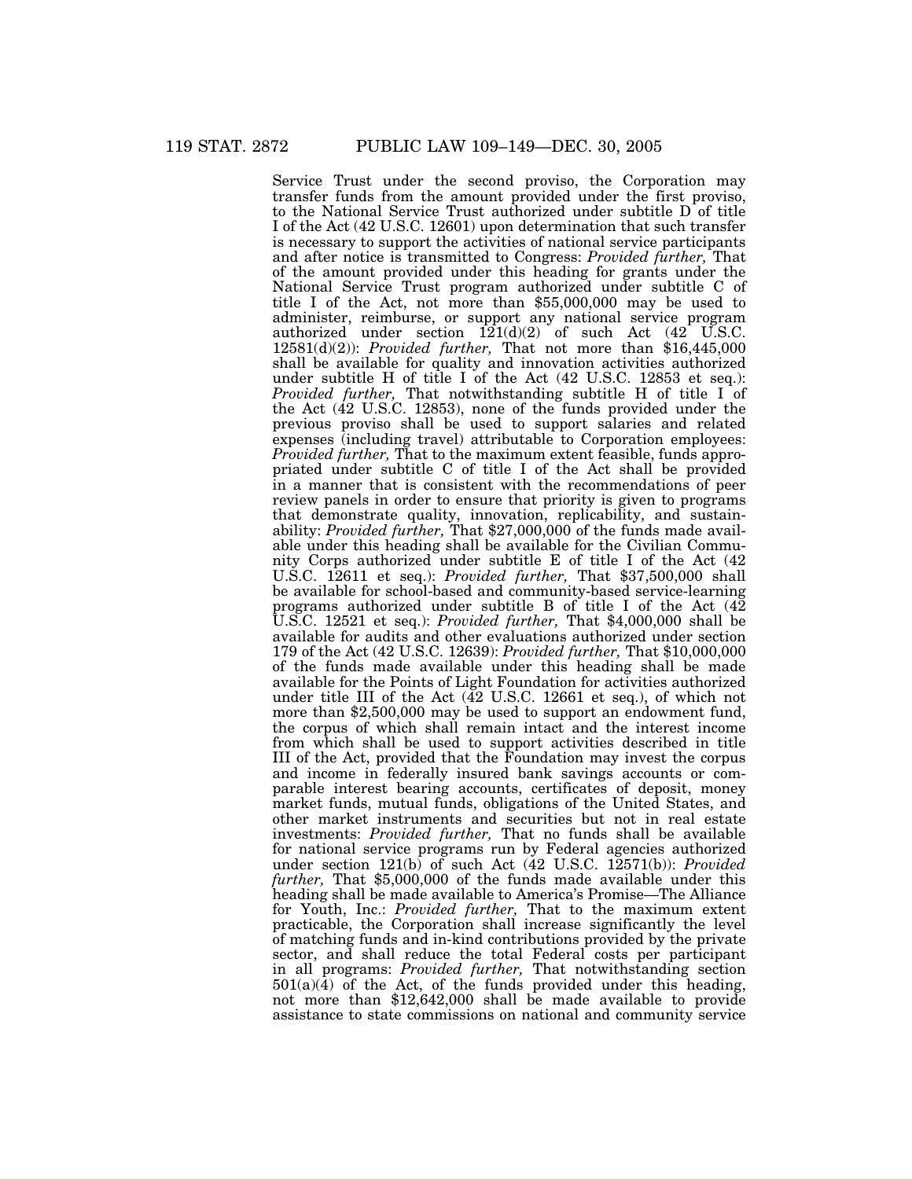Service Trust under the second proviso, the Corporation may transfer funds from the amount provided under the first proviso, to the National Service Trust authorized under subtitle D of title I of the Act (42 U.S.C. 12601) upon determination that such transfer is necessary to support the activities of national service participants and after notice is transmitted to Congress: *Provided further,* That of the amount provided under this heading for grants under the National Service Trust program authorized under subtitle C of title I of the Act, not more than $55,000,000 may be used to administer, reimburse, or support any national service program authorized under section 121(d)(2) of such Act (42 U.S.C. 12581(d)(2)): *Provided further,* That not more than $16,445,000 shall be available for quality and innovation activities authorized under subtitle H of title I of the Act (42 U.S.C. 12853 et seq.): *Provided further,* That notwithstanding subtitle H of title I of the Act (42 U.S.C. 12853), none of the funds provided under the previous proviso shall be used to support salaries and related expenses (including travel) attributable to Corporation employees: *Provided further,* That to the maximum extent feasible, funds appropriated under subtitle C of title I of the Act shall be provided in a manner that is consistent with the recommendations of peer review panels in order to ensure that priority is given to programs that demonstrate quality, innovation, replicability, and sustainability: *Provided further,* That $27,000,000 of the funds made available under this heading shall be available for the Civilian Community Corps authorized under subtitle E of title I of the Act (42 U.S.C. 12611 et seq.): *Provided further,* That $37,500,000 shall be available for school-based and community-based service-learning programs authorized under subtitle B of title I of the Act (42 U.S.C. 12521 et seq.): *Provided further,* That $4,000,000 shall be available for audits and other evaluations authorized under section 179 of the Act (42 U.S.C. 12639): *Provided further,* That $10,000,000 of the funds made available under this heading shall be made available for the Points of Light Foundation for activities authorized under title III of the Act (42 U.S.C. 12661 et seq.), of which not more than $2,500,000 may be used to support an endowment fund, the corpus of which shall remain intact and the interest income from which shall be used to support activities described in title III of the Act, provided that the Foundation may invest the corpus and income in federally insured bank savings accounts or comparable interest bearing accounts, certificates of deposit, money market funds, mutual funds, obligations of the United States, and other market instruments and securities but not in real estate investments: *Provided further,* That no funds shall be available for national service programs run by Federal agencies authorized under section 121(b) of such Act (42 U.S.C. 12571(b)): *Provided further,* That $5,000,000 of the funds made available under this heading shall be made available to America's Promise—The Alliance for Youth, Inc.: *Provided further,* That to the maximum extent practicable, the Corporation shall increase significantly the level of matching funds and in-kind contributions provided by the private sector, and shall reduce the total Federal costs per participant in all programs: *Provided further,* That notwithstanding section 501(a)(4) of the Act, of the funds provided under this heading, not more than $12,642,000 shall be made available to provide assistance to state commissions on national and community service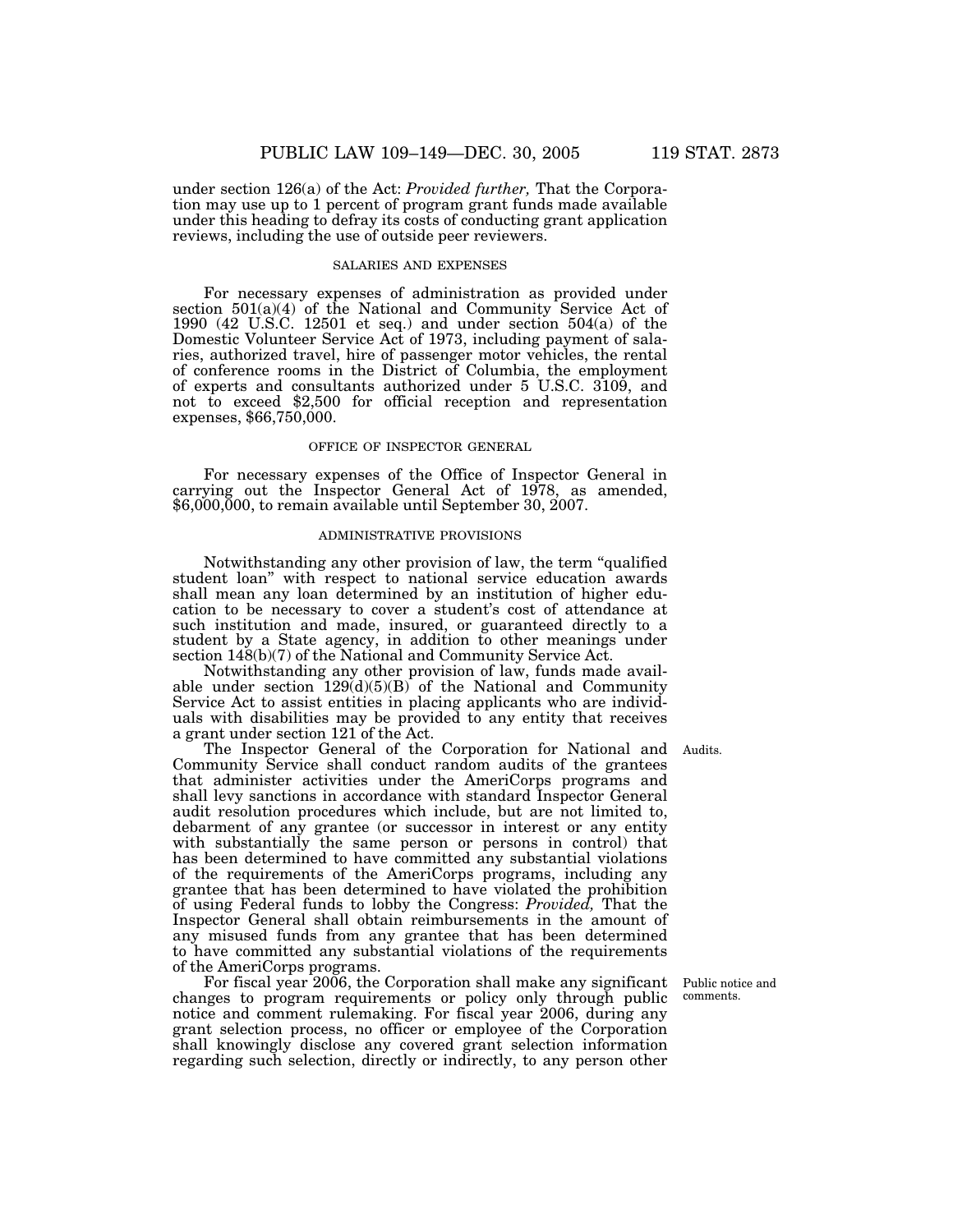under section 126(a) of the Act: *Provided further,* That the Corporation may use up to 1 percent of program grant funds made available under this heading to defray its costs of conducting grant application reviews, including the use of outside peer reviewers.

### SALARIES AND EXPENSES

For necessary expenses of administration as provided under section 501(a)(4) of the National and Community Service Act of 1990 (42 U.S.C. 12501 et seq.) and under section 504(a) of the Domestic Volunteer Service Act of 1973, including payment of salaries, authorized travel, hire of passenger motor vehicles, the rental of conference rooms in the District of Columbia, the employment of experts and consultants authorized under 5 U.S.C. 3109, and not to exceed $2,500 for official reception and representation expenses, $66,750,000.

### OFFICE OF INSPECTOR GENERAL

For necessary expenses of the Office of Inspector General in carrying out the Inspector General Act of 1978, as amended, $6,000,000, to remain available until September 30, 2007.

### ADMINISTRATIVE PROVISIONS

Notwithstanding any other provision of law, the term "qualified student loan" with respect to national service education awards shall mean any loan determined by an institution of higher education to be necessary to cover a student's cost of attendance at such institution and made, insured, or guaranteed directly to a student by a State agency, in addition to other meanings under section 148(b)(7) of the National and Community Service Act.

Notwithstanding any other provision of law, funds made available under section 129(d)(5)(B) of the National and Community Service Act to assist entities in placing applicants who are individuals with disabilities may be provided to any entity that receives a grant under section 121 of the Act.

Audits.

The Inspector General of the Corporation for National and Community Service shall conduct random audits of the grantees that administer activities under the AmeriCorps programs and shall levy sanctions in accordance with standard Inspector General audit resolution procedures which include, but are not limited to, debarment of any grantee (or successor in interest or any entity with substantially the same person or persons in control) that has been determined to have committed any substantial violations of the requirements of the AmeriCorps programs, including any grantee that has been determined to have violated the prohibition of using Federal funds to lobby the Congress: *Provided,* That the Inspector General shall obtain reimbursements in the amount of any misused funds from any grantee that has been determined to have committed any substantial violations of the requirements of the AmeriCorps programs.

Public notice and comments.

For fiscal year 2006, the Corporation shall make any significant changes to program requirements or policy only through public notice and comment rulemaking. For fiscal year 2006, during any grant selection process, no officer or employee of the Corporation shall knowingly disclose any covered grant selection information regarding such selection, directly or indirectly, to any person other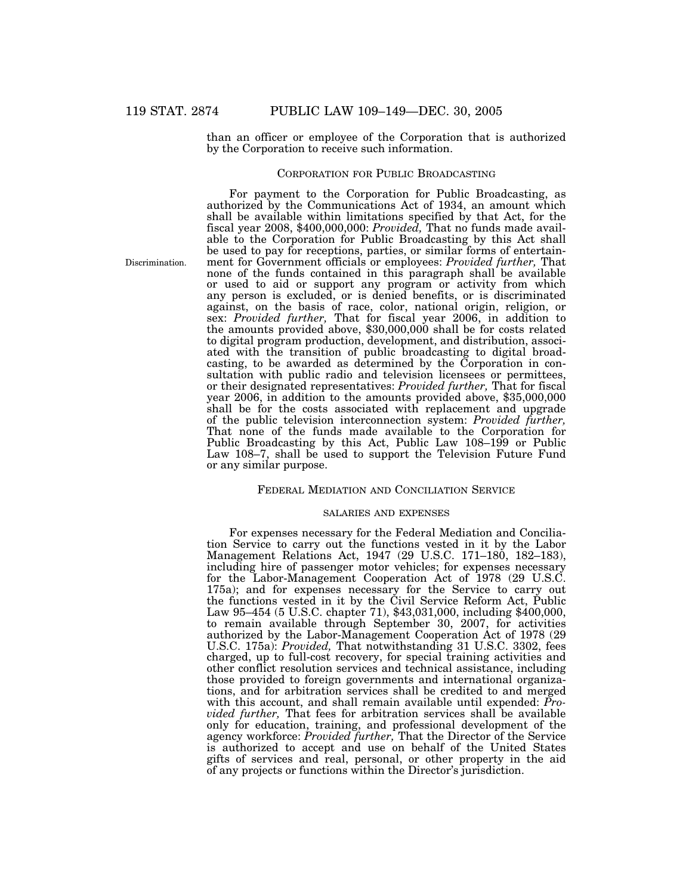than an officer or employee of the Corporation that is authorized by the Corporation to receive such information.

## CORPORATION FOR PUBLIC BROADCASTING

For payment to the Corporation for Public Broadcasting, as authorized by the Communications Act of 1934, an amount which shall be available within limitations specified by that Act, for the fiscal year 2008, $400,000,000: *Provided,* That no funds made available to the Corporation for Public Broadcasting by this Act shall be used to pay for receptions, parties, or similar forms of entertainment for Government officials or employees: *Provided further,* That none of the funds contained in this paragraph shall be available or used to aid or support any program or activity from which any person is excluded, or is denied benefits, or is discriminated against, on the basis of race, color, national origin, religion, or sex: *Provided further,* That for fiscal year 2006, in addition to the amounts provided above, $30,000,000 shall be for costs related to digital program production, development, and distribution, associated with the transition of public broadcasting to digital broadcasting, to be awarded as determined by the Corporation in consultation with public radio and television licensees or permittees, or their designated representatives: *Provided further,* That for fiscal year 2006, in addition to the amounts provided above, $35,000,000 shall be for the costs associated with replacement and upgrade of the public television interconnection system: *Provided further,* That none of the funds made available to the Corporation for Public Broadcasting by this Act, Public Law 108–199 or Public Law 108–7, shall be used to support the Television Future Fund or any similar purpose.

Discrimination.

## FEDERAL MEDIATION AND CONCILIATION SERVICE

### SALARIES AND EXPENSES

For expenses necessary for the Federal Mediation and Conciliation Service to carry out the functions vested in it by the Labor Management Relations Act, 1947 (29 U.S.C. 171–180, 182–183), including hire of passenger motor vehicles; for expenses necessary for the Labor-Management Cooperation Act of 1978 (29 U.S.C. 175a); and for expenses necessary for the Service to carry out the functions vested in it by the Civil Service Reform Act, Public Law 95–454 (5 U.S.C. chapter 71), $43,031,000, including $400,000, to remain available through September 30, 2007, for activities authorized by the Labor-Management Cooperation Act of 1978 (29 U.S.C. 175a): *Provided,* That notwithstanding 31 U.S.C. 3302, fees charged, up to full-cost recovery, for special training activities and other conflict resolution services and technical assistance, including those provided to foreign governments and international organizations, and for arbitration services shall be credited to and merged with this account, and shall remain available until expended: *Provided further,* That fees for arbitration services shall be available only for education, training, and professional development of the agency workforce: *Provided further,* That the Director of the Service is authorized to accept and use on behalf of the United States gifts of services and real, personal, or other property in the aid of any projects or functions within the Director's jurisdiction.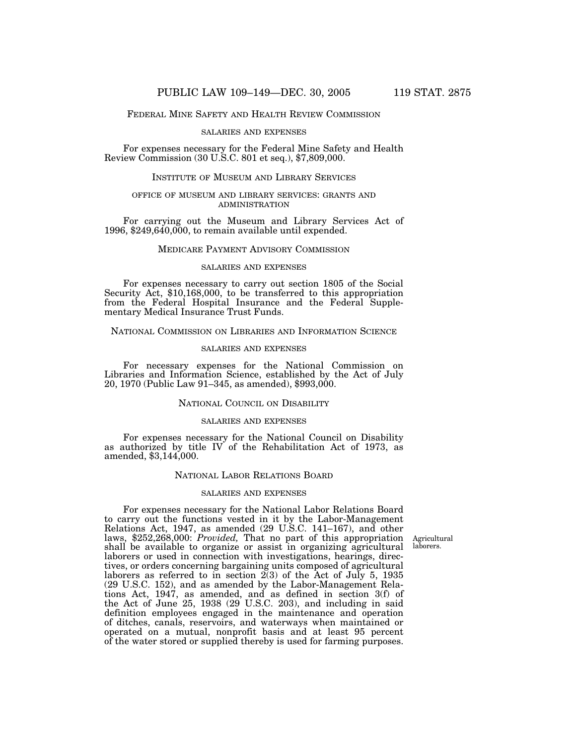FEDERAL MINE SAFETY AND HEALTH REVIEW COMMISSION

SALARIES AND EXPENSES

For expenses necessary for the Federal Mine Safety and Health Review Commission (30 U.S.C. 801 et seq.), $7,809,000.

INSTITUTE OF MUSEUM AND LIBRARY SERVICES

OFFICE OF MUSEUM AND LIBRARY SERVICES: GRANTS AND ADMINISTRATION

For carrying out the Museum and Library Services Act of 1996, $249,640,000, to remain available until expended.

MEDICARE PAYMENT ADVISORY COMMISSION

SALARIES AND EXPENSES

For expenses necessary to carry out section 1805 of the Social Security Act, $10,168,000, to be transferred to this appropriation from the Federal Hospital Insurance and the Federal Supplementary Medical Insurance Trust Funds.

NATIONAL COMMISSION ON LIBRARIES AND INFORMATION SCIENCE

SALARIES AND EXPENSES

For necessary expenses for the National Commission on Libraries and Information Science, established by the Act of July 20, 1970 (Public Law 91–345, as amended), $993,000.

NATIONAL COUNCIL ON DISABILITY

SALARIES AND EXPENSES

For expenses necessary for the National Council on Disability as authorized by title IV of the Rehabilitation Act of 1973, as amended, $3,144,000.

NATIONAL LABOR RELATIONS BOARD

SALARIES AND EXPENSES

For expenses necessary for the National Labor Relations Board to carry out the functions vested in it by the Labor-Management Relations Act, 1947, as amended (29 U.S.C. 141–167), and other laws, $252,268,000: *Provided,* That no part of this appropriation shall be available to organize or assist in organizing agricultural laborers or used in connection with investigations, hearings, directives, or orders concerning bargaining units composed of agricultural laborers as referred to in section 2(3) of the Act of July 5, 1935 (29 U.S.C. 152), and as amended by the Labor-Management Relations Act, 1947, as amended, and as defined in section 3(f) of the Act of June 25, 1938 (29 U.S.C. 203), and including in said definition employees engaged in the maintenance and operation of ditches, canals, reservoirs, and waterways when maintained or operated on a mutual, nonprofit basis and at least 95 percent of the water stored or supplied thereby is used for farming purposes.

Agricultural laborers.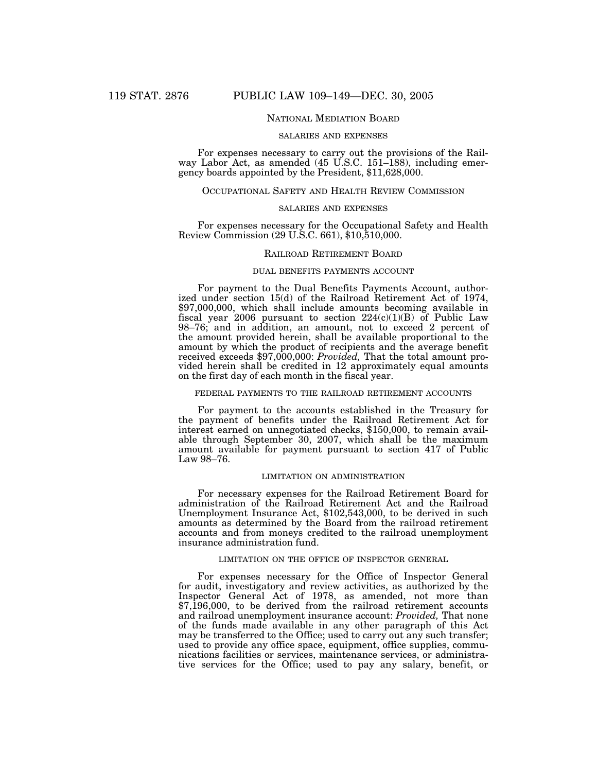## NATIONAL MEDIATION BOARD

### SALARIES AND EXPENSES

For expenses necessary to carry out the provisions of the Railway Labor Act, as amended (45 U.S.C. 151–188), including emergency boards appointed by the President, $11,628,000.

## OCCUPATIONAL SAFETY AND HEALTH REVIEW COMMISSION

### SALARIES AND EXPENSES

For expenses necessary for the Occupational Safety and Health Review Commission (29 U.S.C. 661), $10,510,000.

## RAILROAD RETIREMENT BOARD

### DUAL BENEFITS PAYMENTS ACCOUNT

For payment to the Dual Benefits Payments Account, authorized under section 15(d) of the Railroad Retirement Act of 1974, $97,000,000, which shall include amounts becoming available in fiscal year 2006 pursuant to section 224(c)(1)(B) of Public Law 98–76; and in addition, an amount, not to exceed 2 percent of the amount provided herein, shall be available proportional to the amount by which the product of recipients and the average benefit received exceeds $97,000,000: *Provided,* That the total amount provided herein shall be credited in 12 approximately equal amounts on the first day of each month in the fiscal year.

### FEDERAL PAYMENTS TO THE RAILROAD RETIREMENT ACCOUNTS

For payment to the accounts established in the Treasury for the payment of benefits under the Railroad Retirement Act for interest earned on unnegotiated checks, $150,000, to remain available through September 30, 2007, which shall be the maximum amount available for payment pursuant to section 417 of Public Law 98–76.

### LIMITATION ON ADMINISTRATION

For necessary expenses for the Railroad Retirement Board for administration of the Railroad Retirement Act and the Railroad Unemployment Insurance Act, $102,543,000, to be derived in such amounts as determined by the Board from the railroad retirement accounts and from moneys credited to the railroad unemployment insurance administration fund.

### LIMITATION ON THE OFFICE OF INSPECTOR GENERAL

For expenses necessary for the Office of Inspector General for audit, investigatory and review activities, as authorized by the Inspector General Act of 1978, as amended, not more than $7,196,000, to be derived from the railroad retirement accounts and railroad unemployment insurance account: *Provided,* That none of the funds made available in any other paragraph of this Act may be transferred to the Office; used to carry out any such transfer; used to provide any office space, equipment, office supplies, communications facilities or services, maintenance services, or administrative services for the Office; used to pay any salary, benefit, or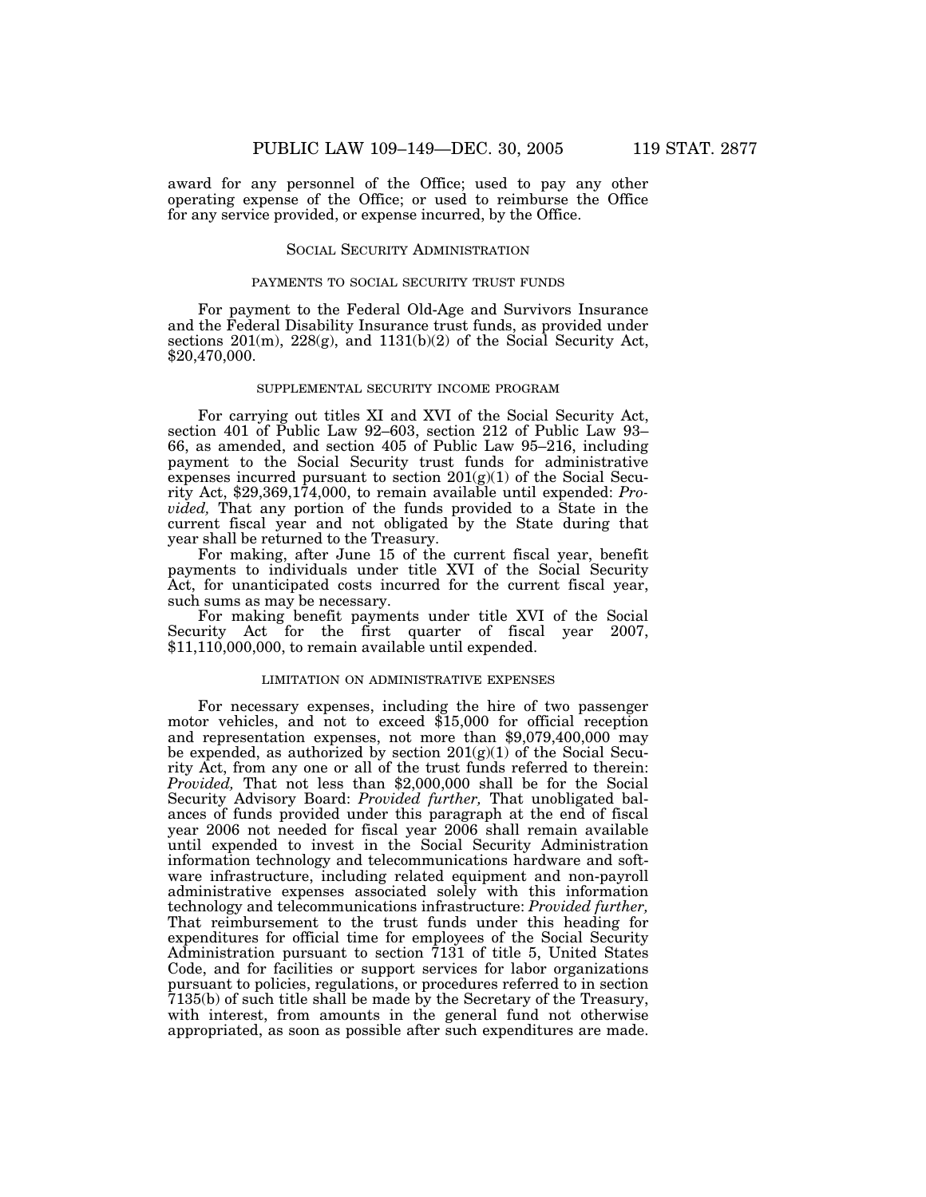award for any personnel of the Office; used to pay any other operating expense of the Office; or used to reimburse the Office for any service provided, or expense incurred, by the Office.

## SOCIAL SECURITY ADMINISTRATION

### PAYMENTS TO SOCIAL SECURITY TRUST FUNDS

For payment to the Federal Old-Age and Survivors Insurance and the Federal Disability Insurance trust funds, as provided under sections 201(m), 228(g), and 1131(b)(2) of the Social Security Act, $20,470,000.

### SUPPLEMENTAL SECURITY INCOME PROGRAM

For carrying out titles XI and XVI of the Social Security Act, section 401 of Public Law 92–603, section 212 of Public Law 93–66, as amended, and section 405 of Public Law 95–216, including payment to the Social Security trust funds for administrative expenses incurred pursuant to section 201(g)(1) of the Social Security Act, $29,369,174,000, to remain available until expended: *Provided,* That any portion of the funds provided to a State in the current fiscal year and not obligated by the State during that year shall be returned to the Treasury.

For making, after June 15 of the current fiscal year, benefit payments to individuals under title XVI of the Social Security Act, for unanticipated costs incurred for the current fiscal year, such sums as may be necessary.

For making benefit payments under title XVI of the Social Security Act for the first quarter of fiscal year 2007, $11,110,000,000, to remain available until expended.

### LIMITATION ON ADMINISTRATIVE EXPENSES

For necessary expenses, including the hire of two passenger motor vehicles, and not to exceed $15,000 for official reception and representation expenses, not more than $9,079,400,000 may be expended, as authorized by section 201(g)(1) of the Social Security Act, from any one or all of the trust funds referred to therein: *Provided,* That not less than $2,000,000 shall be for the Social Security Advisory Board: *Provided further,* That unobligated balances of funds provided under this paragraph at the end of fiscal year 2006 not needed for fiscal year 2006 shall remain available until expended to invest in the Social Security Administration information technology and telecommunications hardware and software infrastructure, including related equipment and non-payroll administrative expenses associated solely with this information technology and telecommunications infrastructure: *Provided further,* That reimbursement to the trust funds under this heading for expenditures for official time for employees of the Social Security Administration pursuant to section 7131 of title 5, United States Code, and for facilities or support services for labor organizations pursuant to policies, regulations, or procedures referred to in section 7135(b) of such title shall be made by the Secretary of the Treasury, with interest, from amounts in the general fund not otherwise appropriated, as soon as possible after such expenditures are made.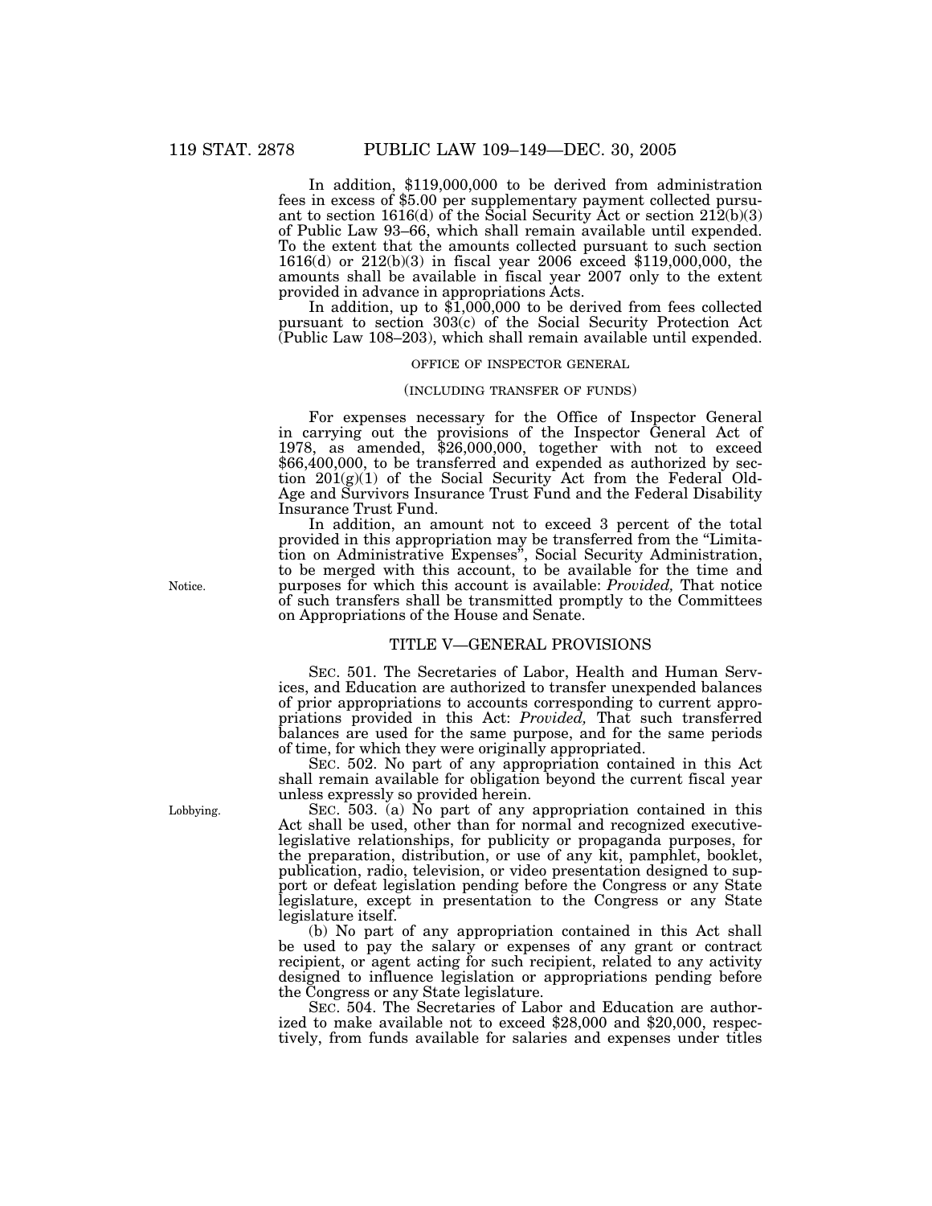In addition, $119,000,000 to be derived from administration fees in excess of $5.00 per supplementary payment collected pursuant to section 1616(d) of the Social Security Act or section 212(b)(3) of Public Law 93–66, which shall remain available until expended. To the extent that the amounts collected pursuant to such section 1616(d) or 212(b)(3) in fiscal year 2006 exceed $119,000,000, the amounts shall be available in fiscal year 2007 only to the extent provided in advance in appropriations Acts.

In addition, up to $1,000,000 to be derived from fees collected pursuant to section 303(c) of the Social Security Protection Act (Public Law 108–203), which shall remain available until expended.

OFFICE OF INSPECTOR GENERAL

(INCLUDING TRANSFER OF FUNDS)

For expenses necessary for the Office of Inspector General in carrying out the provisions of the Inspector General Act of 1978, as amended, $26,000,000, together with not to exceed $66,400,000, to be transferred and expended as authorized by section 201(g)(1) of the Social Security Act from the Federal Old-Age and Survivors Insurance Trust Fund and the Federal Disability Insurance Trust Fund.

Notice.

In addition, an amount not to exceed 3 percent of the total provided in this appropriation may be transferred from the "Limitation on Administrative Expenses", Social Security Administration, to be merged with this account, to be available for the time and purposes for which this account is available: *Provided,* That notice of such transfers shall be transmitted promptly to the Committees on Appropriations of the House and Senate.

## TITLE V—GENERAL PROVISIONS

SEC. 501. The Secretaries of Labor, Health and Human Services, and Education are authorized to transfer unexpended balances of prior appropriations to accounts corresponding to current appropriations provided in this Act: *Provided,* That such transferred balances are used for the same purpose, and for the same periods of time, for which they were originally appropriated.

SEC. 502. No part of any appropriation contained in this Act shall remain available for obligation beyond the current fiscal year unless expressly so provided herein.

Lobbying.

SEC. 503. (a) No part of any appropriation contained in this Act shall be used, other than for normal and recognized executive-legislative relationships, for publicity or propaganda purposes, for the preparation, distribution, or use of any kit, pamphlet, booklet, publication, radio, television, or video presentation designed to support or defeat legislation pending before the Congress or any State legislature, except in presentation to the Congress or any State legislature itself.

(b) No part of any appropriation contained in this Act shall be used to pay the salary or expenses of any grant or contract recipient, or agent acting for such recipient, related to any activity designed to influence legislation or appropriations pending before the Congress or any State legislature.

SEC. 504. The Secretaries of Labor and Education are authorized to make available not to exceed $28,000 and $20,000, respectively, from funds available for salaries and expenses under titles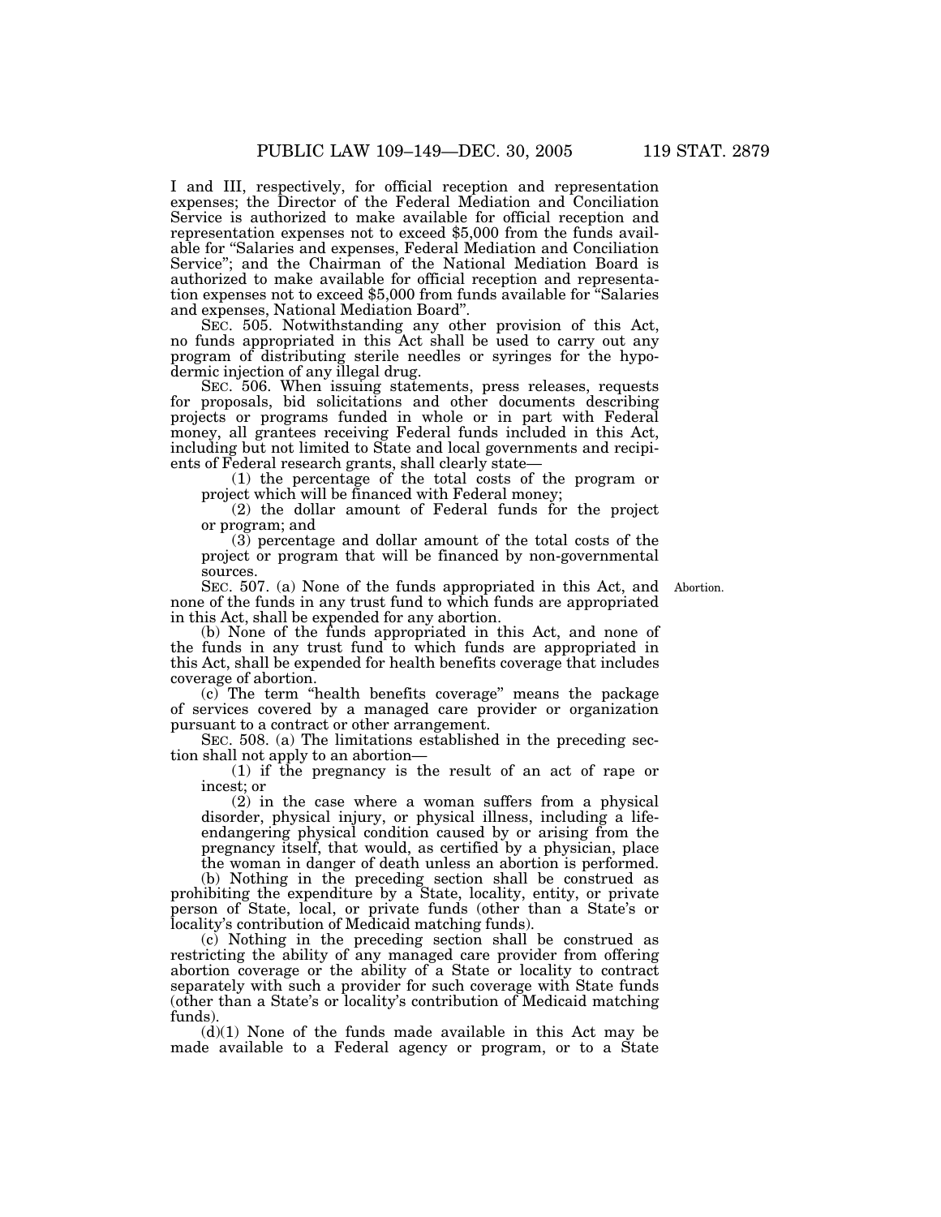I and III, respectively, for official reception and representation expenses; the Director of the Federal Mediation and Conciliation Service is authorized to make available for official reception and representation expenses not to exceed $5,000 from the funds available for "Salaries and expenses, Federal Mediation and Conciliation Service"; and the Chairman of the National Mediation Board is authorized to make available for official reception and representation expenses not to exceed $5,000 from funds available for "Salaries and expenses, National Mediation Board".

SEC. 505. Notwithstanding any other provision of this Act, no funds appropriated in this Act shall be used to carry out any program of distributing sterile needles or syringes for the hypodermic injection of any illegal drug.

SEC. 506. When issuing statements, press releases, requests for proposals, bid solicitations and other documents describing projects or programs funded in whole or in part with Federal money, all grantees receiving Federal funds included in this Act, including but not limited to State and local governments and recipients of Federal research grants, shall clearly state—

(1) the percentage of the total costs of the program or project which will be financed with Federal money;

(2) the dollar amount of Federal funds for the project or program; and

(3) percentage and dollar amount of the total costs of the project or program that will be financed by non-governmental sources.

Abortion.

SEC. 507. (a) None of the funds appropriated in this Act, and none of the funds in any trust fund to which funds are appropriated in this Act, shall be expended for any abortion.

(b) None of the funds appropriated in this Act, and none of the funds in any trust fund to which funds are appropriated in this Act, shall be expended for health benefits coverage that includes coverage of abortion.

(c) The term "health benefits coverage" means the package of services covered by a managed care provider or organization pursuant to a contract or other arrangement.

SEC. 508. (a) The limitations established in the preceding section shall not apply to an abortion—

(1) if the pregnancy is the result of an act of rape or incest; or

(2) in the case where a woman suffers from a physical disorder, physical injury, or physical illness, including a life-endangering physical condition caused by or arising from the pregnancy itself, that would, as certified by a physician, place the woman in danger of death unless an abortion is performed.

(b) Nothing in the preceding section shall be construed as prohibiting the expenditure by a State, locality, entity, or private person of State, local, or private funds (other than a State's or locality's contribution of Medicaid matching funds).

(c) Nothing in the preceding section shall be construed as restricting the ability of any managed care provider from offering abortion coverage or the ability of a State or locality to contract separately with such a provider for such coverage with State funds (other than a State's or locality's contribution of Medicaid matching funds).

(d)(1) None of the funds made available in this Act may be made available to a Federal agency or program, or to a State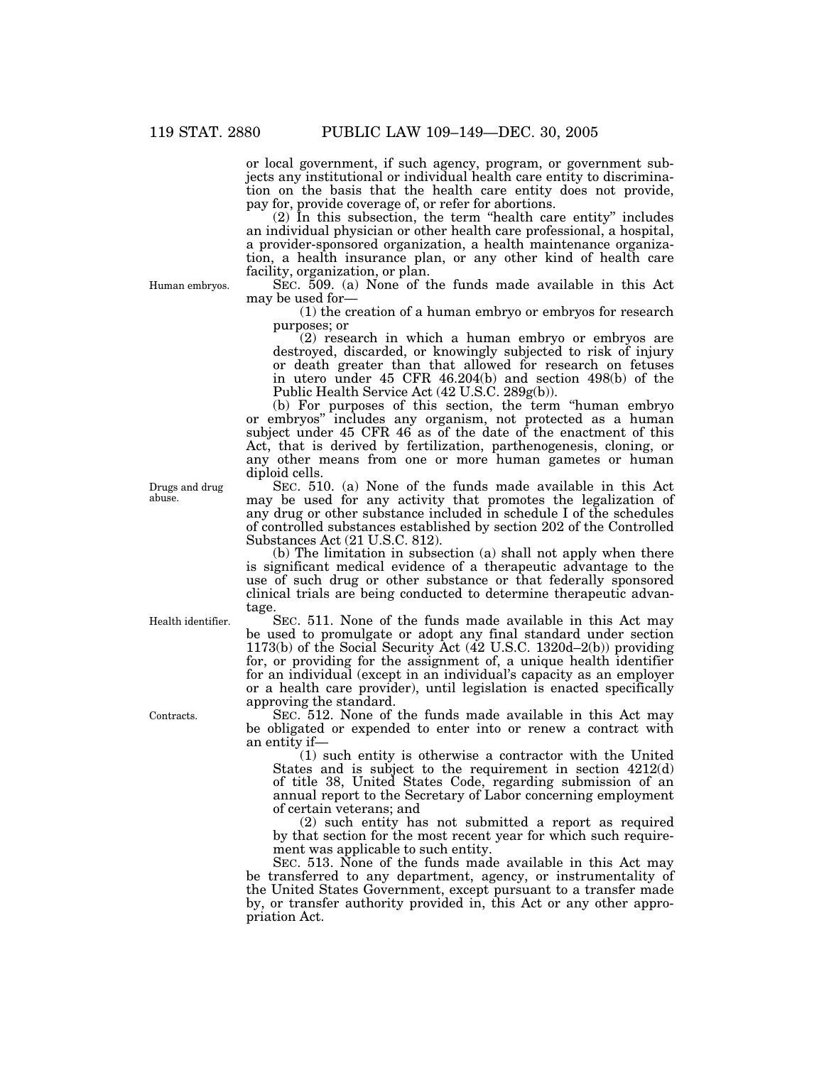or local government, if such agency, program, or government subjects any institutional or individual health care entity to discrimination on the basis that the health care entity does not provide, pay for, provide coverage of, or refer for abortions.

(2) In this subsection, the term "health care entity" includes an individual physician or other health care professional, a hospital, a provider-sponsored organization, a health maintenance organization, a health insurance plan, or any other kind of health care facility, organization, or plan.

Human embryos.

SEC. 509. (a) None of the funds made available in this Act may be used for—

(1) the creation of a human embryo or embryos for research purposes; or

(2) research in which a human embryo or embryos are destroyed, discarded, or knowingly subjected to risk of injury or death greater than that allowed for research on fetuses in utero under 45 CFR 46.204(b) and section 498(b) of the Public Health Service Act (42 U.S.C. 289g(b)).

(b) For purposes of this section, the term "human embryo or embryos" includes any organism, not protected as a human subject under 45 CFR 46 as of the date of the enactment of this Act, that is derived by fertilization, parthenogenesis, cloning, or any other means from one or more human gametes or human diploid cells.

Drugs and drug abuse.

SEC. 510. (a) None of the funds made available in this Act may be used for any activity that promotes the legalization of any drug or other substance included in schedule I of the schedules of controlled substances established by section 202 of the Controlled Substances Act (21 U.S.C. 812).

(b) The limitation in subsection (a) shall not apply when there is significant medical evidence of a therapeutic advantage to the use of such drug or other substance or that federally sponsored clinical trials are being conducted to determine therapeutic advantage.

Health identifier.

SEC. 511. None of the funds made available in this Act may be used to promulgate or adopt any final standard under section 1173(b) of the Social Security Act (42 U.S.C. 1320d–2(b)) providing for, or providing for the assignment of, a unique health identifier for an individual (except in an individual's capacity as an employer or a health care provider), until legislation is enacted specifically approving the standard.

Contracts.

SEC. 512. None of the funds made available in this Act may be obligated or expended to enter into or renew a contract with an entity if—

(1) such entity is otherwise a contractor with the United States and is subject to the requirement in section 4212(d) of title 38, United States Code, regarding submission of an annual report to the Secretary of Labor concerning employment of certain veterans; and

(2) such entity has not submitted a report as required by that section for the most recent year for which such requirement was applicable to such entity.

SEC. 513. None of the funds made available in this Act may be transferred to any department, agency, or instrumentality of the United States Government, except pursuant to a transfer made by, or transfer authority provided in, this Act or any other appropriation Act.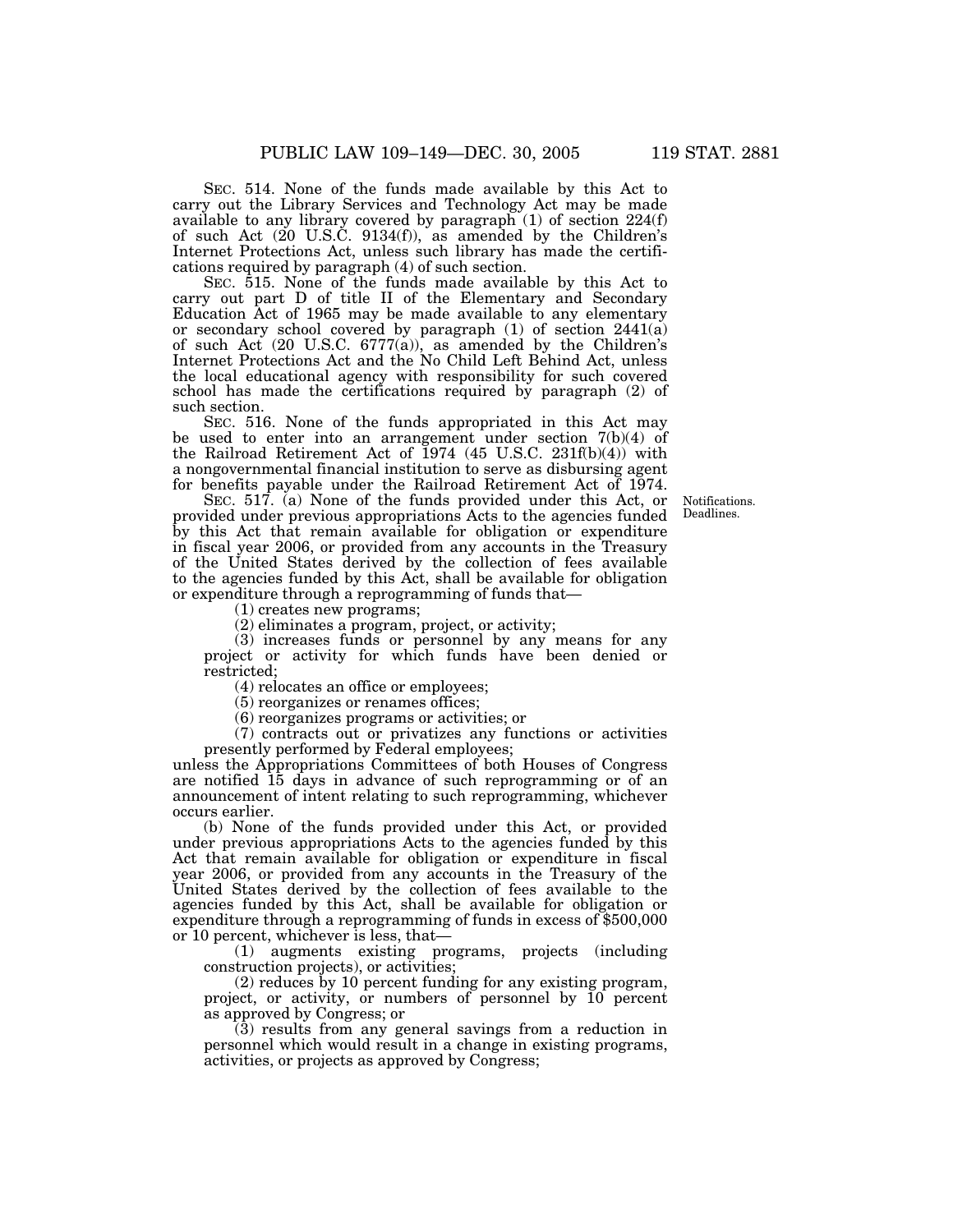SEC. 514. None of the funds made available by this Act to carry out the Library Services and Technology Act may be made available to any library covered by paragraph (1) of section 224(f) of such Act (20 U.S.C. 9134(f)), as amended by the Children's Internet Protections Act, unless such library has made the certifications required by paragraph (4) of such section.

SEC. 515. None of the funds made available by this Act to carry out part D of title II of the Elementary and Secondary Education Act of 1965 may be made available to any elementary or secondary school covered by paragraph (1) of section 2441(a) of such Act (20 U.S.C. 6777(a)), as amended by the Children's Internet Protections Act and the No Child Left Behind Act, unless the local educational agency with responsibility for such covered school has made the certifications required by paragraph (2) of such section.

SEC. 516. None of the funds appropriated in this Act may be used to enter into an arrangement under section 7(b)(4) of the Railroad Retirement Act of 1974 (45 U.S.C. 231f(b)(4)) with a nongovernmental financial institution to serve as disbursing agent for benefits payable under the Railroad Retirement Act of 1974.

Notifications. Deadlines.

SEC. 517. (a) None of the funds provided under this Act, or provided under previous appropriations Acts to the agencies funded by this Act that remain available for obligation or expenditure in fiscal year 2006, or provided from any accounts in the Treasury of the United States derived by the collection of fees available to the agencies funded by this Act, shall be available for obligation or expenditure through a reprogramming of funds that—

(1) creates new programs;

(2) eliminates a program, project, or activity;

(3) increases funds or personnel by any means for any project or activity for which funds have been denied or restricted;

(4) relocates an office or employees;

(5) reorganizes or renames offices;

(6) reorganizes programs or activities; or

(7) contracts out or privatizes any functions or activities presently performed by Federal employees;

unless the Appropriations Committees of both Houses of Congress are notified 15 days in advance of such reprogramming or of an announcement of intent relating to such reprogramming, whichever occurs earlier.

(b) None of the funds provided under this Act, or provided under previous appropriations Acts to the agencies funded by this Act that remain available for obligation or expenditure in fiscal year 2006, or provided from any accounts in the Treasury of the United States derived by the collection of fees available to the agencies funded by this Act, shall be available for obligation or expenditure through a reprogramming of funds in excess of $500,000 or 10 percent, whichever is less, that—

(1) augments existing programs, projects (including construction projects), or activities;

(2) reduces by 10 percent funding for any existing program, project, or activity, or numbers of personnel by 10 percent as approved by Congress; or

(3) results from any general savings from a reduction in personnel which would result in a change in existing programs, activities, or projects as approved by Congress;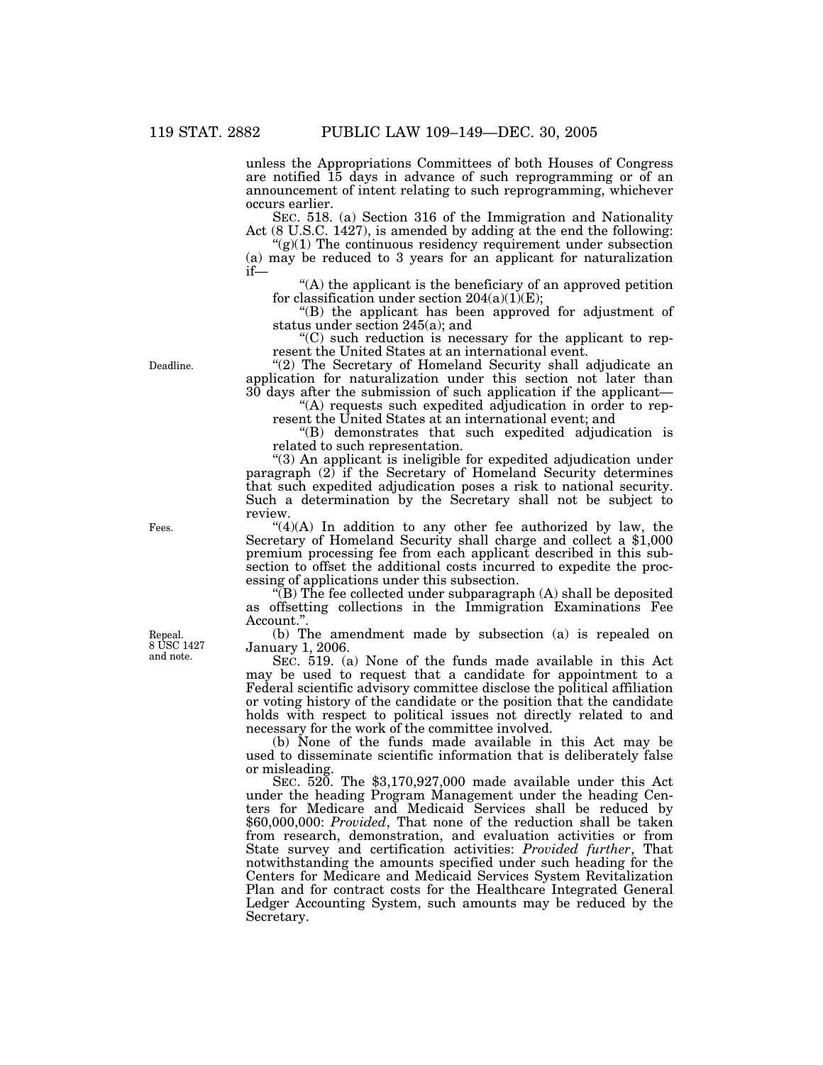unless the Appropriations Committees of both Houses of Congress are notified 15 days in advance of such reprogramming or of an announcement of intent relating to such reprogramming, whichever occurs earlier.

SEC. 518. (a) Section 316 of the Immigration and Nationality Act (8 U.S.C. 1427), is amended by adding at the end the following:

"(g)(1) The continuous residency requirement under subsection (a) may be reduced to 3 years for an applicant for naturalization if—

"(A) the applicant is the beneficiary of an approved petition for classification under section 204(a)(1)(E);

"(B) the applicant has been approved for adjustment of status under section 245(a); and

"(C) such reduction is necessary for the applicant to represent the United States at an international event.

Deadline.

"(2) The Secretary of Homeland Security shall adjudicate an application for naturalization under this section not later than 30 days after the submission of such application if the applicant—

"(A) requests such expedited adjudication in order to represent the United States at an international event; and

"(B) demonstrates that such expedited adjudication is related to such representation.

"(3) An applicant is ineligible for expedited adjudication under paragraph (2) if the Secretary of Homeland Security determines that such expedited adjudication poses a risk to national security. Such a determination by the Secretary shall not be subject to review.

Fees.

"(4)(A) In addition to any other fee authorized by law, the Secretary of Homeland Security shall charge and collect a $1,000 premium processing fee from each applicant described in this subsection to offset the additional costs incurred to expedite the processing of applications under this subsection.

"(B) The fee collected under subparagraph (A) shall be deposited as offsetting collections in the Immigration Examinations Fee Account.".

Repeal.
8 USC 1427 and note.

(b) The amendment made by subsection (a) is repealed on January 1, 2006.

SEC. 519. (a) None of the funds made available in this Act may be used to request that a candidate for appointment to a Federal scientific advisory committee disclose the political affiliation or voting history of the candidate or the position that the candidate holds with respect to political issues not directly related to and necessary for the work of the committee involved.

(b) None of the funds made available in this Act may be used to disseminate scientific information that is deliberately false or misleading.

SEC. 520. The $3,170,927,000 made available under this Act under the heading Program Management under the heading Centers for Medicare and Medicaid Services shall be reduced by $60,000,000: *Provided*, That none of the reduction shall be taken from research, demonstration, and evaluation activities or from State survey and certification activities: *Provided further*, That notwithstanding the amounts specified under such heading for the Centers for Medicare and Medicaid Services System Revitalization Plan and for contract costs for the Healthcare Integrated General Ledger Accounting System, such amounts may be reduced by the Secretary.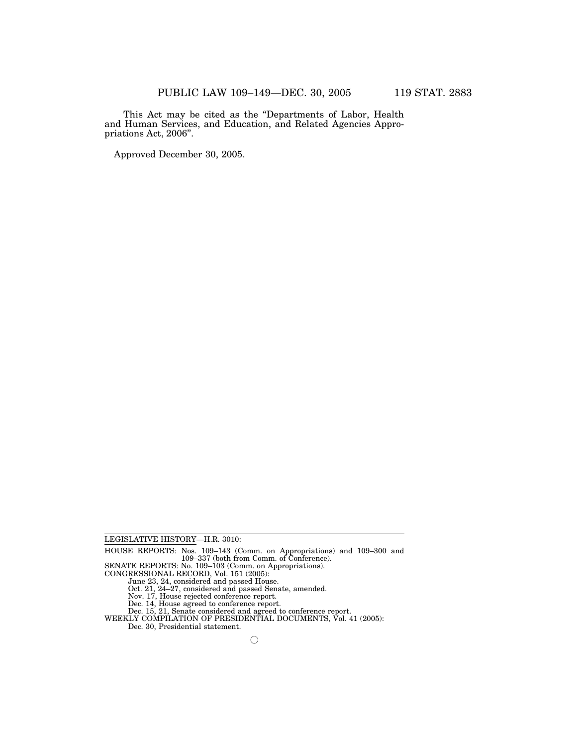This Act may be cited as the "Departments of Labor, Health and Human Services, and Education, and Related Agencies Appropriations Act, 2006".

Approved December 30, 2005.

---

LEGISLATIVE HISTORY—H.R. 3010:

HOUSE REPORTS: Nos. 109–143 (Comm. on Appropriations) and 109–300 and 109–337 (both from Comm. of Conference).
SENATE REPORTS: No. 109–103 (Comm. on Appropriations).
CONGRESSIONAL RECORD, Vol. 151 (2005):
June 23, 24, considered and passed House.
Oct. 21, 24–27, considered and passed Senate, amended.
Nov. 17, House rejected conference report.
Dec. 14, House agreed to conference report.
Dec. 15, 21, Senate considered and agreed to conference report.
WEEKLY COMPILATION OF PRESIDENTIAL DOCUMENTS, Vol. 41 (2005):
Dec. 30, Presidential statement.